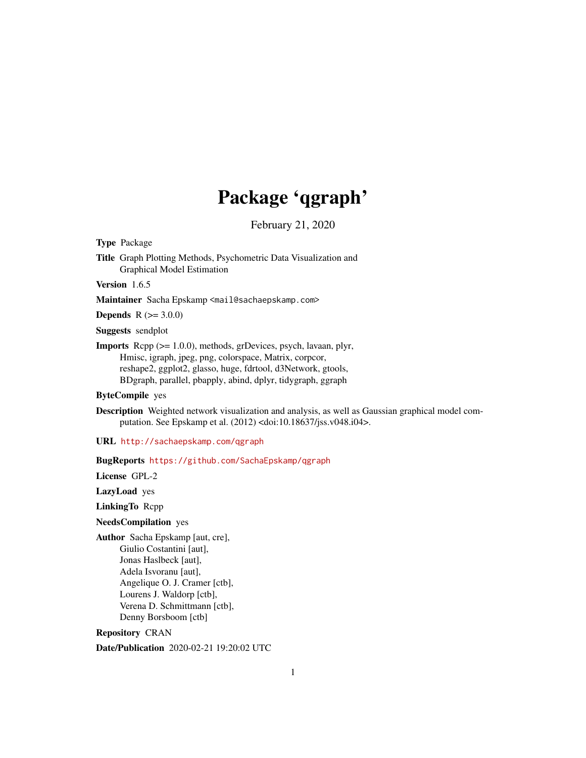# Package 'qgraph'

February 21, 2020

**Type** Package

**Title** Graph Plotting Methods, Psychometric Data Visualization and Graphical Model Estimation

**Version** 1.6.5

**Maintainer** Sacha Epskamp <mail@sachaepskamp.com>

**Depends** R (>= 3.0.0)

**Suggests** sendplot

**Imports** Rcpp (>= 1.0.0), methods, grDevices, psych, lavaan, plyr, Hmisc, igraph, jpeg, png, colorspace, Matrix, corpcor, reshape2, ggplot2, glasso, huge, fdrtool, d3Network, gtools, BDgraph, parallel, pbapply, abind, dplyr, tidygraph, ggraph

**ByteCompile** yes

**Description** Weighted network visualization and analysis, as well as Gaussian graphical model computation. See Epskamp et al. (2012) <doi:10.18637/jss.v048.i04>.

**URL** http://sachaepskamp.com/qgraph

**BugReports** https://github.com/SachaEpskamp/qgraph

**License** GPL-2

**LazyLoad** yes

**LinkingTo** Rcpp

**NeedsCompilation** yes

**Author** Sacha Epskamp [aut, cre],
Giulio Costantini [aut],
Jonas Haslbeck [aut],
Adela Isvoranu [aut],
Angelique O. J. Cramer [ctb],
Lourens J. Waldorp [ctb],
Verena D. Schmittmann [ctb],
Denny Borsboom [ctb]

**Repository** CRAN

**Date/Publication** 2020-02-21 19:20:02 UTC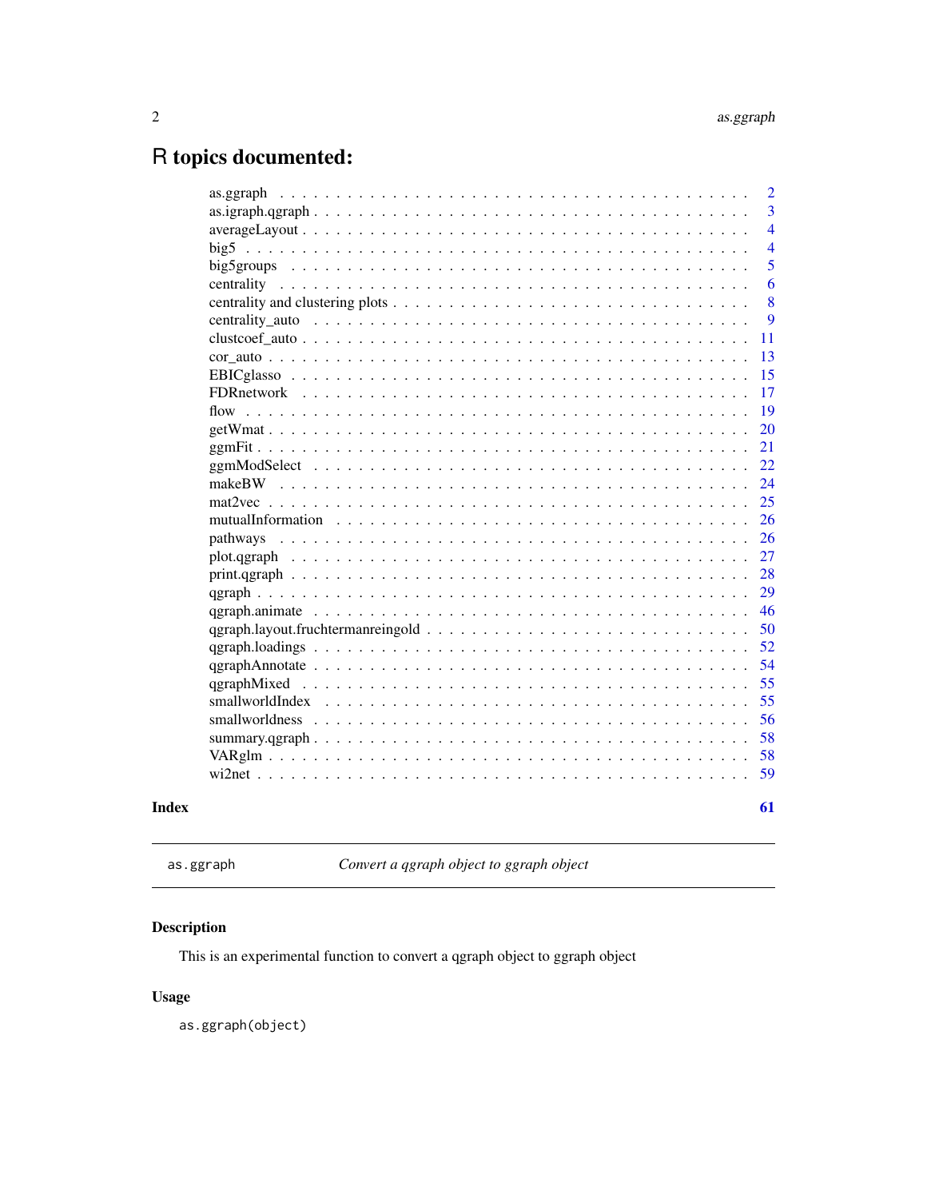# R topics documented:

| | |
|---|---|
| as.ggraph | 2 |
| as.igraph.qgraph | 3 |
| averageLayout | 4 |
| big5 | 4 |
| big5groups | 5 |
| centrality | 6 |
| centrality and clustering plots | 8 |
| centrality_auto | 9 |
| clustcoef_auto | 11 |
| cor_auto | 13 |
| EBICglasso | 15 |
| FDRnetwork | 17 |
| flow | 19 |
| getWmat | 20 |
| ggmFit | 21 |
| ggmModSelect | 22 |
| makeBW | 24 |
| mat2vec | 25 |
| mutualInformation | 26 |
| pathways | 26 |
| plot.qgraph | 27 |
| print.qgraph | 28 |
| qgraph | 29 |
| qgraph.animate | 46 |
| qgraph.layout.fruchtermanreingold | 50 |
| qgraph.loadings | 52 |
| qgraphAnnotate | 54 |
| qgraphMixed | 55 |
| smallworldIndex | 55 |
| smallworldness | 56 |
| summary.qgraph | 58 |
| VARglm | 58 |
| wi2net | 59 |
| **Index** | **61** |

---

`as.ggraph` *Convert a qgraph object to ggraph object*

---

## Description

This is an experimental function to convert a qgraph object to ggraph object

## Usage

```
as.ggraph(object)
```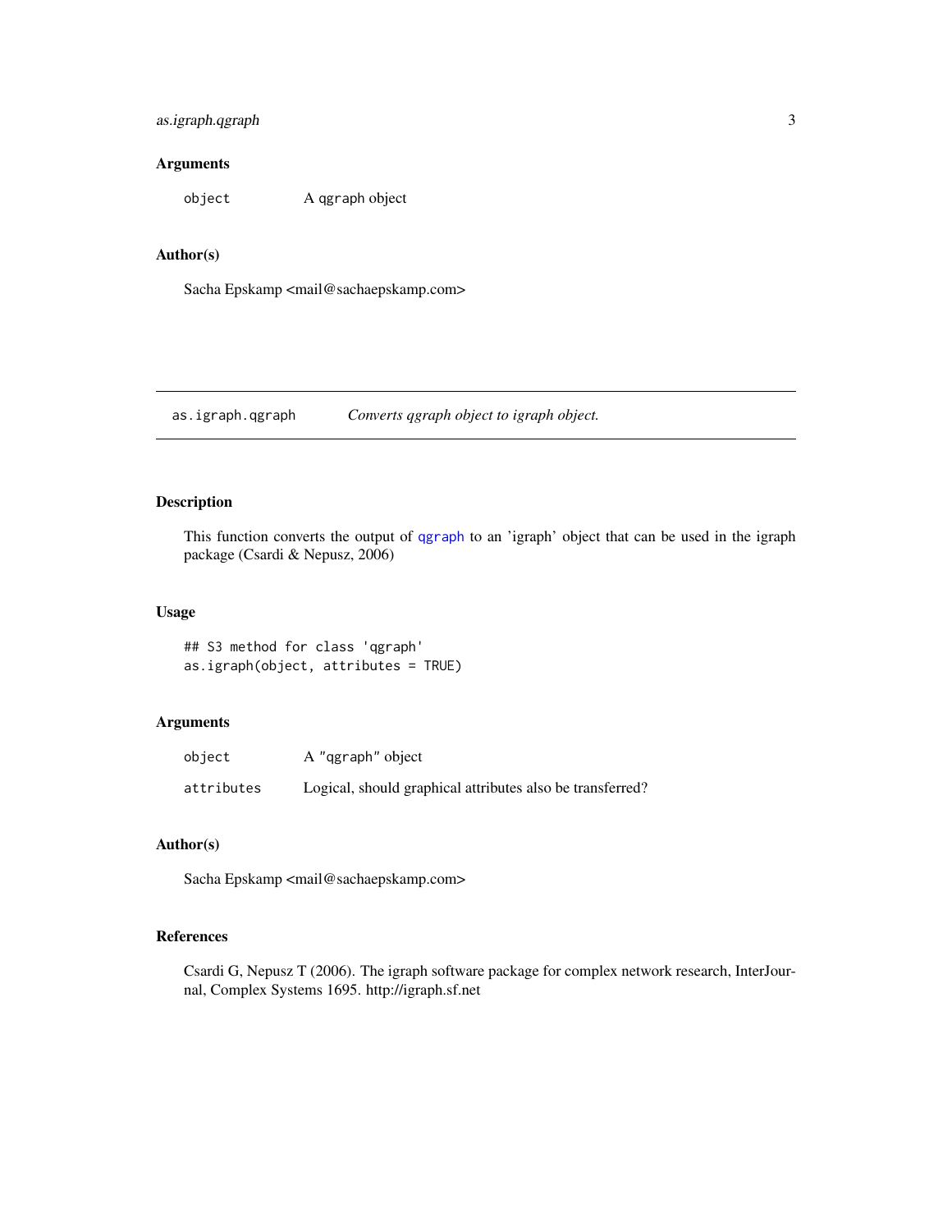## Arguments

| | |
|---|---|
| `object` | A qgraph object |

## Author(s)

Sacha Epskamp <mail@sachaepskamp.com>

---

# as.igraph.qgraph — *Converts qgraph object to igraph object.*

## Description

This function converts the output of `qgraph` to an 'igraph' object that can be used in the igraph package (Csardi & Nepusz, 2006)

## Usage

```
## S3 method for class 'qgraph'
as.igraph(object, attributes = TRUE)
```

## Arguments

| | |
|---|---|
| `object` | A "qgraph" object |
| `attributes` | Logical, should graphical attributes also be transferred? |

## Author(s)

Sacha Epskamp <mail@sachaepskamp.com>

## References

Csardi G, Nepusz T (2006). The igraph software package for complex network research, InterJournal, Complex Systems 1695. http://igraph.sf.net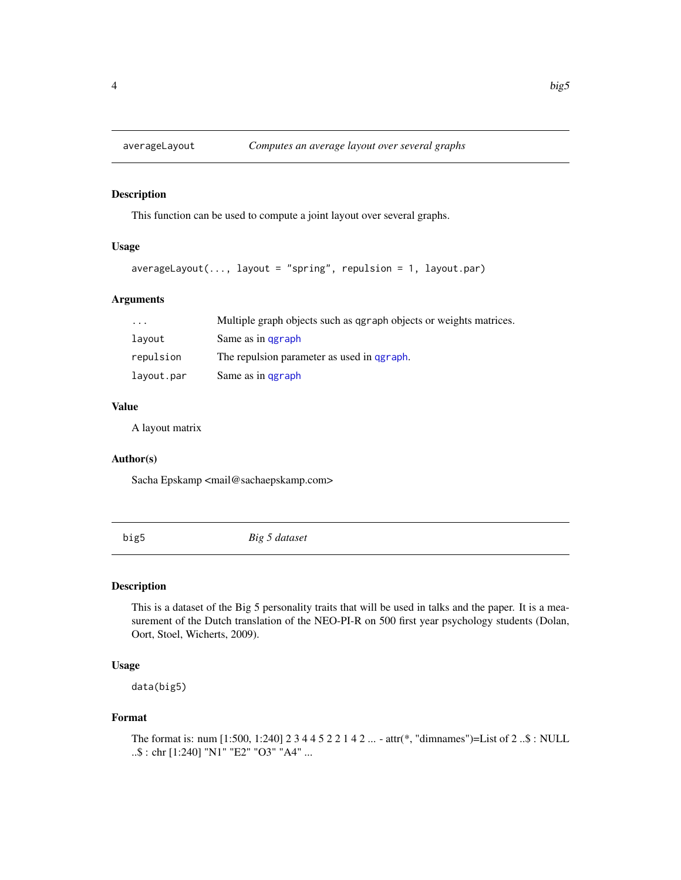## averageLayout — *Computes an average layout over several graphs*

### Description

This function can be used to compute a joint layout over several graphs.

### Usage

```
averageLayout(..., layout = "spring", repulsion = 1, layout.par)
```

### Arguments

| | |
|---|---|
| `...` | Multiple graph objects such as `qgraph` objects or weights matrices. |
| `layout` | Same as in `qgraph` |
| `repulsion` | The repulsion parameter as used in `qgraph`. |
| `layout.par` | Same as in `qgraph` |

### Value

A layout matrix

### Author(s)

Sacha Epskamp <mail@sachaepskamp.com>

## big5 — *Big 5 dataset*

### Description

This is a dataset of the Big 5 personality traits that will be used in talks and the paper. It is a measurement of the Dutch translation of the NEO-PI-R on 500 first year psychology students (Dolan, Oort, Stoel, Wicherts, 2009).

### Usage

```
data(big5)
```

### Format

The format is: num [1:500, 1:240] 2 3 4 4 5 2 2 1 4 2 ... - attr(*, "dimnames")=List of 2 ..$ : NULL ..$ : chr [1:240] "N1" "E2" "O3" "A4" ...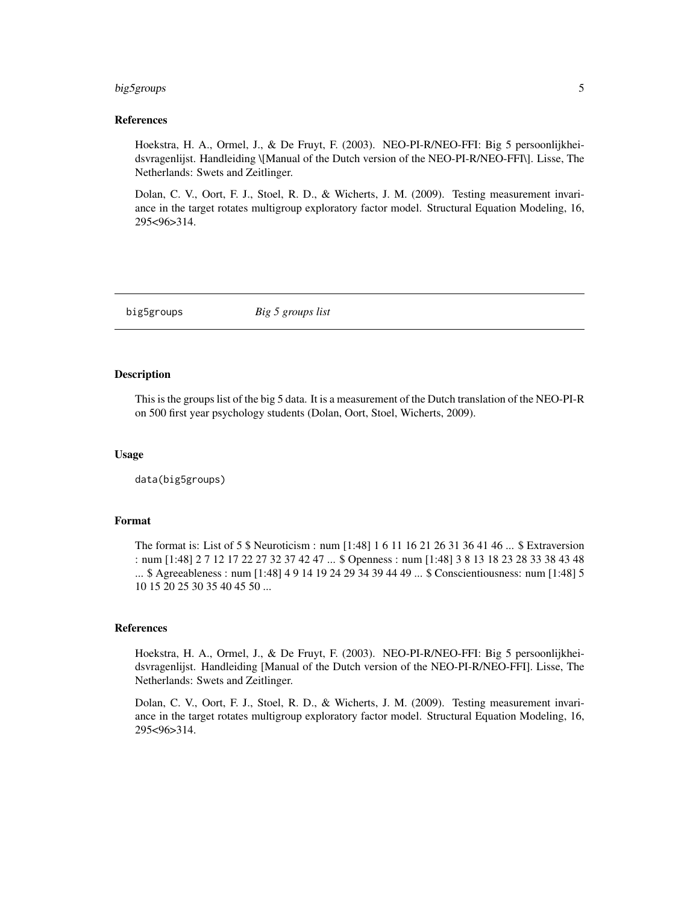### References

Hoekstra, H. A., Ormel, J., & De Fruyt, F. (2003). NEO-PI-R/NEO-FFI: Big 5 persoonlijkheidsvragenlijst. Handleiding \[Manual of the Dutch version of the NEO-PI-R/NEO-FFI\]. Lisse, The Netherlands: Swets and Zeitlinger.

Dolan, C. V., Oort, F. J., Stoel, R. D., & Wicherts, J. M. (2009). Testing measurement invariance in the target rotates multigroup exploratory factor model. Structural Equation Modeling, 16, 295<96>314.

---

## big5groups — *Big 5 groups list*

### Description

This is the groups list of the big 5 data. It is a measurement of the Dutch translation of the NEO-PI-R on 500 first year psychology students (Dolan, Oort, Stoel, Wicherts, 2009).

### Usage

```
data(big5groups)
```

### Format

The format is: List of 5 $ Neuroticism : num [1:48] 1 6 11 16 21 26 31 36 41 46 ... $ Extraversion : num [1:48] 2 7 12 17 22 27 32 37 42 47 ... $ Openness : num [1:48] 3 8 13 18 23 28 33 38 43 48 ... $ Agreeableness : num [1:48] 4 9 14 19 24 29 34 39 44 49 ... $ Conscientiousness: num [1:48] 5 10 15 20 25 30 35 40 45 50 ...

### References

Hoekstra, H. A., Ormel, J., & De Fruyt, F. (2003). NEO-PI-R/NEO-FFI: Big 5 persoonlijkheidsvragenlijst. Handleiding [Manual of the Dutch version of the NEO-PI-R/NEO-FFI]. Lisse, The Netherlands: Swets and Zeitlinger.

Dolan, C. V., Oort, F. J., Stoel, R. D., & Wicherts, J. M. (2009). Testing measurement invariance in the target rotates multigroup exploratory factor model. Structural Equation Modeling, 16, 295<96>314.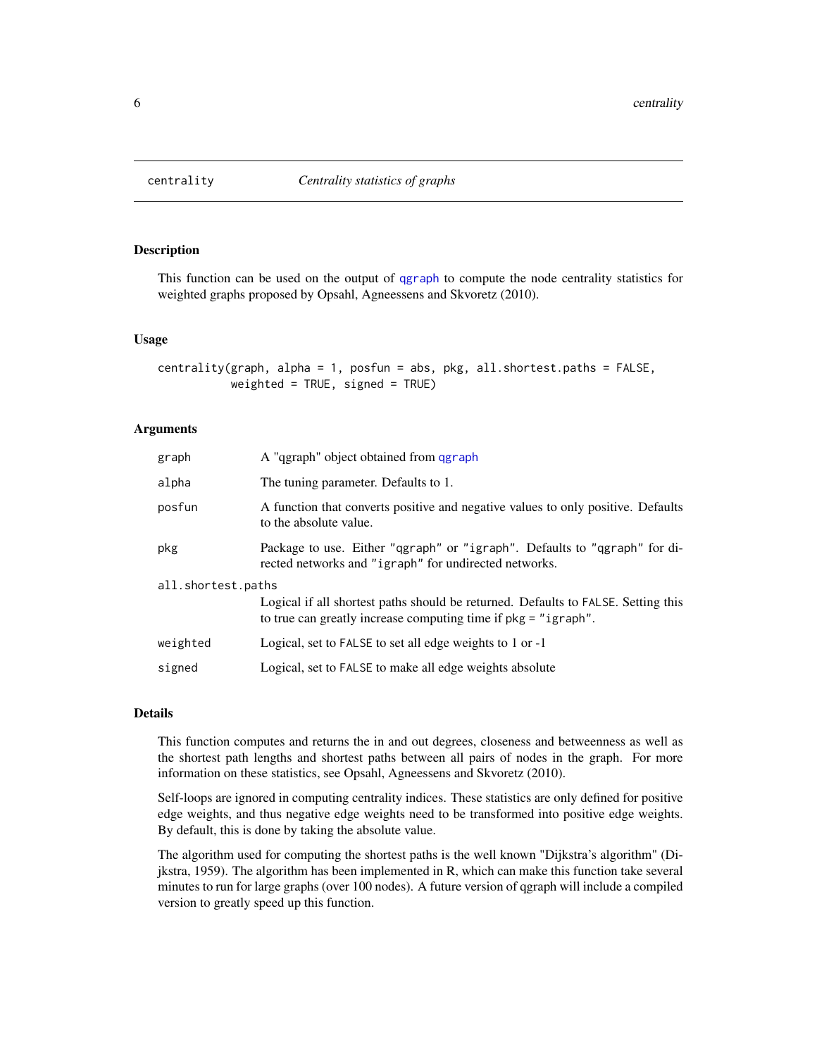# centrality — *Centrality statistics of graphs*

## Description

This function can be used on the output of qgraph to compute the node centrality statistics for weighted graphs proposed by Opsahl, Agneessens and Skvoretz (2010).

## Usage

```
centrality(graph, alpha = 1, posfun = abs, pkg, all.shortest.paths = FALSE,
           weighted = TRUE, signed = TRUE)
```

## Arguments

| Argument | Description |
|---|---|
| `graph` | A "qgraph" object obtained from qgraph |
| `alpha` | The tuning parameter. Defaults to 1. |
| `posfun` | A function that converts positive and negative values to only positive. Defaults to the absolute value. |
| `pkg` | Package to use. Either `"qgraph"` or `"igraph"`. Defaults to `"qgraph"` for directed networks and `"igraph"` for undirected networks. |
| `all.shortest.paths` | Logical if all shortest paths should be returned. Defaults to `FALSE`. Setting this to true can greatly increase computing time if `pkg = "igraph"`. |
| `weighted` | Logical, set to `FALSE` to set all edge weights to 1 or -1 |
| `signed` | Logical, set to `FALSE` to make all edge weights absolute |

## Details

This function computes and returns the in and out degrees, closeness and betweenness as well as the shortest path lengths and shortest paths between all pairs of nodes in the graph. For more information on these statistics, see Opsahl, Agneessens and Skvoretz (2010).

Self-loops are ignored in computing centrality indices. These statistics are only defined for positive edge weights, and thus negative edge weights need to be transformed into positive edge weights. By default, this is done by taking the absolute value.

The algorithm used for computing the shortest paths is the well known "Dijkstra's algorithm" (Dijkstra, 1959). The algorithm has been implemented in R, which can make this function take several minutes to run for large graphs (over 100 nodes). A future version of qgraph will include a compiled version to greatly speed up this function.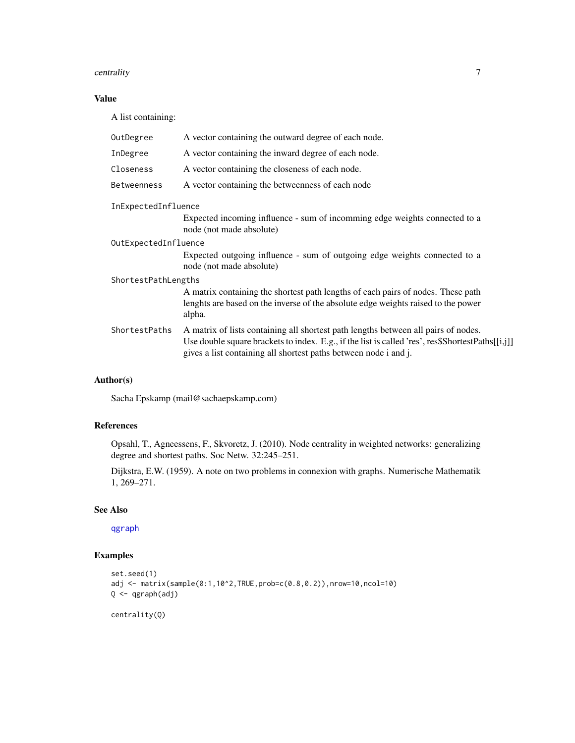## Value

A list containing:

- `OutDegree` A vector containing the outward degree of each node.
- `InDegree` A vector containing the inward degree of each node.
- `Closeness` A vector containing the closeness of each node.
- `Betweenness` A vector containing the betweenness of each node
- `InExpectedInfluence` Expected incoming influence - sum of incomming edge weights connected to a node (not made absolute)
- `OutExpectedInfluence` Expected outgoing influence - sum of outgoing edge weights connected to a node (not made absolute)
- `ShortestPathLengths` A matrix containing the shortest path lengths of each pairs of nodes. These path lenghts are based on the inverse of the absolute edge weights raised to the power alpha.
- `ShortestPaths` A matrix of lists containing all shortest path lengths between all pairs of nodes. Use double square brackets to index. E.g., if the list is called 'res', res$ShortestPaths[[i,j]] gives a list containing all shortest paths between node i and j.

## Author(s)

Sacha Epskamp (mail@sachaepskamp.com)

## References

Opsahl, T., Agneessens, F., Skvoretz, J. (2010). Node centrality in weighted networks: generalizing degree and shortest paths. Soc Netw. 32:245–251.

Dijkstra, E.W. (1959). A note on two problems in connexion with graphs. Numerische Mathematik 1, 269–271.

## See Also

`qgraph`

## Examples

```
set.seed(1)
adj <- matrix(sample(0:1,10^2,TRUE,prob=c(0.8,0.2)),nrow=10,ncol=10)
Q <- qgraph(adj)

centrality(Q)
```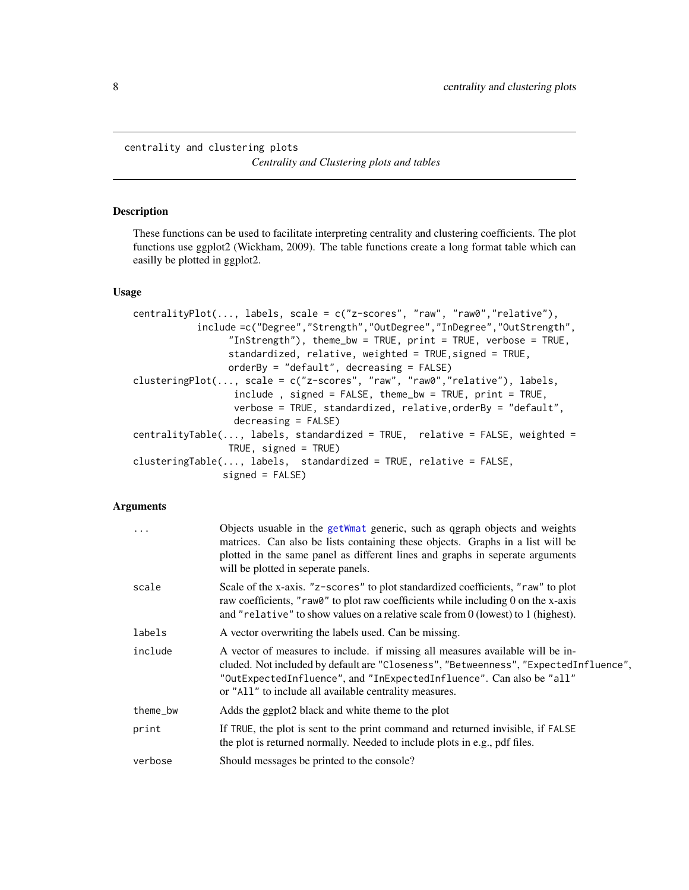centrality and clustering plots

*Centrality and Clustering plots and tables*

## Description

These functions can be used to facilitate interpreting centrality and clustering coefficients. The plot functions use ggplot2 (Wickham, 2009). The table functions create a long format table which can easilly be plotted in ggplot2.

## Usage

```
centralityPlot(..., labels, scale = c("z-scores", "raw", "raw0","relative"),
           include =c("Degree","Strength","OutDegree","InDegree","OutStrength",
                 "InStrength"), theme_bw = TRUE, print = TRUE, verbose = TRUE,
                 standardized, relative, weighted = TRUE,signed = TRUE,
                 orderBy = "default", decreasing = FALSE)
clusteringPlot(..., scale = c("z-scores", "raw", "raw0","relative"), labels,
                  include , signed = FALSE, theme_bw = TRUE, print = TRUE,
                  verbose = TRUE, standardized, relative,orderBy = "default",
                  decreasing = FALSE)
centralityTable(..., labels, standardized = TRUE,  relative = FALSE, weighted =
                 TRUE, signed = TRUE)
clusteringTable(..., labels,  standardized = TRUE, relative = FALSE,
                signed = FALSE)
```

## Arguments

| | |
|---|---|
| `...` | Objects usuable in the getWmat generic, such as qgraph objects and weights matrices. Can also be lists containing these objects. Graphs in a list will be plotted in the same panel as different lines and graphs in seperate arguments will be plotted in seperate panels. |
| `scale` | Scale of the x-axis. "z-scores" to plot standardized coefficients, "raw" to plot raw coefficients, "raw0" to plot raw coefficients while including 0 on the x-axis and "relative" to show values on a relative scale from 0 (lowest) to 1 (highest). |
| `labels` | A vector overwriting the labels used. Can be missing. |
| `include` | A vector of measures to include. if missing all measures available will be included. Not included by default are "Closeness", "Betweenness", "ExpectedInfluence", "OutExpectedInfluence", and "InExpectedInfluence". Can also be "all" or "All" to include all available centrality measures. |
| `theme_bw` | Adds the ggplot2 black and white theme to the plot |
| `print` | If TRUE, the plot is sent to the print command and returned invisible, if FALSE the plot is returned normally. Needed to include plots in e.g., pdf files. |
| `verbose` | Should messages be printed to the console? |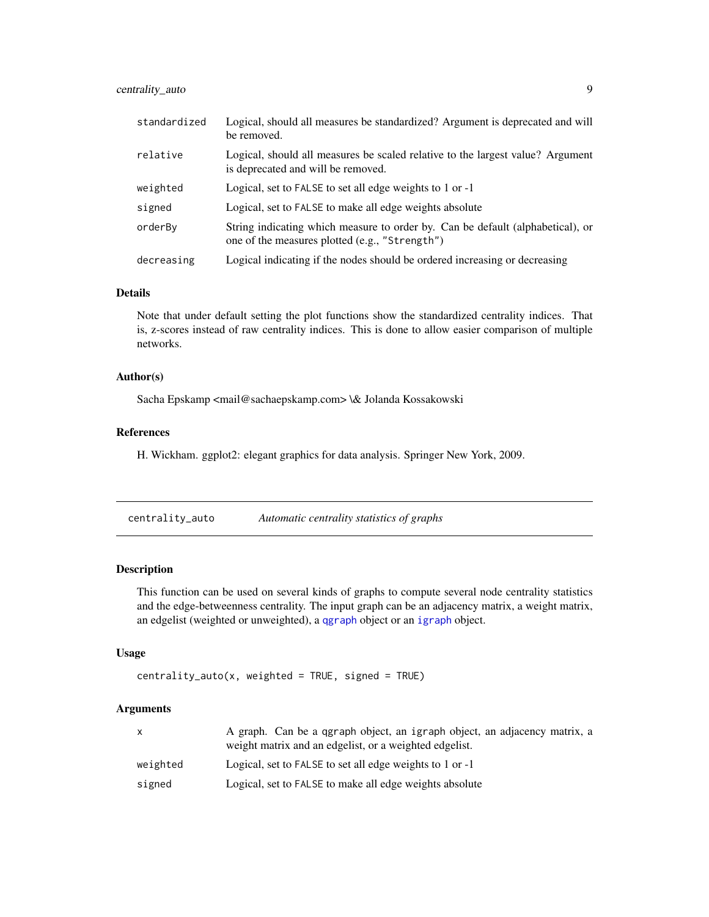| | |
|---|---|
| standardized | Logical, should all measures be standardized? Argument is deprecated and will be removed. |
| relative | Logical, should all measures be scaled relative to the largest value? Argument is deprecated and will be removed. |
| weighted | Logical, set to FALSE to set all edge weights to 1 or -1 |
| signed | Logical, set to FALSE to make all edge weights absolute |
| orderBy | String indicating which measure to order by. Can be default (alphabetical), or one of the measures plotted (e.g., "Strength") |
| decreasing | Logical indicating if the nodes should be ordered increasing or decreasing |

### Details

Note that under default setting the plot functions show the standardized centrality indices. That is, z-scores instead of raw centrality indices. This is done to allow easier comparison of multiple networks.

### Author(s)

Sacha Epskamp <mail@sachaepskamp.com> \& Jolanda Kossakowski

### References

H. Wickham. ggplot2: elegant graphics for data analysis. Springer New York, 2009.

---

## centrality_auto — *Automatic centrality statistics of graphs*

### Description

This function can be used on several kinds of graphs to compute several node centrality statistics and the edge-betweenness centrality. The input graph can be an adjacency matrix, a weight matrix, an edgelist (weighted or unweighted), a qgraph object or an igraph object.

### Usage

```
centrality_auto(x, weighted = TRUE, signed = TRUE)
```

### Arguments

| | |
|---|---|
| x | A graph. Can be a qgraph object, an igraph object, an adjacency matrix, a weight matrix and an edgelist, or a weighted edgelist. |
| weighted | Logical, set to FALSE to set all edge weights to 1 or -1 |
| signed | Logical, set to FALSE to make all edge weights absolute |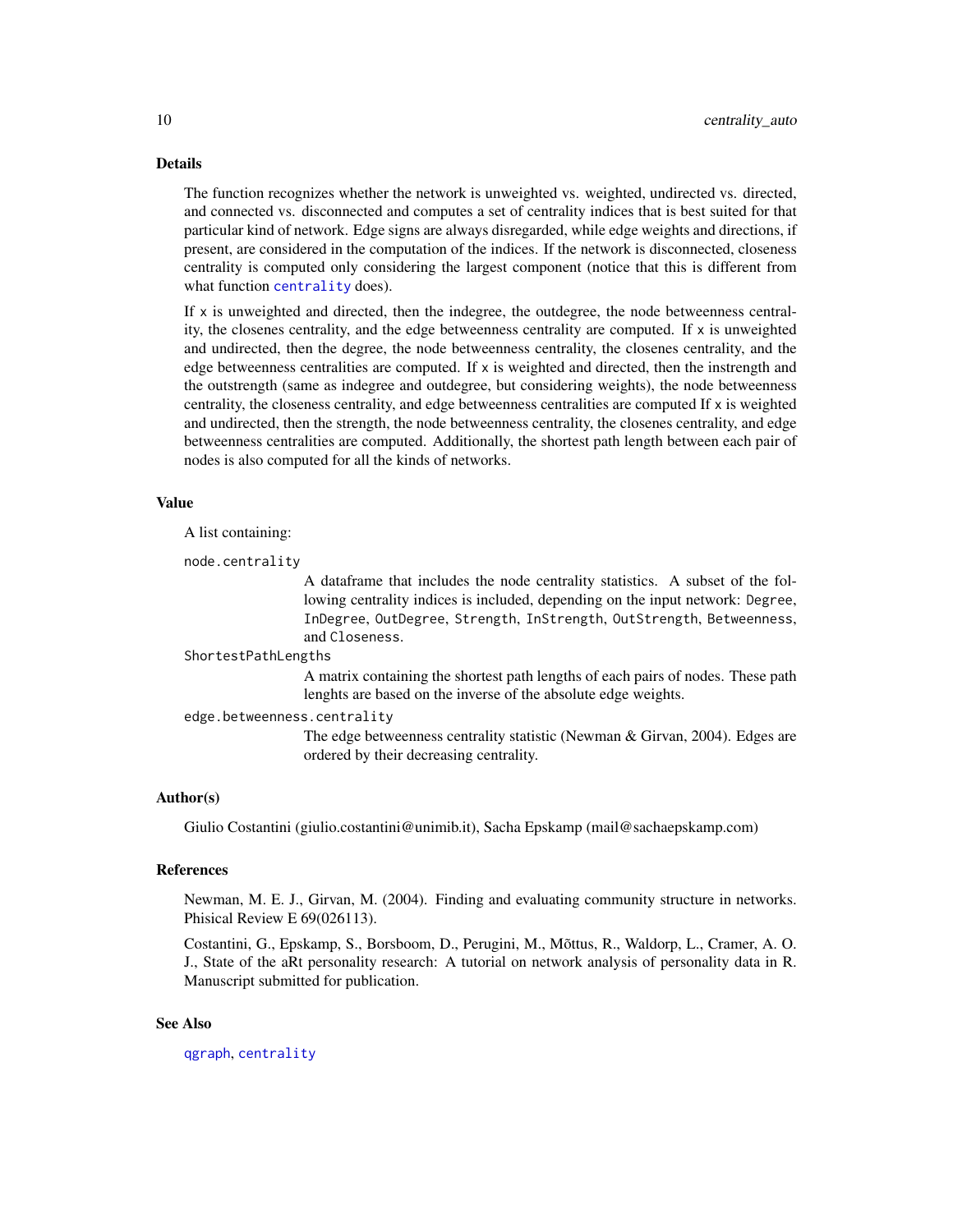## Details

The function recognizes whether the network is unweighted vs. weighted, undirected vs. directed, and connected vs. disconnected and computes a set of centrality indices that is best suited for that particular kind of network. Edge signs are always disregarded, while edge weights and directions, if present, are considered in the computation of the indices. If the network is disconnected, closeness centrality is computed only considering the largest component (notice that this is different from what function `centrality` does).

If `x` is unweighted and directed, then the indegree, the outdegree, the node betweenness centrality, the closenes centrality, and the edge betweenness centrality are computed. If `x` is unweighted and undirected, then the degree, the node betweenness centrality, the closenes centrality, and the edge betweenness centralities are computed. If `x` is weighted and directed, then the instrength and the outstrength (same as indegree and outdegree, but considering weights), the node betweenness centrality, the closeness centrality, and edge betweenness centralities are computed If `x` is weighted and undirected, then the strength, the node betweenness centrality, the closenes centrality, and edge betweenness centralities are computed. Additionally, the shortest path length between each pair of nodes is also computed for all the kinds of networks.

## Value

A list containing:

`node.centrality`
: A dataframe that includes the node centrality statistics. A subset of the following centrality indices is included, depending on the input network: `Degree`, `InDegree`, `OutDegree`, `Strength`, `InStrength`, `OutStrength`, `Betweenness`, and `Closeness`.

`ShortestPathLengths`
: A matrix containing the shortest path lengths of each pairs of nodes. These path lenghts are based on the inverse of the absolute edge weights.

`edge.betweenness.centrality`
: The edge betweenness centrality statistic (Newman & Girvan, 2004). Edges are ordered by their decreasing centrality.

## Author(s)

Giulio Costantini (giulio.costantini@unimib.it), Sacha Epskamp (mail@sachaepskamp.com)

## References

Newman, M. E. J., Girvan, M. (2004). Finding and evaluating community structure in networks. Phisical Review E 69(026113).

Costantini, G., Epskamp, S., Borsboom, D., Perugini, M., Mõttus, R., Waldorp, L., Cramer, A. O. J., State of the aRt personality research: A tutorial on network analysis of personality data in R. Manuscript submitted for publication.

## See Also

`qgraph`, `centrality`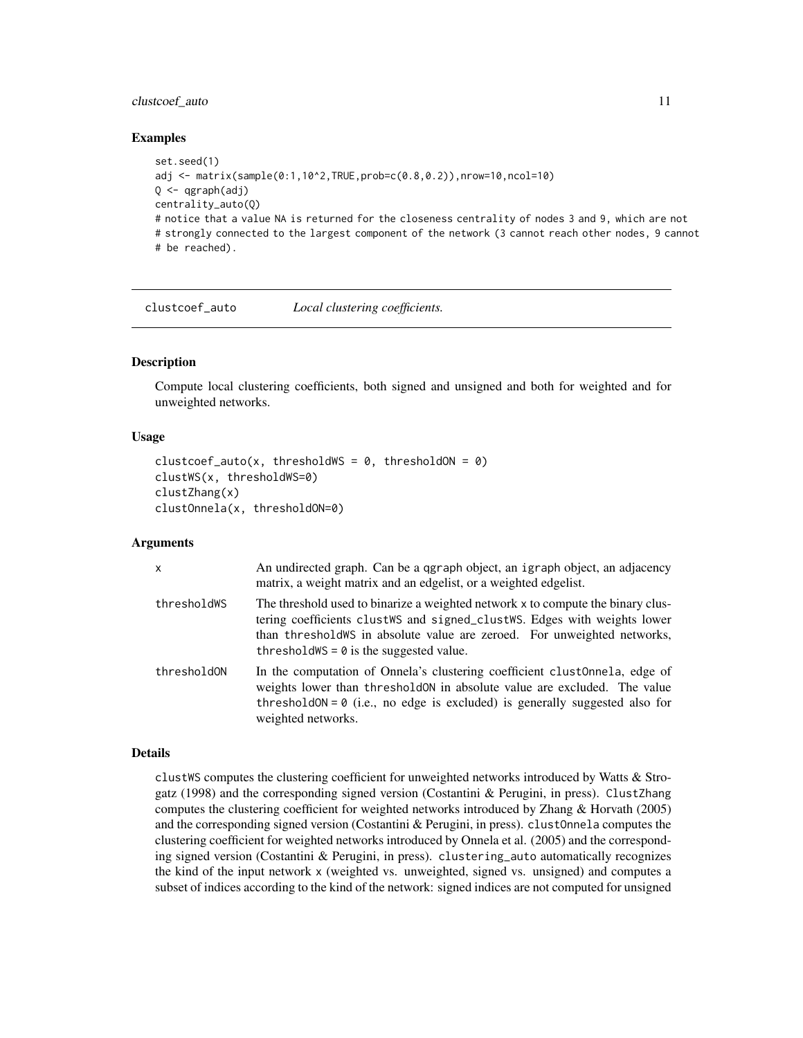### Examples

```
set.seed(1)
adj <- matrix(sample(0:1,10^2,TRUE,prob=c(0.8,0.2)),nrow=10,ncol=10)
Q <- qgraph(adj)
centrality_auto(Q)
# notice that a value NA is returned for the closeness centrality of nodes 3 and 9, which are not
# strongly connected to the largest component of the network (3 cannot reach other nodes, 9 cannot
# be reached).
```

---

## clustcoef_auto — *Local clustering coefficients.*

### Description

Compute local clustering coefficients, both signed and unsigned and both for weighted and for unweighted networks.

### Usage

```
clustcoef_auto(x, thresholdWS = 0, thresholdON = 0)
clustWS(x, thresholdWS=0)
clustZhang(x)
clustOnnela(x, thresholdON=0)
```

### Arguments

| | |
|---|---|
| `x` | An undirected graph. Can be a qgraph object, an igraph object, an adjacency matrix, a weight matrix and an edgelist, or a weighted edgelist. |
| `thresholdWS` | The threshold used to binarize a weighted network x to compute the binary clustering coefficients `clustWS` and `signed_clustWS`. Edges with weights lower than `thresholdWS` in absolute value are zeroed. For unweighted networks, `thresholdWS = 0` is the suggested value. |
| `thresholdON` | In the computation of Onnela's clustering coefficient `clustOnnela`, edge of weights lower than `thresholdON` in absolute value are excluded. The value `thresholdON = 0` (i.e., no edge is excluded) is generally suggested also for weighted networks. |

### Details

`clustWS` computes the clustering coefficient for unweighted networks introduced by Watts & Strogatz (1998) and the corresponding signed version (Costantini & Perugini, in press). `ClustZhang` computes the clustering coefficient for weighted networks introduced by Zhang & Horvath (2005) and the corresponding signed version (Costantini & Perugini, in press). `clustOnnela` computes the clustering coefficient for weighted networks introduced by Onnela et al. (2005) and the corresponding signed version (Costantini & Perugini, in press). `clustering_auto` automatically recognizes the kind of the input network x (weighted vs. unweighted, signed vs. unsigned) and computes a subset of indices according to the kind of the network: signed indices are not computed for unsigned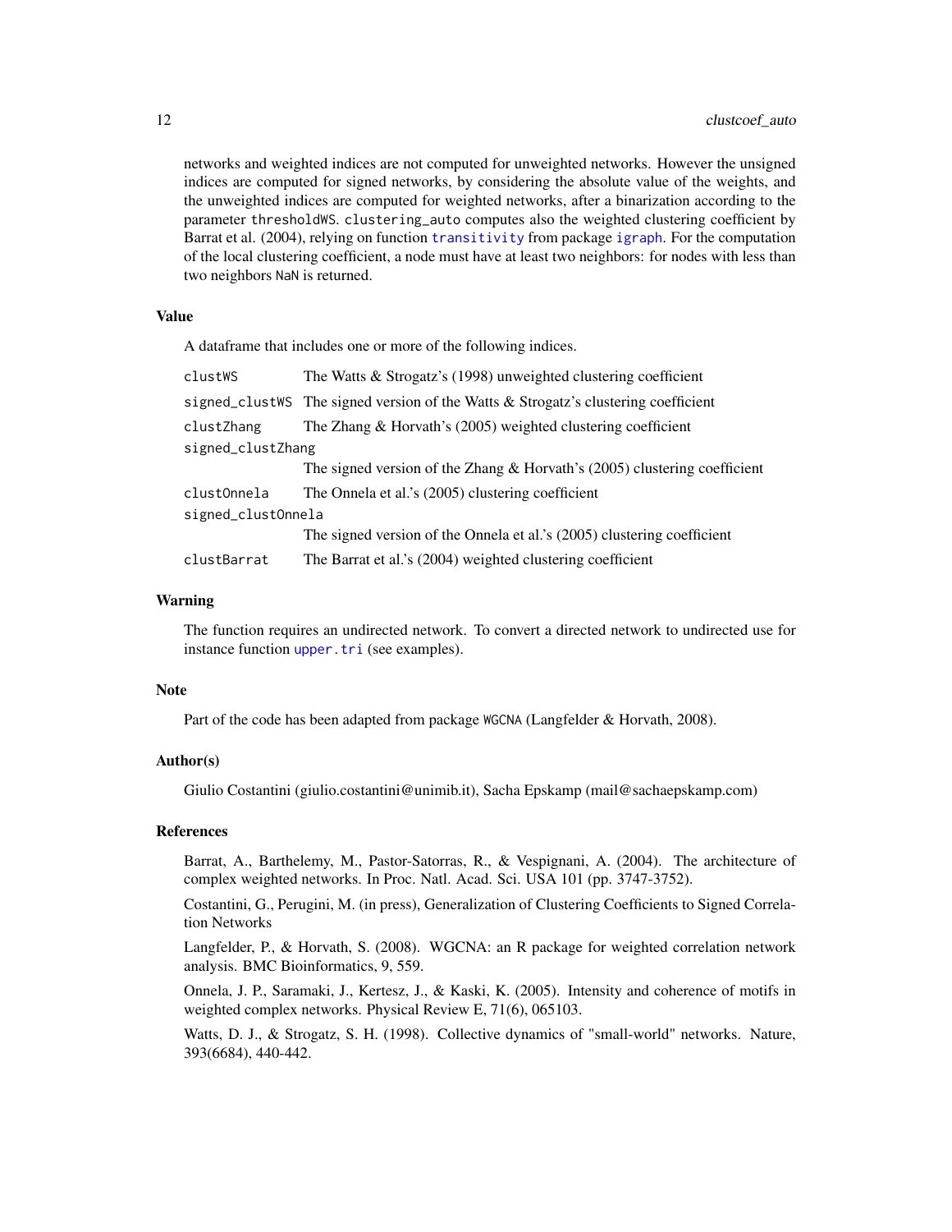networks and weighted indices are not computed for unweighted networks. However the unsigned indices are computed for signed networks, by considering the absolute value of the weights, and the unweighted indices are computed for weighted networks, after a binarization according to the parameter `thresholdWS`. `clustering_auto` computes also the weighted clustering coefficient by Barrat et al. (2004), relying on function `transitivity` from package `igraph`. For the computation of the local clustering coefficient, a node must have at least two neighbors: for nodes with less than two neighbors `NaN` is returned.

## Value

A dataframe that includes one or more of the following indices.

| | |
|---|---|
| `clustWS` | The Watts & Strogatz's (1998) unweighted clustering coefficient |
| `signed_clustWS` | The signed version of the Watts & Strogatz's clustering coefficient |
| `clustZhang` | The Zhang & Horvath's (2005) weighted clustering coefficient |
| `signed_clustZhang` | The signed version of the Zhang & Horvath's (2005) clustering coefficient |
| `clustOnnela` | The Onnela et al.'s (2005) clustering coefficient |
| `signed_clustOnnela` | The signed version of the Onnela et al.'s (2005) clustering coefficient |
| `clustBarrat` | The Barrat et al.'s (2004) weighted clustering coefficient |

## Warning

The function requires an undirected network. To convert a directed network to undirected use for instance function `upper.tri` (see examples).

## Note

Part of the code has been adapted from package `WGCNA` (Langfelder & Horvath, 2008).

## Author(s)

Giulio Costantini (giulio.costantini@unimib.it), Sacha Epskamp (mail@sachaepskamp.com)

## References

Barrat, A., Barthelemy, M., Pastor-Satorras, R., & Vespignani, A. (2004). The architecture of complex weighted networks. In Proc. Natl. Acad. Sci. USA 101 (pp. 3747-3752).

Costantini, G., Perugini, M. (in press), Generalization of Clustering Coefficients to Signed Correlation Networks

Langfelder, P., & Horvath, S. (2008). WGCNA: an R package for weighted correlation network analysis. BMC Bioinformatics, 9, 559.

Onnela, J. P., Saramaki, J., Kertesz, J., & Kaski, K. (2005). Intensity and coherence of motifs in weighted complex networks. Physical Review E, 71(6), 065103.

Watts, D. J., & Strogatz, S. H. (1998). Collective dynamics of "small-world" networks. Nature, 393(6684), 440-442.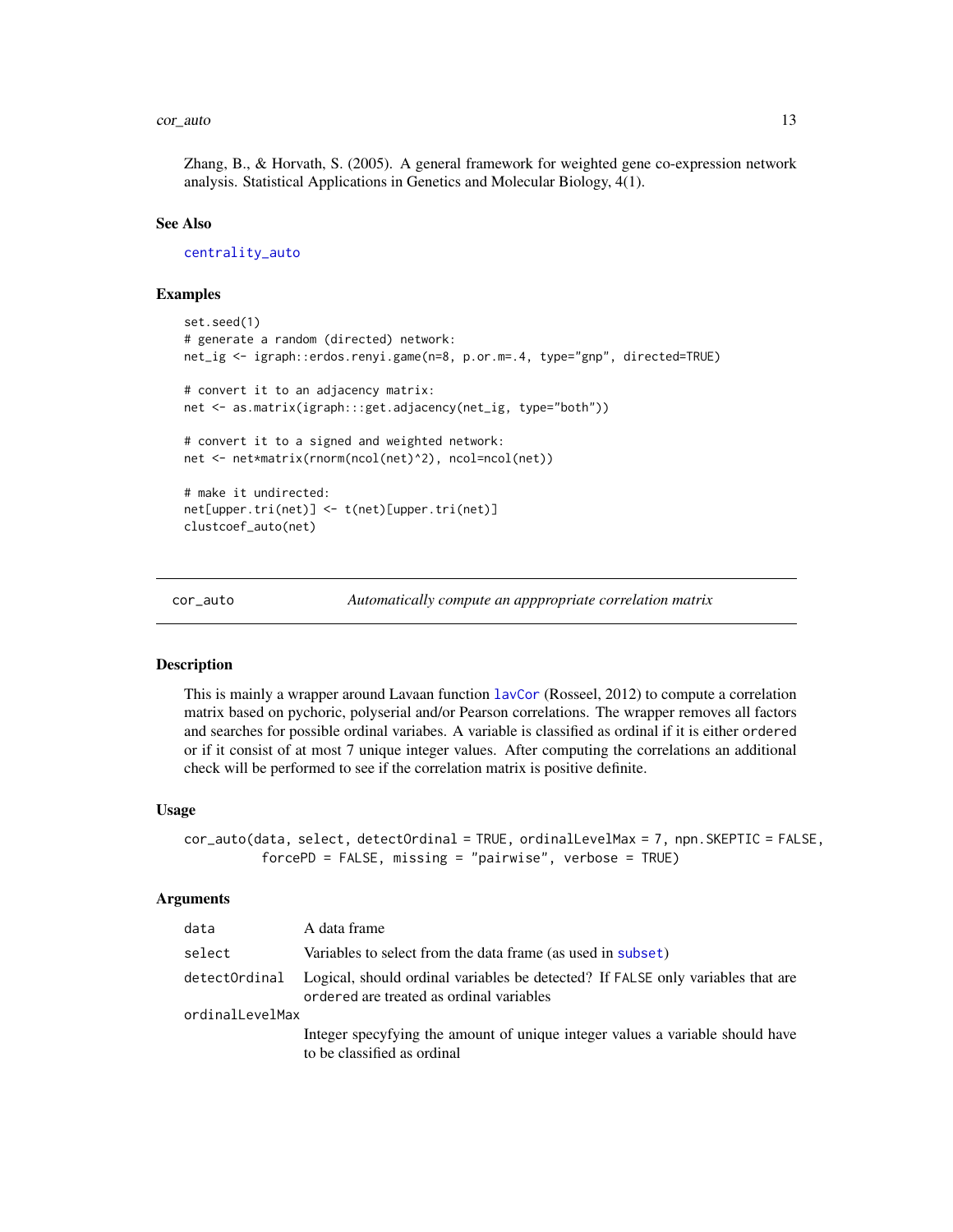Zhang, B., & Horvath, S. (2005). A general framework for weighted gene co-expression network analysis. Statistical Applications in Genetics and Molecular Biology, 4(1).

### See Also

centrality_auto

### Examples

```
set.seed(1)
# generate a random (directed) network:
net_ig <- igraph::erdos.renyi.game(n=8, p.or.m=.4, type="gnp", directed=TRUE)

# convert it to an adjacency matrix:
net <- as.matrix(igraph:::get.adjacency(net_ig, type="both"))

# convert it to a signed and weighted network:
net <- net*matrix(rnorm(ncol(net)^2), ncol=ncol(net))

# make it undirected:
net[upper.tri(net)] <- t(net)[upper.tri(net)]
clustcoef_auto(net)
```

---

## cor_auto — *Automatically compute an apppropriate correlation matrix*

### Description

This is mainly a wrapper around Lavaan function lavCor (Rosseel, 2012) to compute a correlation matrix based on pychoric, polyserial and/or Pearson correlations. The wrapper removes all factors and searches for possible ordinal variabes. A variable is classified as ordinal if it is either ordered or if it consist of at most 7 unique integer values. After computing the correlations an additional check will be performed to see if the correlation matrix is positive definite.

### Usage

```
cor_auto(data, select, detectOrdinal = TRUE, ordinalLevelMax = 7, npn.SKEPTIC = FALSE,
         forcePD = FALSE, missing = "pairwise", verbose = TRUE)
```

### Arguments

| | |
|---|---|
| data | A data frame |
| select | Variables to select from the data frame (as used in subset) |
| detectOrdinal | Logical, should ordinal variables be detected? If FALSE only variables that are ordered are treated as ordinal variables |
| ordinalLevelMax | Integer specyfying the amount of unique integer values a variable should have to be classified as ordinal |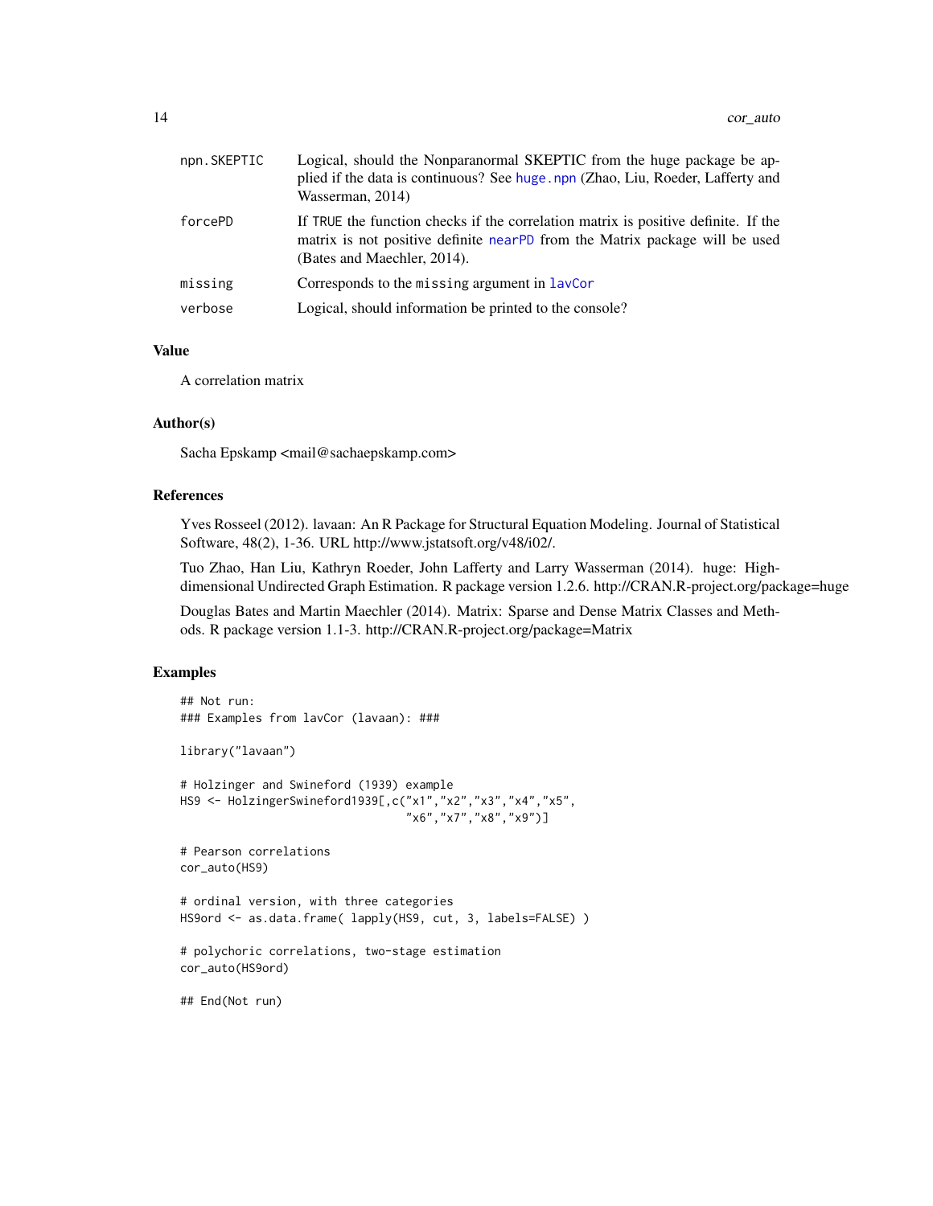| | |
|---|---|
| npn.SKEPTIC | Logical, should the Nonparanormal SKEPTIC from the huge package be applied if the data is continuous? See huge.npn (Zhao, Liu, Roeder, Lafferty and Wasserman, 2014) |
| forcePD | If TRUE the function checks if the correlation matrix is positive definite. If the matrix is not positive definite nearPD from the Matrix package will be used (Bates and Maechler, 2014). |
| missing | Corresponds to the missing argument in lavCor |
| verbose | Logical, should information be printed to the console? |

## Value

A correlation matrix

## Author(s)

Sacha Epskamp <mail@sachaepskamp.com>

## References

Yves Rosseel (2012). lavaan: An R Package for Structural Equation Modeling. Journal of Statistical Software, 48(2), 1-36. URL http://www.jstatsoft.org/v48/i02/.

Tuo Zhao, Han Liu, Kathryn Roeder, John Lafferty and Larry Wasserman (2014). huge: High-dimensional Undirected Graph Estimation. R package version 1.2.6. http://CRAN.R-project.org/package=huge

Douglas Bates and Martin Maechler (2014). Matrix: Sparse and Dense Matrix Classes and Methods. R package version 1.1-3. http://CRAN.R-project.org/package=Matrix

## Examples

```
## Not run:
### Examples from lavCor (lavaan): ###

library("lavaan")

# Holzinger and Swineford (1939) example
HS9 <- HolzingerSwineford1939[,c("x1","x2","x3","x4","x5",
                                  "x6","x7","x8","x9")]

# Pearson correlations
cor_auto(HS9)

# ordinal version, with three categories
HS9ord <- as.data.frame( lapply(HS9, cut, 3, labels=FALSE) )

# polychoric correlations, two-stage estimation
cor_auto(HS9ord)

## End(Not run)
```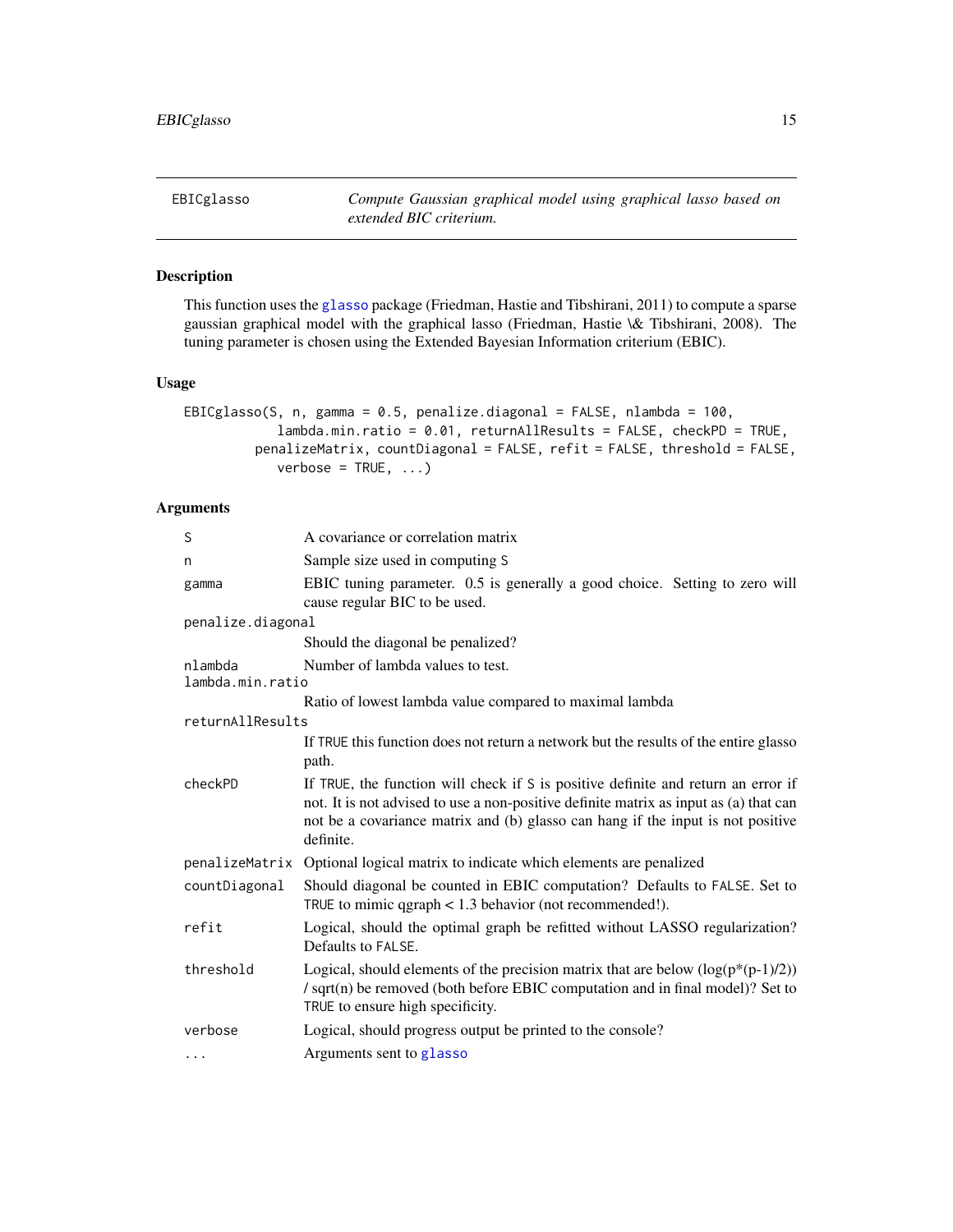## EBICglasso

*Compute Gaussian graphical model using graphical lasso based on extended BIC criterium.*

### Description

This function uses the glasso package (Friedman, Hastie and Tibshirani, 2011) to compute a sparse gaussian graphical model with the graphical lasso (Friedman, Hastie \& Tibshirani, 2008). The tuning parameter is chosen using the Extended Bayesian Information criterium (EBIC).

### Usage

```
EBICglasso(S, n, gamma = 0.5, penalize.diagonal = FALSE, nlambda = 100,
           lambda.min.ratio = 0.01, returnAllResults = FALSE, checkPD = TRUE,
         penalizeMatrix, countDiagonal = FALSE, refit = FALSE, threshold = FALSE,
           verbose = TRUE, ...)
```

### Arguments

| | |
|---|---|
| `S` | A covariance or correlation matrix |
| `n` | Sample size used in computing `S` |
| `gamma` | EBIC tuning parameter. 0.5 is generally a good choice. Setting to zero will cause regular BIC to be used. |
| `penalize.diagonal` | Should the diagonal be penalized? |
| `nlambda` | Number of lambda values to test. |
| `lambda.min.ratio` | Ratio of lowest lambda value compared to maximal lambda |
| `returnAllResults` | If `TRUE` this function does not return a network but the results of the entire glasso path. |
| `checkPD` | If `TRUE`, the function will check if `S` is positive definite and return an error if not. It is not advised to use a non-positive definite matrix as input as (a) that can not be a covariance matrix and (b) glasso can hang if the input is not positive definite. |
| `penalizeMatrix` | Optional logical matrix to indicate which elements are penalized |
| `countDiagonal` | Should diagonal be counted in EBIC computation? Defaults to `FALSE`. Set to `TRUE` to mimic qgraph < 1.3 behavior (not recommended!). |
| `refit` | Logical, should the optimal graph be refitted without LASSO regularization? Defaults to `FALSE`. |
| `threshold` | Logical, should elements of the precision matrix that are below $(\log(p*(p-1)/2)) / \sqrt{n}$ be removed (both before EBIC computation and in final model)? Set to `TRUE` to ensure high specificity. |
| `verbose` | Logical, should progress output be printed to the console? |
| `...` | Arguments sent to glasso |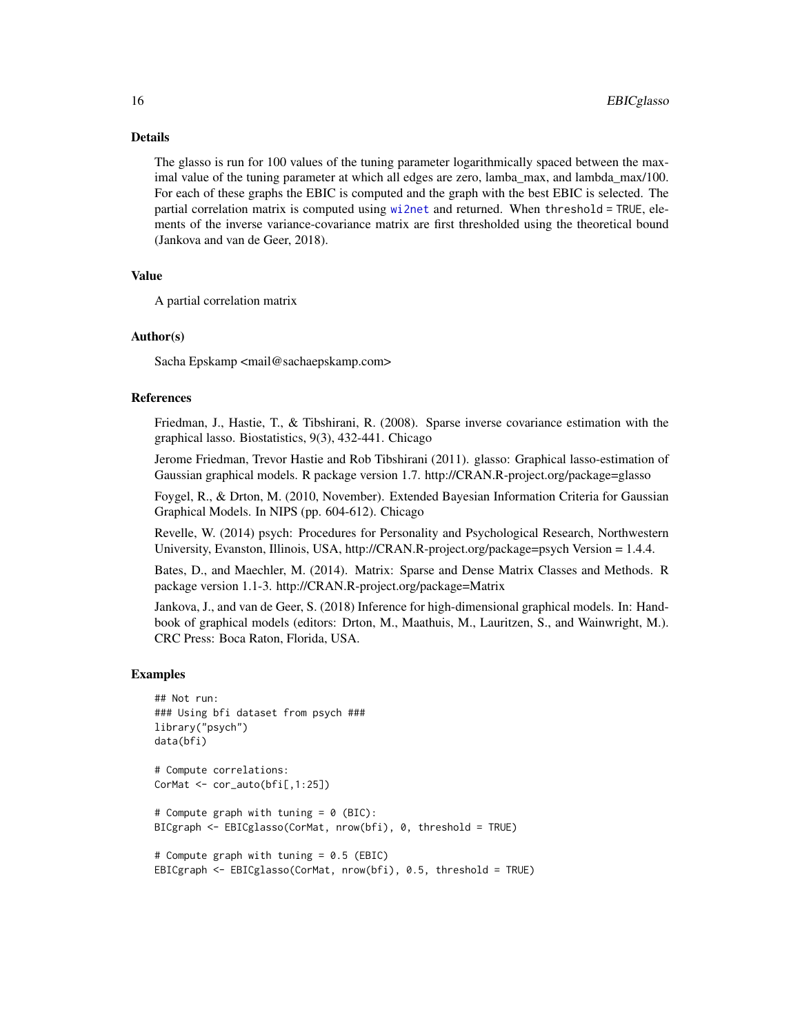## Details

The glasso is run for 100 values of the tuning parameter logarithmically spaced between the maximal value of the tuning parameter at which all edges are zero, lamba_max, and lambda_max/100. For each of these graphs the EBIC is computed and the graph with the best EBIC is selected. The partial correlation matrix is computed using wi2net and returned. When threshold = TRUE, elements of the inverse variance-covariance matrix are first thresholded using the theoretical bound (Jankova and van de Geer, 2018).

## Value

A partial correlation matrix

## Author(s)

Sacha Epskamp <mail@sachaepskamp.com>

## References

Friedman, J., Hastie, T., & Tibshirani, R. (2008). Sparse inverse covariance estimation with the graphical lasso. Biostatistics, 9(3), 432-441. Chicago

Jerome Friedman, Trevor Hastie and Rob Tibshirani (2011). glasso: Graphical lasso-estimation of Gaussian graphical models. R package version 1.7. http://CRAN.R-project.org/package=glasso

Foygel, R., & Drton, M. (2010, November). Extended Bayesian Information Criteria for Gaussian Graphical Models. In NIPS (pp. 604-612). Chicago

Revelle, W. (2014) psych: Procedures for Personality and Psychological Research, Northwestern University, Evanston, Illinois, USA, http://CRAN.R-project.org/package=psych Version = 1.4.4.

Bates, D., and Maechler, M. (2014). Matrix: Sparse and Dense Matrix Classes and Methods. R package version 1.1-3. http://CRAN.R-project.org/package=Matrix

Jankova, J., and van de Geer, S. (2018) Inference for high-dimensional graphical models. In: Handbook of graphical models (editors: Drton, M., Maathuis, M., Lauritzen, S., and Wainwright, M.). CRC Press: Boca Raton, Florida, USA.

## Examples

```
## Not run:
### Using bfi dataset from psych ###
library("psych")
data(bfi)

# Compute correlations:
CorMat <- cor_auto(bfi[,1:25])

# Compute graph with tuning = 0 (BIC):
BICgraph <- EBICglasso(CorMat, nrow(bfi), 0, threshold = TRUE)

# Compute graph with tuning = 0.5 (EBIC)
EBICgraph <- EBICglasso(CorMat, nrow(bfi), 0.5, threshold = TRUE)
```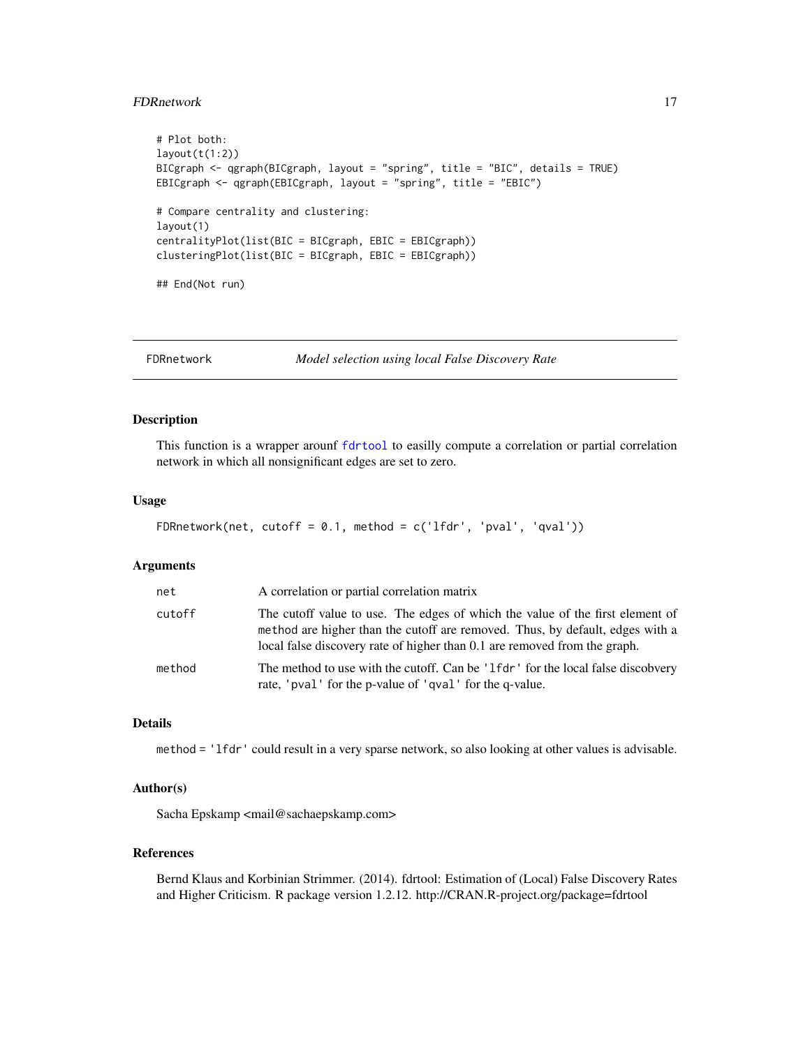```
# Plot both:
layout(t(1:2))
BICgraph <- qgraph(BICgraph, layout = "spring", title = "BIC", details = TRUE)
EBICgraph <- qgraph(EBICgraph, layout = "spring", title = "EBIC")

# Compare centrality and clustering:
layout(1)
centralityPlot(list(BIC = BICgraph, EBIC = EBICgraph))
clusteringPlot(list(BIC = BICgraph, EBIC = EBICgraph))

## End(Not run)
```

---

## FDRnetwork — *Model selection using local False Discovery Rate*

---

### Description

This function is a wrapper arounf `fdrtool` to easilly compute a correlation or partial correlation network in which all nonsignificant edges are set to zero.

### Usage

```
FDRnetwork(net, cutoff = 0.1, method = c('lfdr', 'pval', 'qval'))
```

### Arguments

| | |
|---|---|
| `net` | A correlation or partial correlation matrix |
| `cutoff` | The cutoff value to use. The edges of which the value of the first element of `method` are higher than the cutoff are removed. Thus, by default, edges with a local false discovery rate of higher than 0.1 are removed from the graph. |
| `method` | The method to use with the cutoff. Can be `'lfdr'` for the local false discobvery rate, `'pval'` for the p-value of `'qval'` for the q-value. |

### Details

`method = 'lfdr'` could result in a very sparse network, so also looking at other values is advisable.

### Author(s)

Sacha Epskamp <mail@sachaepskamp.com>

### References

Bernd Klaus and Korbinian Strimmer. (2014). fdrtool: Estimation of (Local) False Discovery Rates and Higher Criticism. R package version 1.2.12. http://CRAN.R-project.org/package=fdrtool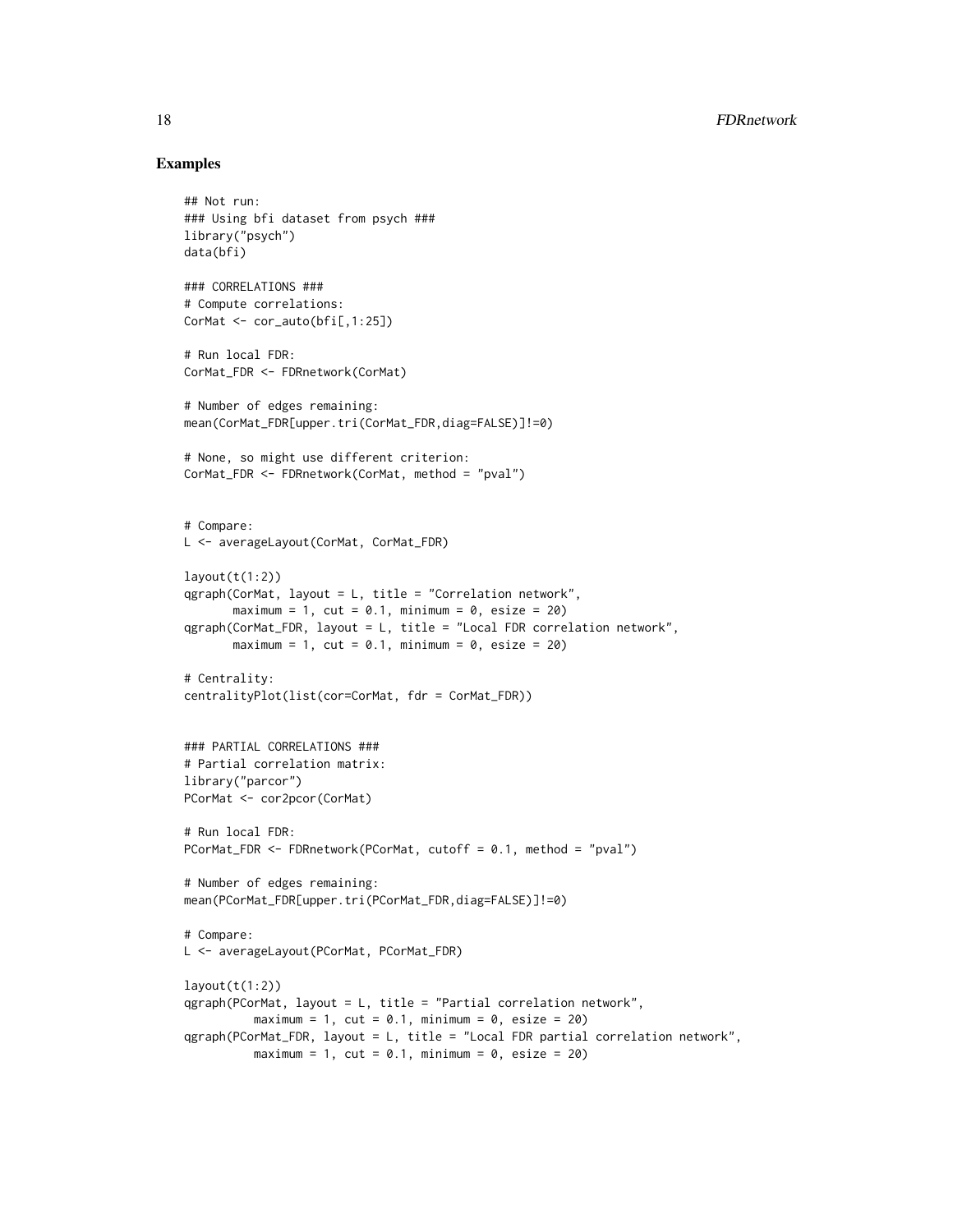## Examples

```
## Not run:
### Using bfi dataset from psych ###
library("psych")
data(bfi)

### CORRELATIONS ###
# Compute correlations:
CorMat <- cor_auto(bfi[,1:25])

# Run local FDR:
CorMat_FDR <- FDRnetwork(CorMat)

# Number of edges remaining:
mean(CorMat_FDR[upper.tri(CorMat_FDR,diag=FALSE)]!=0)

# None, so might use different criterion:
CorMat_FDR <- FDRnetwork(CorMat, method = "pval")


# Compare:
L <- averageLayout(CorMat, CorMat_FDR)

layout(t(1:2))
qgraph(CorMat, layout = L, title = "Correlation network",
       maximum = 1, cut = 0.1, minimum = 0, esize = 20)
qgraph(CorMat_FDR, layout = L, title = "Local FDR correlation network",
       maximum = 1, cut = 0.1, minimum = 0, esize = 20)

# Centrality:
centralityPlot(list(cor=CorMat, fdr = CorMat_FDR))


### PARTIAL CORRELATIONS ###
# Partial correlation matrix:
library("parcor")
PCorMat <- cor2pcor(CorMat)

# Run local FDR:
PCorMat_FDR <- FDRnetwork(PCorMat, cutoff = 0.1, method = "pval")

# Number of edges remaining:
mean(PCorMat_FDR[upper.tri(PCorMat_FDR,diag=FALSE)]!=0)

# Compare:
L <- averageLayout(PCorMat, PCorMat_FDR)

layout(t(1:2))
qgraph(PCorMat, layout = L, title = "Partial correlation network",
          maximum = 1, cut = 0.1, minimum = 0, esize = 20)
qgraph(PCorMat_FDR, layout = L, title = "Local FDR partial correlation network",
          maximum = 1, cut = 0.1, minimum = 0, esize = 20)
```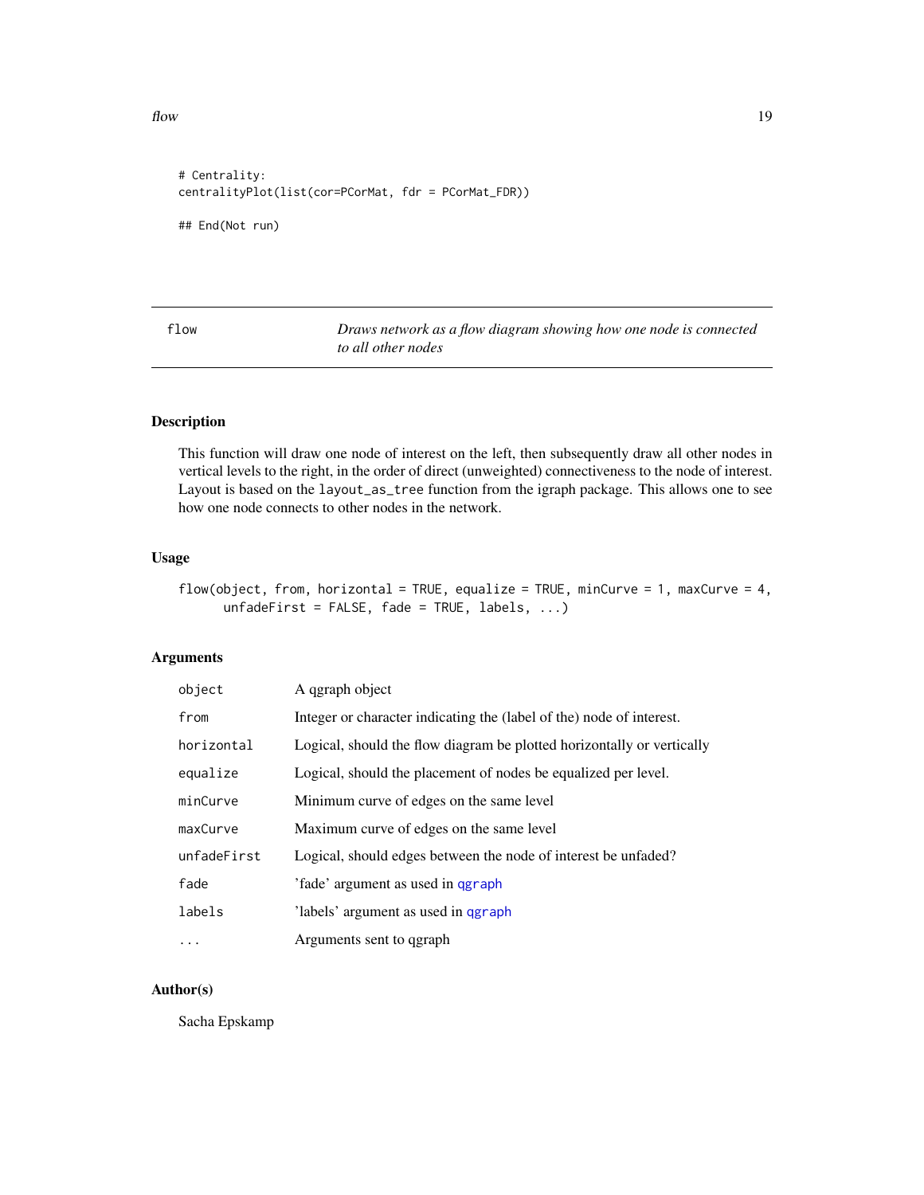```
# Centrality:
centralityPlot(list(cor=PCorMat, fdr = PCorMat_FDR))

## End(Not run)
```

---

## flow — *Draws network as a flow diagram showing how one node is connected to all other nodes*

---

### Description

This function will draw one node of interest on the left, then subsequently draw all other nodes in vertical levels to the right, in the order of direct (unweighted) connectiveness to the node of interest. Layout is based on the `layout_as_tree` function from the igraph package. This allows one to see how one node connects to other nodes in the network.

### Usage

```
flow(object, from, horizontal = TRUE, equalize = TRUE, minCurve = 1, maxCurve = 4,
      unfadeFirst = FALSE, fade = TRUE, labels, ...)
```

### Arguments

| | |
|---|---|
| `object` | A qgraph object |
| `from` | Integer or character indicating the (label of the) node of interest. |
| `horizontal` | Logical, should the flow diagram be plotted horizontally or vertically |
| `equalize` | Logical, should the placement of nodes be equalized per level. |
| `minCurve` | Minimum curve of edges on the same level |
| `maxCurve` | Maximum curve of edges on the same level |
| `unfadeFirst` | Logical, should edges between the node of interest be unfaded? |
| `fade` | 'fade' argument as used in `qgraph` |
| `labels` | 'labels' argument as used in `qgraph` |
| `...` | Arguments sent to qgraph |

### Author(s)

Sacha Epskamp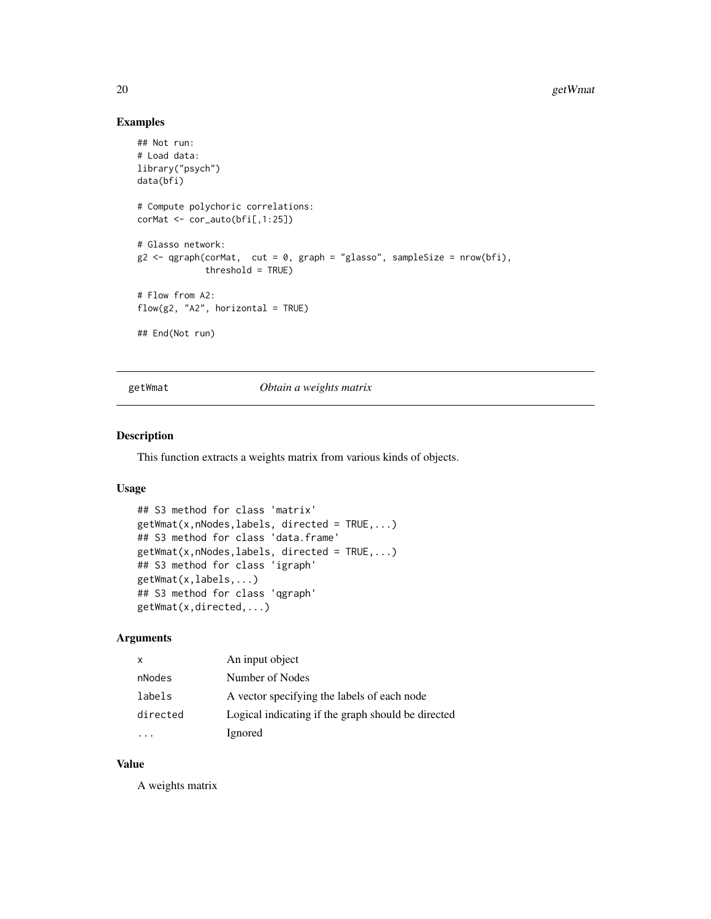## Examples

```
## Not run:
# Load data:
library("psych")
data(bfi)

# Compute polychoric correlations:
corMat <- cor_auto(bfi[,1:25])

# Glasso network:
g2 <- qgraph(corMat,  cut = 0, graph = "glasso", sampleSize = nrow(bfi),
             threshold = TRUE)

# Flow from A2:
flow(g2, "A2", horizontal = TRUE)

## End(Not run)
```

---

# getWmat *Obtain a weights matrix*

---

## Description

This function extracts a weights matrix from various kinds of objects.

## Usage

```
## S3 method for class 'matrix'
getWmat(x,nNodes,labels, directed = TRUE,...)
## S3 method for class 'data.frame'
getWmat(x,nNodes,labels, directed = TRUE,...)
## S3 method for class 'igraph'
getWmat(x,labels,...)
## S3 method for class 'qgraph'
getWmat(x,directed,...)
```

## Arguments

| | |
|---|---|
| x | An input object |
| nNodes | Number of Nodes |
| labels | A vector specifying the labels of each node |
| directed | Logical indicating if the graph should be directed |
| ... | Ignored |

## Value

A weights matrix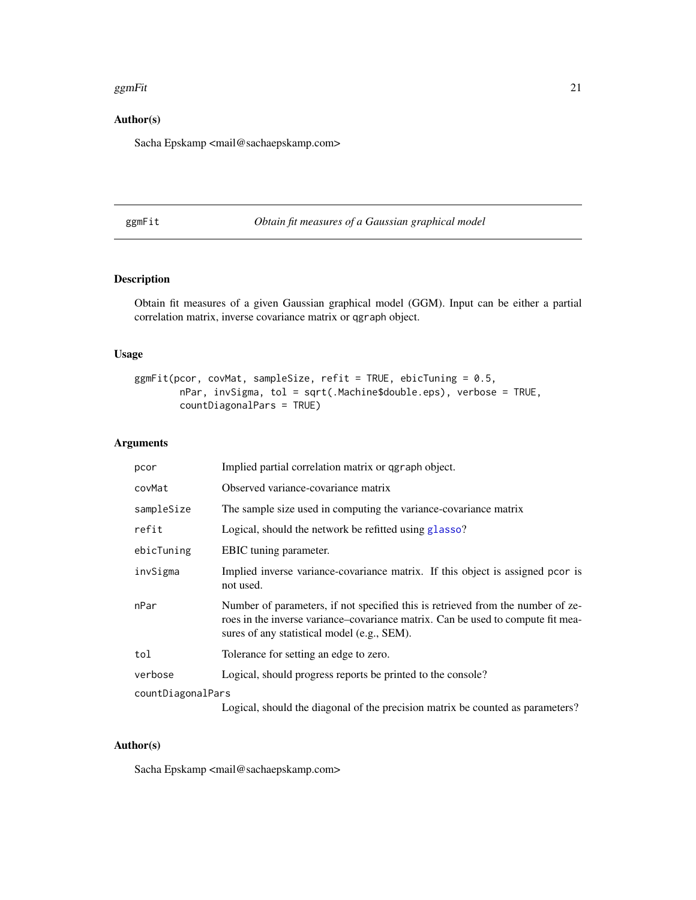## Author(s)

Sacha Epskamp <mail@sachaepskamp.com>

---

# ggmFit *Obtain fit measures of a Gaussian graphical model*

## Description

Obtain fit measures of a given Gaussian graphical model (GGM). Input can be either a partial correlation matrix, inverse covariance matrix or qgraph object.

## Usage

```
ggmFit(pcor, covMat, sampleSize, refit = TRUE, ebicTuning = 0.5,
        nPar, invSigma, tol = sqrt(.Machine$double.eps), verbose = TRUE,
        countDiagonalPars = TRUE)
```

## Arguments

| | |
|---|---|
| pcor | Implied partial correlation matrix or qgraph object. |
| covMat | Observed variance-covariance matrix |
| sampleSize | The sample size used in computing the variance-covariance matrix |
| refit | Logical, should the network be refitted using glasso? |
| ebicTuning | EBIC tuning parameter. |
| invSigma | Implied inverse variance-covariance matrix. If this object is assigned pcor is not used. |
| nPar | Number of parameters, if not specified this is retrieved from the number of zeroes in the inverse variance–covariance matrix. Can be used to compute fit measures of any statistical model (e.g., SEM). |
| tol | Tolerance for setting an edge to zero. |
| verbose | Logical, should progress reports be printed to the console? |
| countDiagonalPars | Logical, should the diagonal of the precision matrix be counted as parameters? |

## Author(s)

Sacha Epskamp <mail@sachaepskamp.com>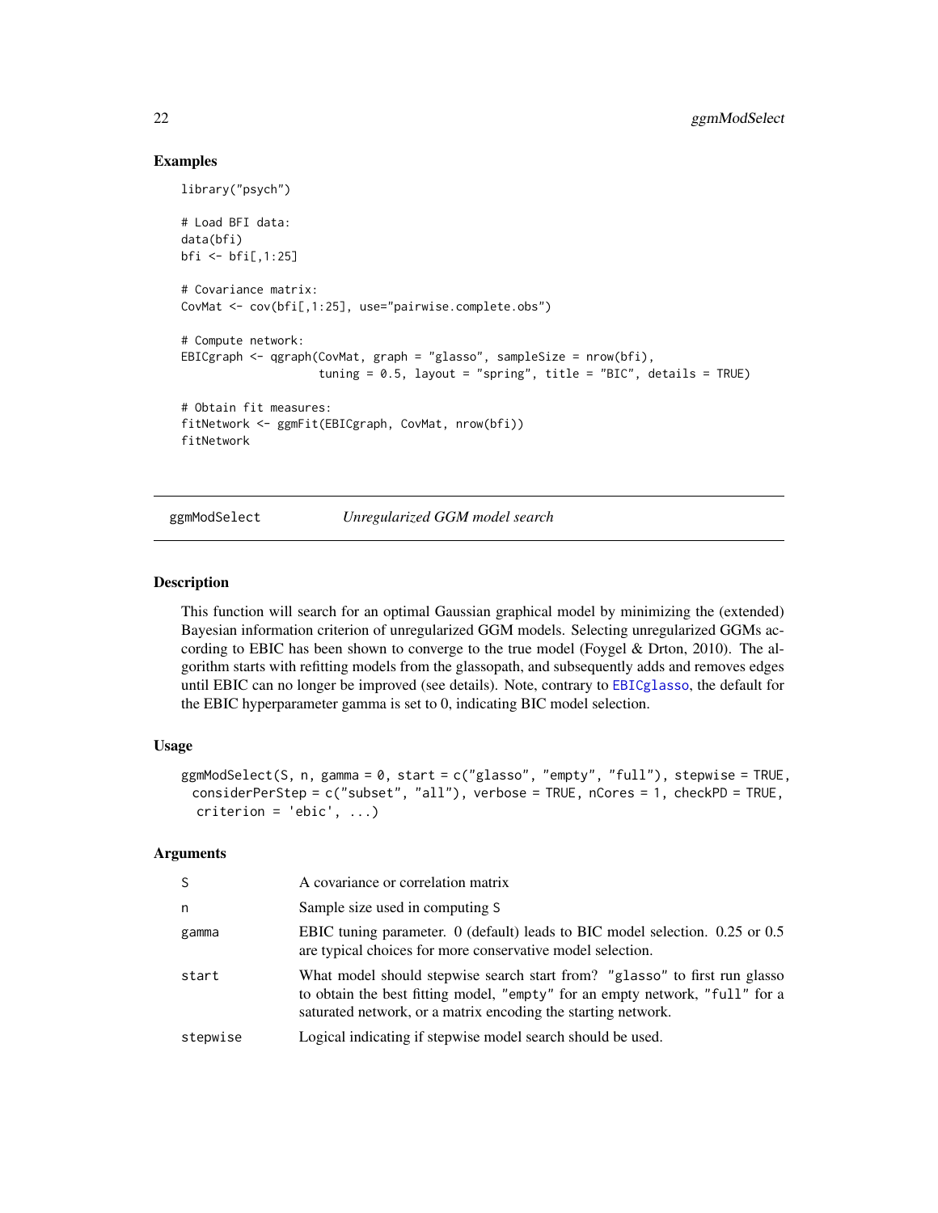## Examples

```
library("psych")

# Load BFI data:
data(bfi)
bfi <- bfi[,1:25]

# Covariance matrix:
CovMat <- cov(bfi[,1:25], use="pairwise.complete.obs")

# Compute network:
EBICgraph <- qgraph(CovMat, graph = "glasso", sampleSize = nrow(bfi),
                    tuning = 0.5, layout = "spring", title = "BIC", details = TRUE)

# Obtain fit measures:
fitNetwork <- ggmFit(EBICgraph, CovMat, nrow(bfi))
fitNetwork
```

---

# ggmModSelect *Unregularized GGM model search*

## Description

This function will search for an optimal Gaussian graphical model by minimizing the (extended) Bayesian information criterion of unregularized GGM models. Selecting unregularized GGMs according to EBIC has been shown to converge to the true model (Foygel & Drton, 2010). The algorithm starts with refitting models from the glassopath, and subsequently adds and removes edges until EBIC can no longer be improved (see details). Note, contrary to EBICglasso, the default for the EBIC hyperparameter gamma is set to 0, indicating BIC model selection.

## Usage

```
ggmModSelect(S, n, gamma = 0, start = c("glasso", "empty", "full"), stepwise = TRUE,
  considerPerStep = c("subset", "all"), verbose = TRUE, nCores = 1, checkPD = TRUE,
   criterion = 'ebic', ...)
```

## Arguments

| | |
|---|---|
| S | A covariance or correlation matrix |
| n | Sample size used in computing S |
| gamma | EBIC tuning parameter. 0 (default) leads to BIC model selection. 0.25 or 0.5 are typical choices for more conservative model selection. |
| start | What model should stepwise search start from? "glasso" to first run glasso to obtain the best fitting model, "empty" for an empty network, "full" for a saturated network, or a matrix encoding the starting network. |
| stepwise | Logical indicating if stepwise model search should be used. |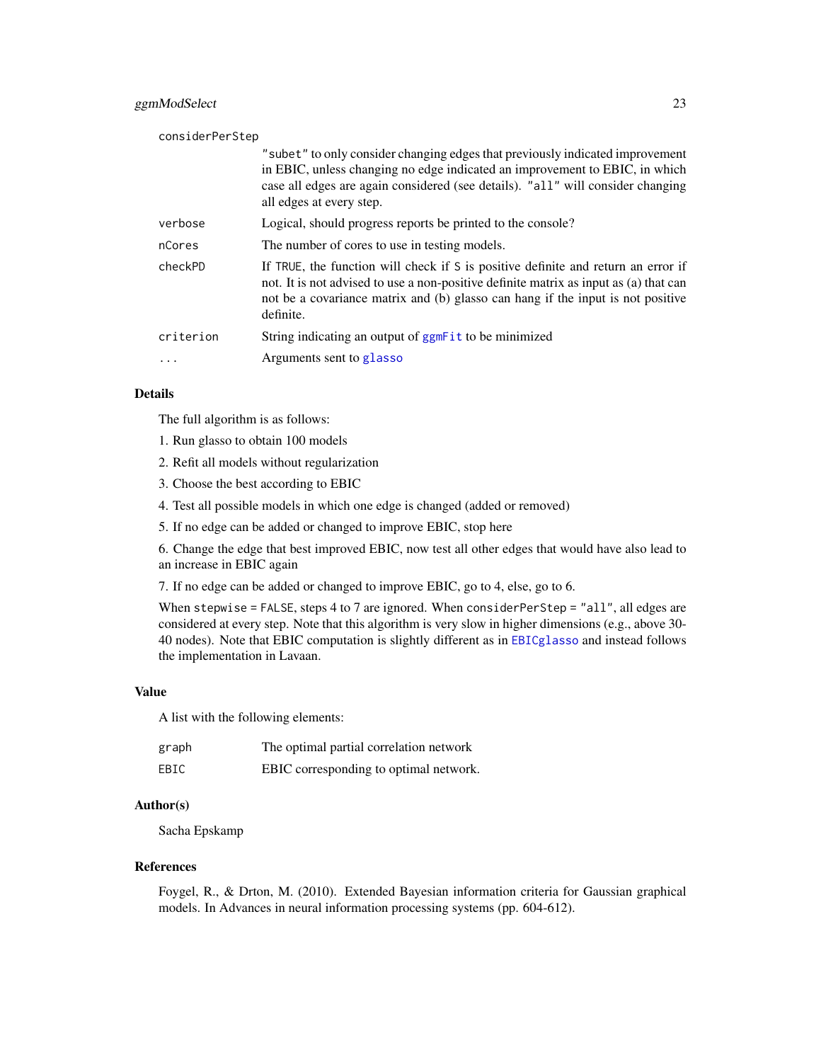| | |
|---|---|
| considerPerStep | "subet" to only consider changing edges that previously indicated improvement in EBIC, unless changing no edge indicated an improvement to EBIC, in which case all edges are again considered (see details). "all" will consider changing all edges at every step. |
| verbose | Logical, should progress reports be printed to the console? |
| nCores | The number of cores to use in testing models. |
| checkPD | If TRUE, the function will check if S is positive definite and return an error if not. It is not advised to use a non-positive definite matrix as input as (a) that can not be a covariance matrix and (b) glasso can hang if the input is not positive definite. |
| criterion | String indicating an output of ggmFit to be minimized |
| ... | Arguments sent to glasso |

### Details

The full algorithm is as follows:

1. Run glasso to obtain 100 models

2. Refit all models without regularization

3. Choose the best according to EBIC

4. Test all possible models in which one edge is changed (added or removed)

5. If no edge can be added or changed to improve EBIC, stop here

6. Change the edge that best improved EBIC, now test all other edges that would have also lead to an increase in EBIC again

7. If no edge can be added or changed to improve EBIC, go to 4, else, go to 6.

When `stepwise = FALSE`, steps 4 to 7 are ignored. When `considerPerStep = "all"`, all edges are considered at every step. Note that this algorithm is very slow in higher dimensions (e.g., above 30-40 nodes). Note that EBIC computation is slightly different as in EBICglasso and instead follows the implementation in Lavaan.

### Value

A list with the following elements:

| | |
|---|---|
| graph | The optimal partial correlation network |
| EBIC | EBIC corresponding to optimal network. |

### Author(s)

Sacha Epskamp

### References

Foygel, R., & Drton, M. (2010). Extended Bayesian information criteria for Gaussian graphical models. In Advances in neural information processing systems (pp. 604-612).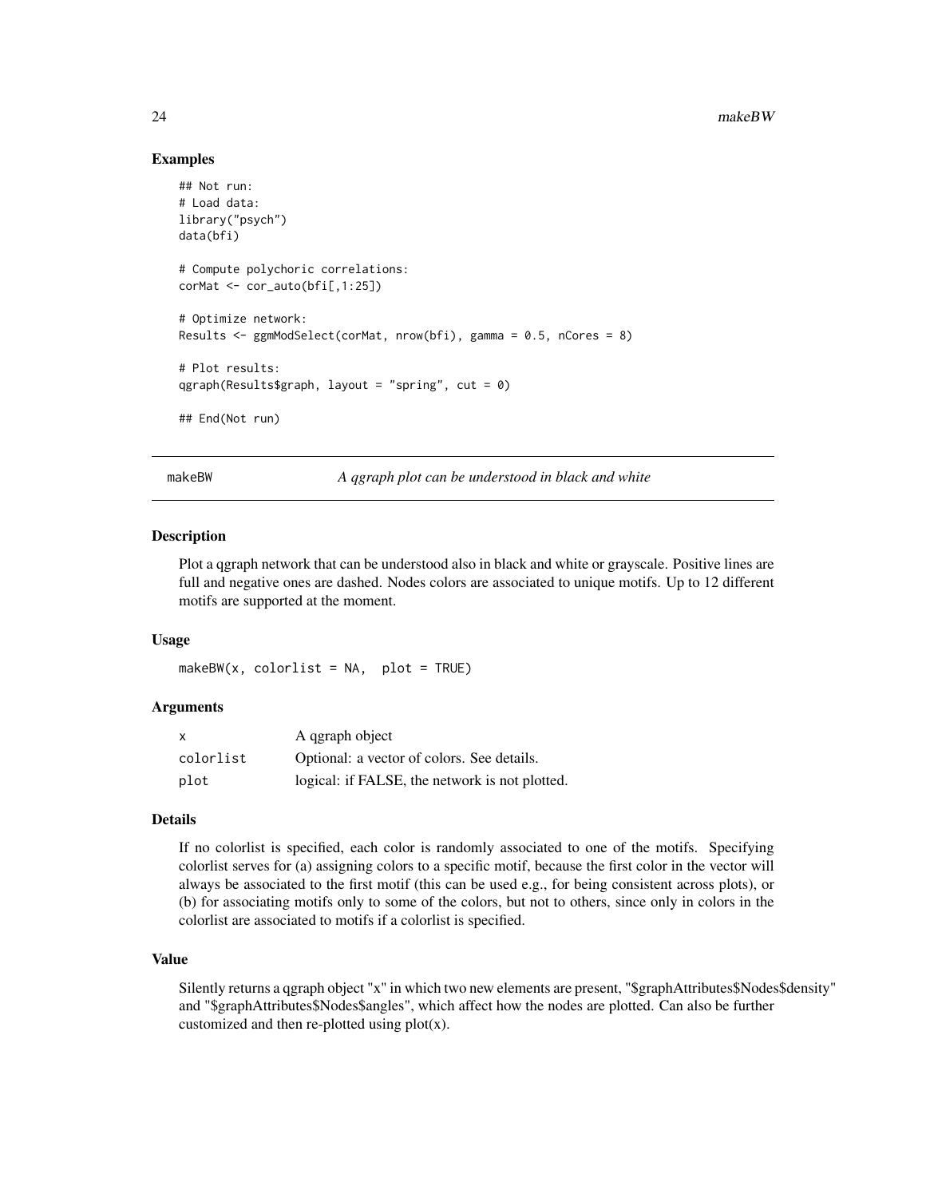### Examples

```
## Not run:
# Load data:
library("psych")
data(bfi)

# Compute polychoric correlations:
corMat <- cor_auto(bfi[,1:25])

# Optimize network:
Results <- ggmModSelect(corMat, nrow(bfi), gamma = 0.5, nCores = 8)

# Plot results:
qgraph(Results$graph, layout = "spring", cut = 0)

## End(Not run)
```

---

## makeBW — *A qgraph plot can be understood in black and white*

### Description

Plot a qgraph network that can be understood also in black and white or grayscale. Positive lines are full and negative ones are dashed. Nodes colors are associated to unique motifs. Up to 12 different motifs are supported at the moment.

### Usage

```
makeBW(x, colorlist = NA,  plot = TRUE)
```

### Arguments

| | |
|---|---|
| x | A qgraph object |
| colorlist | Optional: a vector of colors. See details. |
| plot | logical: if FALSE, the network is not plotted. |

### Details

If no colorlist is specified, each color is randomly associated to one of the motifs. Specifying colorlist serves for (a) assigning colors to a specific motif, because the first color in the vector will always be associated to the first motif (this can be used e.g., for being consistent across plots), or (b) for associating motifs only to some of the colors, but not to others, since only in colors in the colorlist are associated to motifs if a colorlist is specified.

### Value

Silently returns a qgraph object "x" in which two new elements are present, "$graphAttributes$Nodes$density" and "$graphAttributes$Nodes$angles", which affect how the nodes are plotted. Can also be further customized and then re-plotted using plot(x).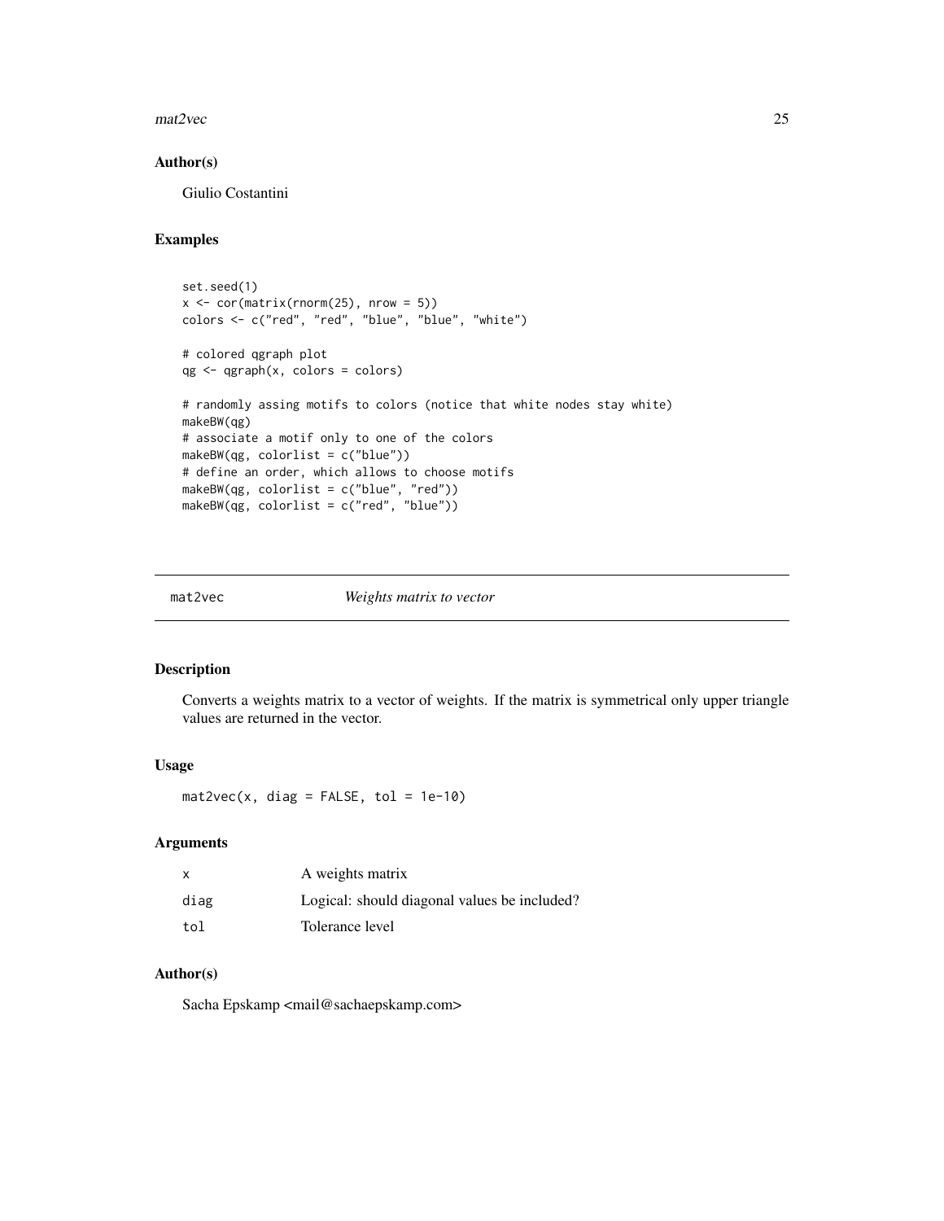### Author(s)

Giulio Costantini

### Examples

```
set.seed(1)
x <- cor(matrix(rnorm(25), nrow = 5))
colors <- c("red", "red", "blue", "blue", "white")

# colored qgraph plot
qg <- qgraph(x, colors = colors)

# randomly assing motifs to colors (notice that white nodes stay white)
makeBW(qg)
# associate a motif only to one of the colors
makeBW(qg, colorlist = c("blue"))
# define an order, which allows to choose motifs
makeBW(qg, colorlist = c("blue", "red"))
makeBW(qg, colorlist = c("red", "blue"))
```

---

## mat2vec *Weights matrix to vector*

### Description

Converts a weights matrix to a vector of weights. If the matrix is symmetrical only upper triangle values are returned in the vector.

### Usage

```
mat2vec(x, diag = FALSE, tol = 1e-10)
```

### Arguments

| | |
|---|---|
| x | A weights matrix |
| diag | Logical: should diagonal values be included? |
| tol | Tolerance level |

### Author(s)

Sacha Epskamp <mail@sachaepskamp.com>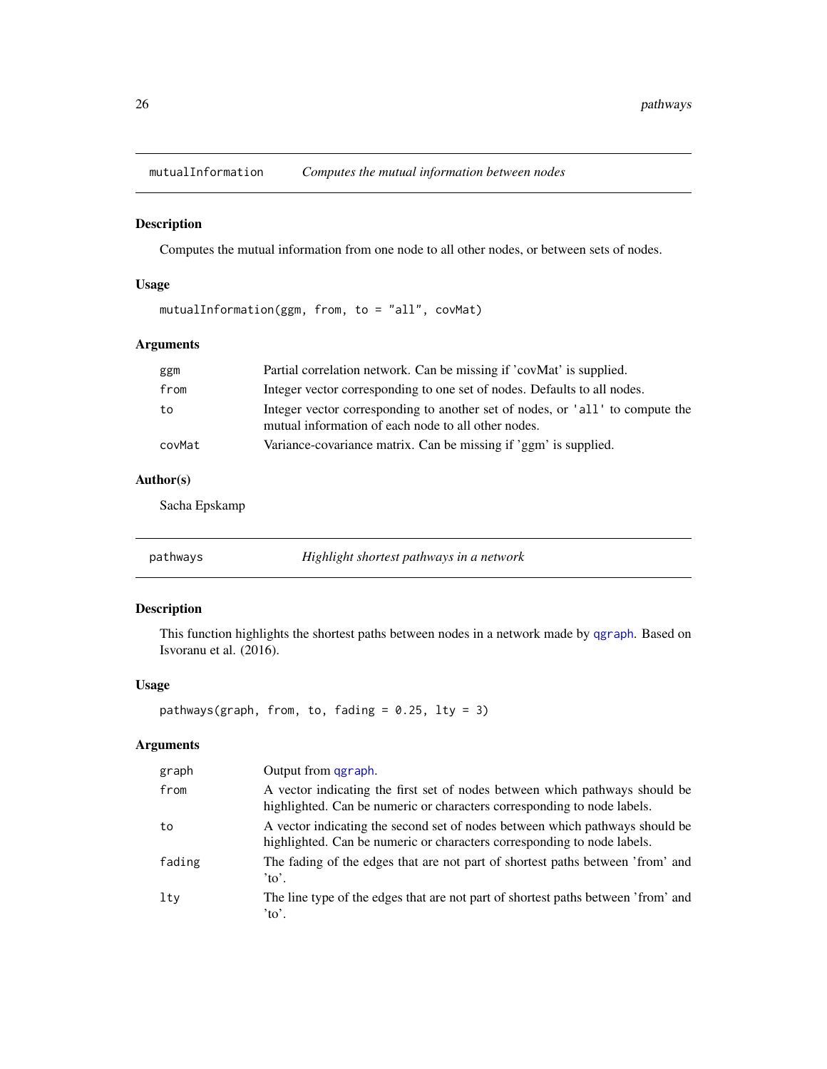## mutualInformation — *Computes the mutual information between nodes*

### Description

Computes the mutual information from one node to all other nodes, or between sets of nodes.

### Usage

```
mutualInformation(ggm, from, to = "all", covMat)
```

### Arguments

| | |
|---|---|
| `ggm` | Partial correlation network. Can be missing if 'covMat' is supplied. |
| `from` | Integer vector corresponding to one set of nodes. Defaults to all nodes. |
| `to` | Integer vector corresponding to another set of nodes, or `'all'` to compute the mutual information of each node to all other nodes. |
| `covMat` | Variance-covariance matrix. Can be missing if 'ggm' is supplied. |

### Author(s)

Sacha Epskamp

## pathways — *Highlight shortest pathways in a network*

### Description

This function highlights the shortest paths between nodes in a network made by `qgraph`. Based on Isvoranu et al. (2016).

### Usage

```
pathways(graph, from, to, fading = 0.25, lty = 3)
```

### Arguments

| | |
|---|---|
| `graph` | Output from `qgraph`. |
| `from` | A vector indicating the first set of nodes between which pathways should be highlighted. Can be numeric or characters corresponding to node labels. |
| `to` | A vector indicating the second set of nodes between which pathways should be highlighted. Can be numeric or characters corresponding to node labels. |
| `fading` | The fading of the edges that are not part of shortest paths between 'from' and 'to'. |
| `lty` | The line type of the edges that are not part of shortest paths between 'from' and 'to'. |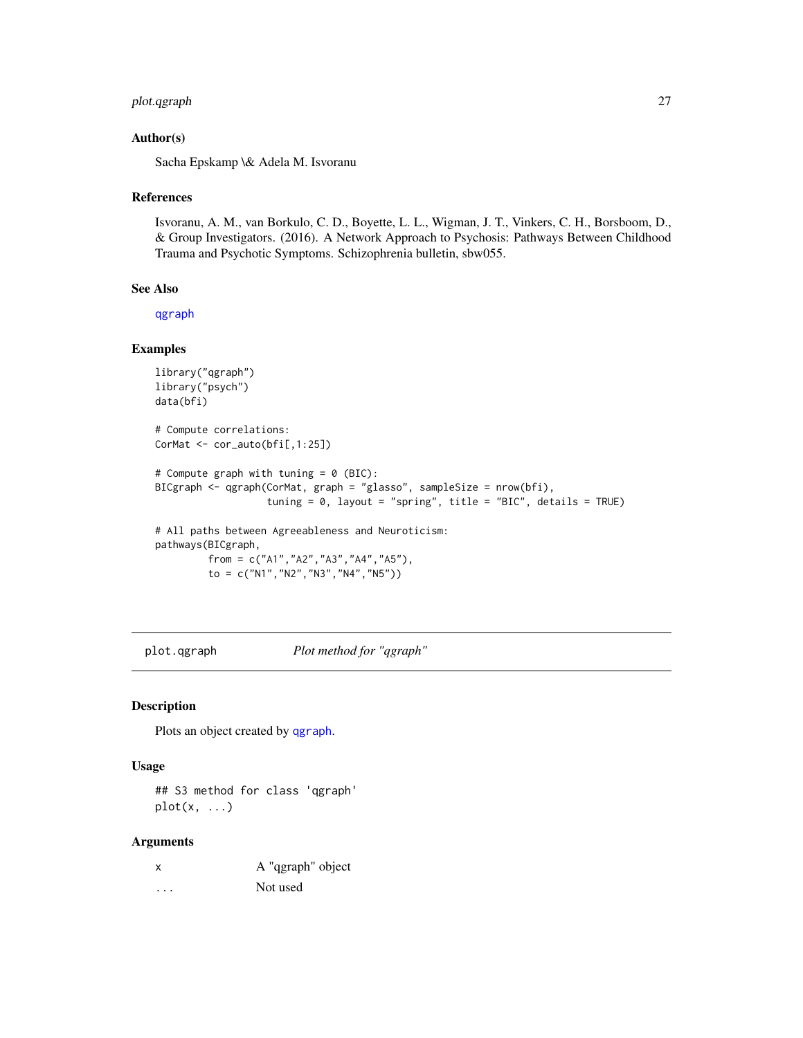### Author(s)

Sacha Epskamp \& Adela M. Isvoranu

### References

Isvoranu, A. M., van Borkulo, C. D., Boyette, L. L., Wigman, J. T., Vinkers, C. H., Borsboom, D., & Group Investigators. (2016). A Network Approach to Psychosis: Pathways Between Childhood Trauma and Psychotic Symptoms. Schizophrenia bulletin, sbw055.

### See Also

qgraph

### Examples

```
library("qgraph")
library("psych")
data(bfi)

# Compute correlations:
CorMat <- cor_auto(bfi[,1:25])

# Compute graph with tuning = 0 (BIC):
BICgraph <- qgraph(CorMat, graph = "glasso", sampleSize = nrow(bfi),
                   tuning = 0, layout = "spring", title = "BIC", details = TRUE)

# All paths between Agreeableness and Neuroticism:
pathways(BICgraph,
         from = c("A1","A2","A3","A4","A5"),
         to = c("N1","N2","N3","N4","N5"))
```

---

## plot.qgraph &nbsp;&nbsp;&nbsp;&nbsp; *Plot method for "qgraph"*

### Description

Plots an object created by qgraph.

### Usage

```
## S3 method for class 'qgraph'
plot(x, ...)
```

### Arguments

| | |
|---|---|
| x | A "qgraph" object |
| ... | Not used |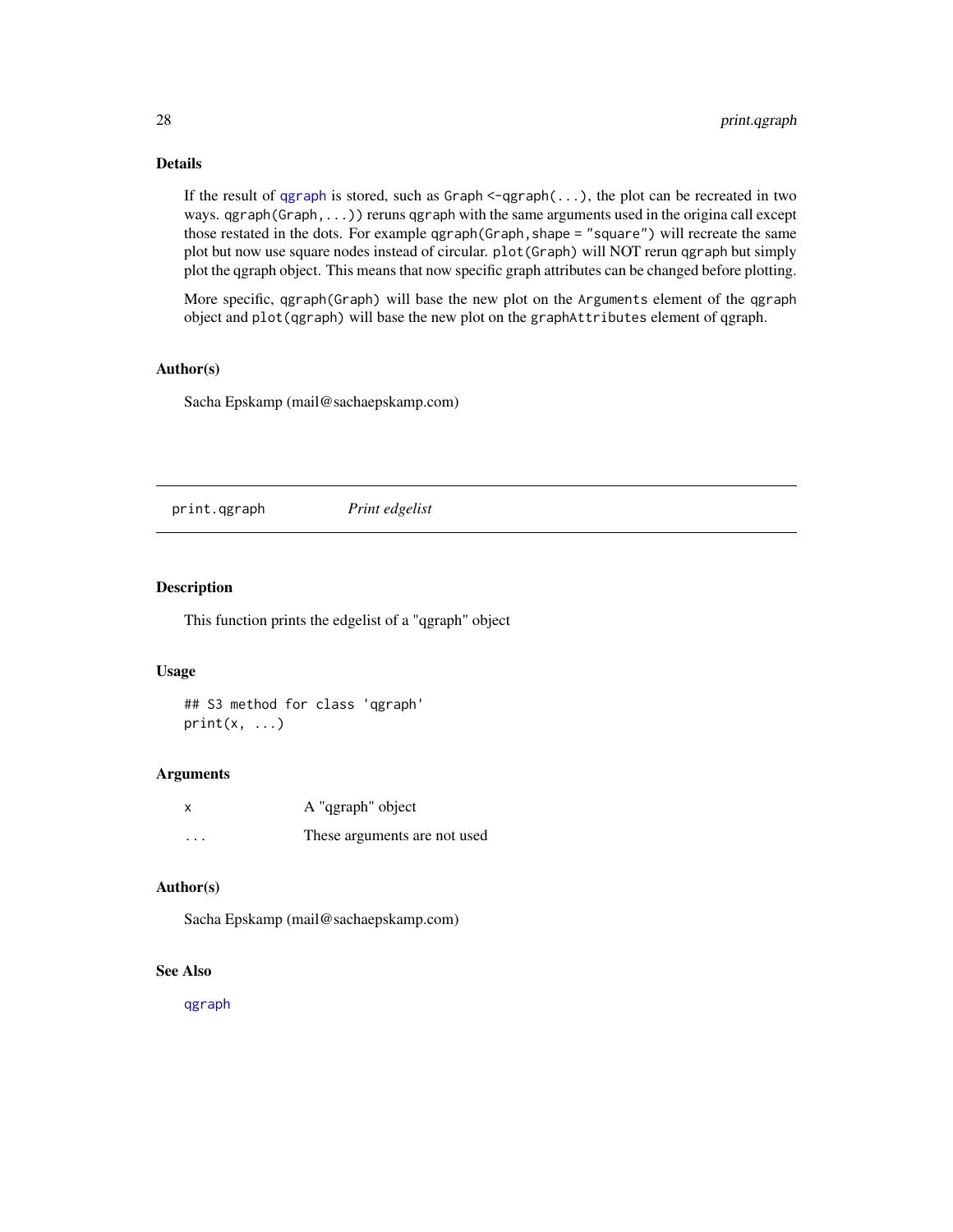### Details

If the result of `qgraph` is stored, such as `Graph <-qgraph(...)`, the plot can be recreated in two ways. `qgraph(Graph, ...))` reruns `qgraph` with the same arguments used in the origina call except those restated in the dots. For example `qgraph(Graph, shape = "square")` will recreate the same plot but now use square nodes instead of circular. `plot(Graph)` will NOT rerun `qgraph` but simply plot the qgraph object. This means that now specific graph attributes can be changed before plotting.

More specific, `qgraph(Graph)` will base the new plot on the `Arguments` element of the `qgraph` object and `plot(qgraph)` will base the new plot on the `graphAttributes` element of qgraph.

### Author(s)

Sacha Epskamp (mail@sachaepskamp.com)

---

## print.qgraph *Print edgelist*

### Description

This function prints the edgelist of a "qgraph" object

### Usage

```
## S3 method for class 'qgraph'
print(x, ...)
```

### Arguments

| | |
|---|---|
| `x` | A "qgraph" object |
| `...` | These arguments are not used |

### Author(s)

Sacha Epskamp (mail@sachaepskamp.com)

### See Also

`qgraph`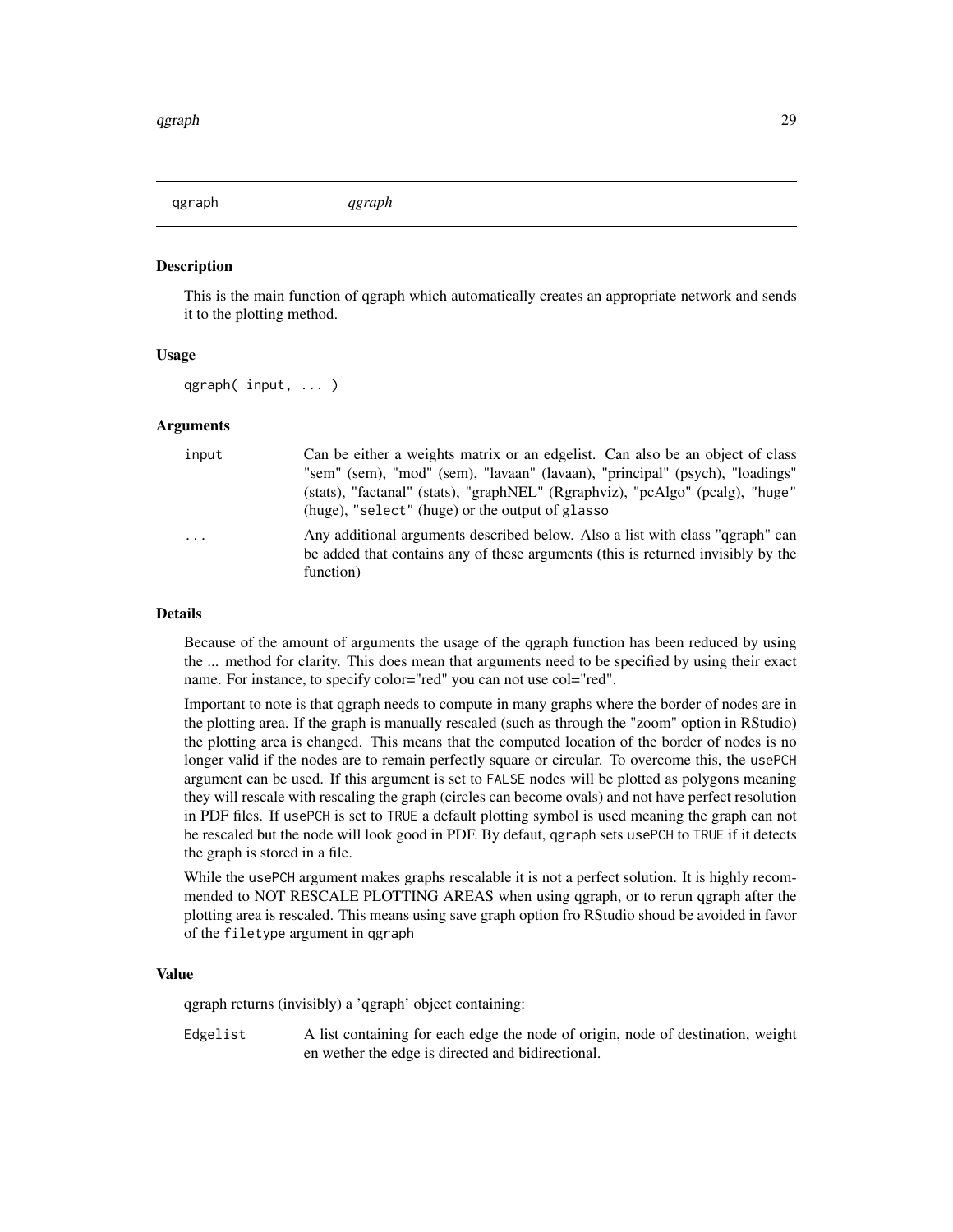qgraph *qgraph*

## Description

This is the main function of qgraph which automatically creates an appropriate network and sends it to the plotting method.

## Usage

```
qgraph( input, ... )
```

## Arguments

| | |
|---|---|
| `input` | Can be either a weights matrix or an edgelist. Can also be an object of class "sem" (sem), "mod" (sem), "lavaan" (lavaan), "principal" (psych), "loadings" (stats), "factanal" (stats), "graphNEL" (Rgraphviz), "pcAlgo" (pcalg), "huge" (huge), "select" (huge) or the output of `glasso` |
| `...` | Any additional arguments described below. Also a list with class "qgraph" can be added that contains any of these arguments (this is returned invisibly by the function) |

## Details

Because of the amount of arguments the usage of the qgraph function has been reduced by using the ... method for clarity. This does mean that arguments need to be specified by using their exact name. For instance, to specify color="red" you can not use col="red".

Important to note is that qgraph needs to compute in many graphs where the border of nodes are in the plotting area. If the graph is manually rescaled (such as through the "zoom" option in RStudio) the plotting area is changed. This means that the computed location of the border of nodes is no longer valid if the nodes are to remain perfectly square or circular. To overcome this, the `usePCH` argument can be used. If this argument is set to `FALSE` nodes will be plotted as polygons meaning they will rescale with rescaling the graph (circles can become ovals) and not have perfect resolution in PDF files. If `usePCH` is set to `TRUE` a default plotting symbol is used meaning the graph can not be rescaled but the node will look good in PDF. By defaut, `qgraph` sets `usePCH` to `TRUE` if it detects the graph is stored in a file.

While the `usePCH` argument makes graphs rescalable it is not a perfect solution. It is highly recommended to NOT RESCALE PLOTTING AREAS when using qgraph, or to rerun qgraph after the plotting area is rescaled. This means using save graph option fro RStudio shoud be avoided in favor of the `filetype` argument in `qgraph`

## Value

qgraph returns (invisibly) a 'qgraph' object containing:

| | |
|---|---|
| `Edgelist` | A list containing for each edge the node of origin, node of destination, weight en wether the edge is directed and bidirectional. |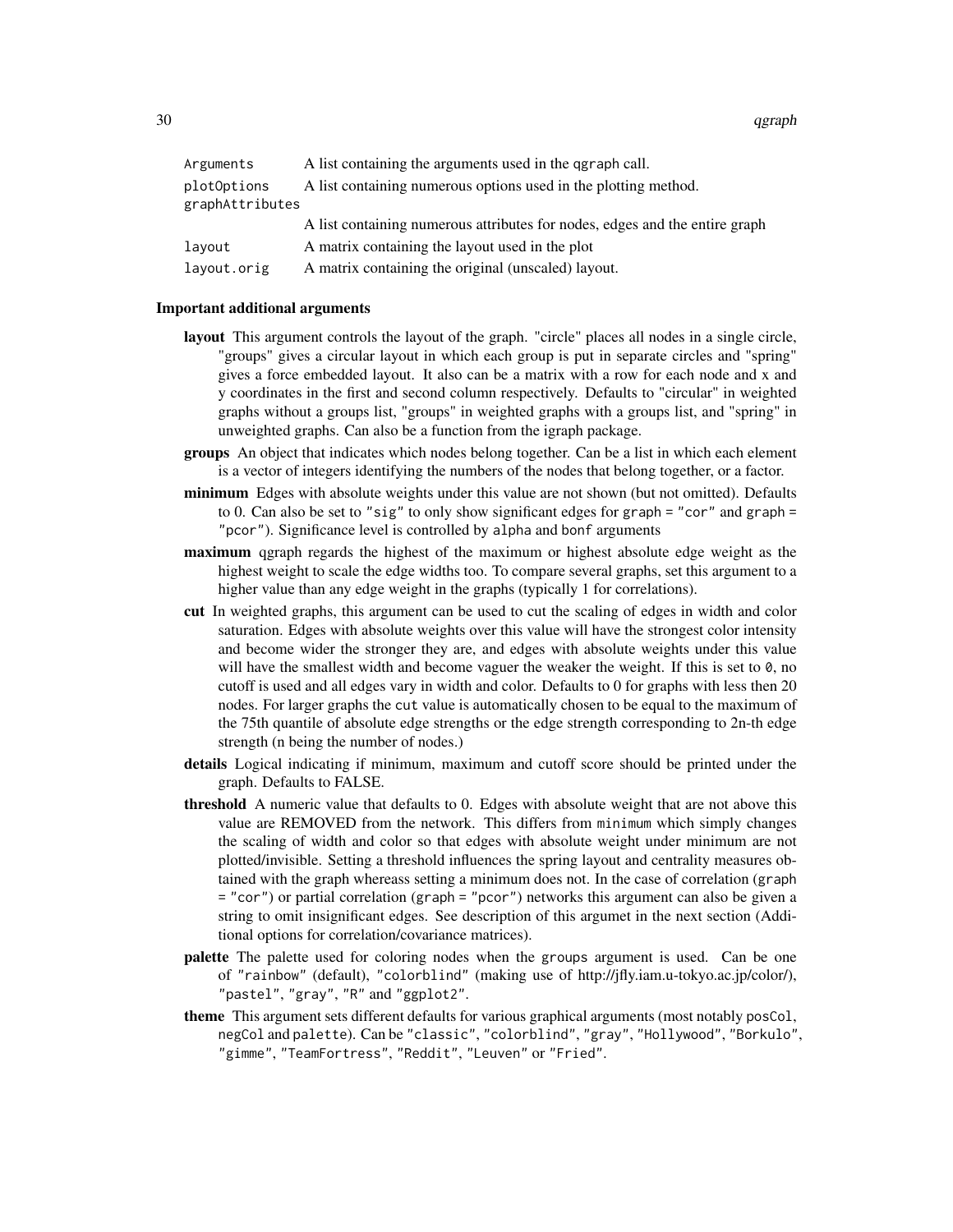| | |
|---|---|
| `Arguments` | A list containing the arguments used in the qgraph call. |
| `plotOptions` | A list containing numerous options used in the plotting method. |
| `graphAttributes` | A list containing numerous attributes for nodes, edges and the entire graph |
| `layout` | A matrix containing the layout used in the plot |
| `layout.orig` | A matrix containing the original (unscaled) layout. |

### Important additional arguments

**layout** This argument controls the layout of the graph. "circle" places all nodes in a single circle, "groups" gives a circular layout in which each group is put in separate circles and "spring" gives a force embedded layout. It also can be a matrix with a row for each node and x and y coordinates in the first and second column respectively. Defaults to "circular" in weighted graphs without a groups list, "groups" in weighted graphs with a groups list, and "spring" in unweighted graphs. Can also be a function from the igraph package.

**groups** An object that indicates which nodes belong together. Can be a list in which each element is a vector of integers identifying the numbers of the nodes that belong together, or a factor.

**minimum** Edges with absolute weights under this value are not shown (but not omitted). Defaults to 0. Can also be set to `"sig"` to only show significant edges for `graph = "cor"` and `graph = "pcor"`). Significance level is controlled by `alpha` and `bonf` arguments

**maximum** qgraph regards the highest of the maximum or highest absolute edge weight as the highest weight to scale the edge widths too. To compare several graphs, set this argument to a higher value than any edge weight in the graphs (typically 1 for correlations).

**cut** In weighted graphs, this argument can be used to cut the scaling of edges in width and color saturation. Edges with absolute weights over this value will have the strongest color intensity and become wider the stronger they are, and edges with absolute weights under this value will have the smallest width and become vaguer the weaker the weight. If this is set to `0`, no cutoff is used and all edges vary in width and color. Defaults to 0 for graphs with less then 20 nodes. For larger graphs the `cut` value is automatically chosen to be equal to the maximum of the 75th quantile of absolute edge strengths or the edge strength corresponding to 2n-th edge strength (n being the number of nodes.)

**details** Logical indicating if minimum, maximum and cutoff score should be printed under the graph. Defaults to FALSE.

**threshold** A numeric value that defaults to 0. Edges with absolute weight that are not above this value are REMOVED from the network. This differs from `minimum` which simply changes the scaling of width and color so that edges with absolute weight under minimum are not plotted/invisible. Setting a threshold influences the spring layout and centrality measures obtained with the graph whereass setting a minimum does not. In the case of correlation (`graph = "cor"`) or partial correlation (`graph = "pcor"`) networks this argument can also be given a string to omit insignificant edges. See description of this argumet in the next section (Additional options for correlation/covariance matrices).

**palette** The palette used for coloring nodes when the `groups` argument is used. Can be one of `"rainbow"` (default), `"colorblind"` (making use of http://jfly.iam.u-tokyo.ac.jp/color/), `"pastel"`, `"gray"`, `"R"` and `"ggplot2"`.

**theme** This argument sets different defaults for various graphical arguments (most notably `posCol`, `negCol` and `palette`). Can be `"classic"`, `"colorblind"`, `"gray"`, `"Hollywood"`, `"Borkulo"`, `"gimme"`, `"TeamFortress"`, `"Reddit"`, `"Leuven"` or `"Fried"`.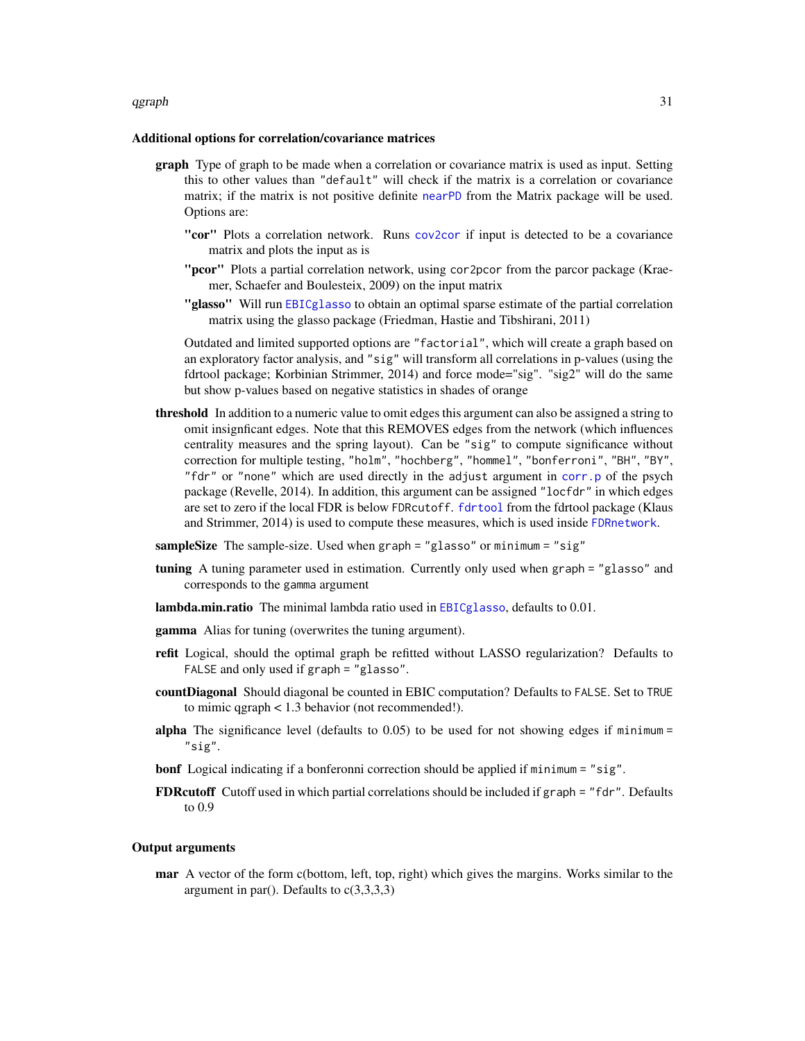### Additional options for correlation/covariance matrices

**graph** Type of graph to be made when a correlation or covariance matrix is used as input. Setting this to other values than `"default"` will check if the matrix is a correlation or covariance matrix; if the matrix is not positive definite `nearPD` from the Matrix package will be used. Options are:

- **"cor"** Plots a correlation network. Runs `cov2cor` if input is detected to be a covariance matrix and plots the input as is
- **"pcor"** Plots a partial correlation network, using `cor2pcor` from the parcor package (Kraemer, Schaefer and Boulesteix, 2009) on the input matrix
- **"glasso"** Will run `EBICglasso` to obtain an optimal sparse estimate of the partial correlation matrix using the glasso package (Friedman, Hastie and Tibshirani, 2011)

Outdated and limited supported options are `"factorial"`, which will create a graph based on an exploratory factor analysis, and `"sig"` will transform all correlations in p-values (using the fdrtool package; Korbinian Strimmer, 2014) and force mode="sig". "sig2" will do the same but show p-values based on negative statistics in shades of orange

**threshold** In addition to a numeric value to omit edges this argument can also be assigned a string to omit insignficant edges. Note that this REMOVES edges from the network (which influences centrality measures and the spring layout). Can be `"sig"` to compute significance without correction for multiple testing, `"holm"`, `"hochberg"`, `"hommel"`, `"bonferroni"`, `"BH"`, `"BY"`, `"fdr"` or `"none"` which are used directly in the `adjust` argument in `corr.p` of the psych package (Revelle, 2014). In addition, this argument can be assigned `"locfdr"` in which edges are set to zero if the local FDR is below `FDRcutoff`. `fdrtool` from the fdrtool package (Klaus and Strimmer, 2014) is used to compute these measures, which is used inside `FDRnetwork`.

**sampleSize** The sample-size. Used when `graph = "glasso"` or `minimum = "sig"`

**tuning** A tuning parameter used in estimation. Currently only used when `graph = "glasso"` and corresponds to the `gamma` argument

**lambda.min.ratio** The minimal lambda ratio used in `EBICglasso`, defaults to 0.01.

**gamma** Alias for tuning (overwrites the tuning argument).

**refit** Logical, should the optimal graph be refitted without LASSO regularization? Defaults to `FALSE` and only used if `graph = "glasso"`.

**countDiagonal** Should diagonal be counted in EBIC computation? Defaults to `FALSE`. Set to `TRUE` to mimic qgraph < 1.3 behavior (not recommended!).

**alpha** The significance level (defaults to 0.05) to be used for not showing edges if `minimum = "sig"`.

**bonf** Logical indicating if a bonferonni correction should be applied if `minimum = "sig"`.

**FDRcutoff** Cutoff used in which partial correlations should be included if `graph = "fdr"`. Defaults to 0.9

### Output arguments

**mar** A vector of the form c(bottom, left, top, right) which gives the margins. Works similar to the argument in par(). Defaults to c(3,3,3,3)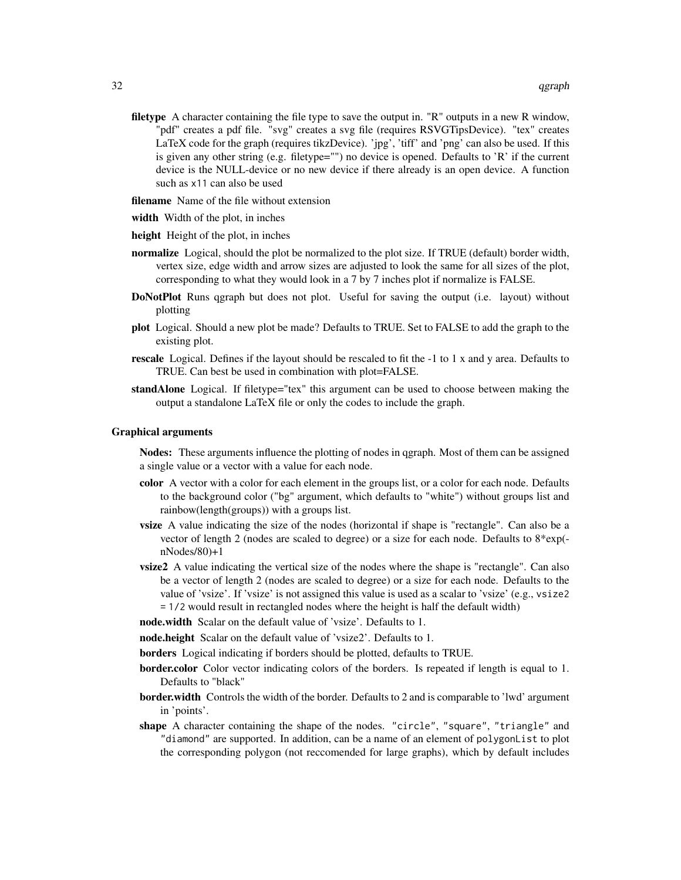**filetype** A character containing the file type to save the output in. "R" outputs in a new R window, "pdf" creates a pdf file. "svg" creates a svg file (requires RSVGTipsDevice). "tex" creates LaTeX code for the graph (requires tikzDevice). 'jpg', 'tiff' and 'png' can also be used. If this is given any other string (e.g. filetype="") no device is opened. Defaults to 'R' if the current device is the NULL-device or no new device if there already is an open device. A function such as `x11` can also be used

**filename** Name of the file without extension

**width** Width of the plot, in inches

**height** Height of the plot, in inches

**normalize** Logical, should the plot be normalized to the plot size. If TRUE (default) border width, vertex size, edge width and arrow sizes are adjusted to look the same for all sizes of the plot, corresponding to what they would look in a 7 by 7 inches plot if normalize is FALSE.

**DoNotPlot** Runs qgraph but does not plot. Useful for saving the output (i.e. layout) without plotting

**plot** Logical. Should a new plot be made? Defaults to TRUE. Set to FALSE to add the graph to the existing plot.

**rescale** Logical. Defines if the layout should be rescaled to fit the -1 to 1 x and y area. Defaults to TRUE. Can best be used in combination with plot=FALSE.

**standAlone** Logical. If filetype="tex" this argument can be used to choose between making the output a standalone LaTeX file or only the codes to include the graph.

### Graphical arguments

**Nodes:** These arguments influence the plotting of nodes in qgraph. Most of them can be assigned a single value or a vector with a value for each node.

**color** A vector with a color for each element in the groups list, or a color for each node. Defaults to the background color ("bg" argument, which defaults to "white") without groups list and rainbow(length(groups)) with a groups list.

**vsize** A value indicating the size of the nodes (horizontal if shape is "rectangle". Can also be a vector of length 2 (nodes are scaled to degree) or a size for each node. Defaults to 8*exp(-nNodes/80)+1

**vsize2** A value indicating the vertical size of the nodes where the shape is "rectangle". Can also be a vector of length 2 (nodes are scaled to degree) or a size for each node. Defaults to the value of 'vsize'. If 'vsize' is not assigned this value is used as a scalar to 'vsize' (e.g., `vsize2 = 1/2` would result in rectangled nodes where the height is half the default width)

**node.width** Scalar on the default value of 'vsize'. Defaults to 1.

**node.height** Scalar on the default value of 'vsize2'. Defaults to 1.

**borders** Logical indicating if borders should be plotted, defaults to TRUE.

**border.color** Color vector indicating colors of the borders. Is repeated if length is equal to 1. Defaults to "black"

**border.width** Controls the width of the border. Defaults to 2 and is comparable to 'lwd' argument in 'points'.

**shape** A character containing the shape of the nodes. `"circle"`, `"square"`, `"triangle"` and `"diamond"` are supported. In addition, can be a name of an element of `polygonList` to plot the corresponding polygon (not reccomended for large graphs), which by default includes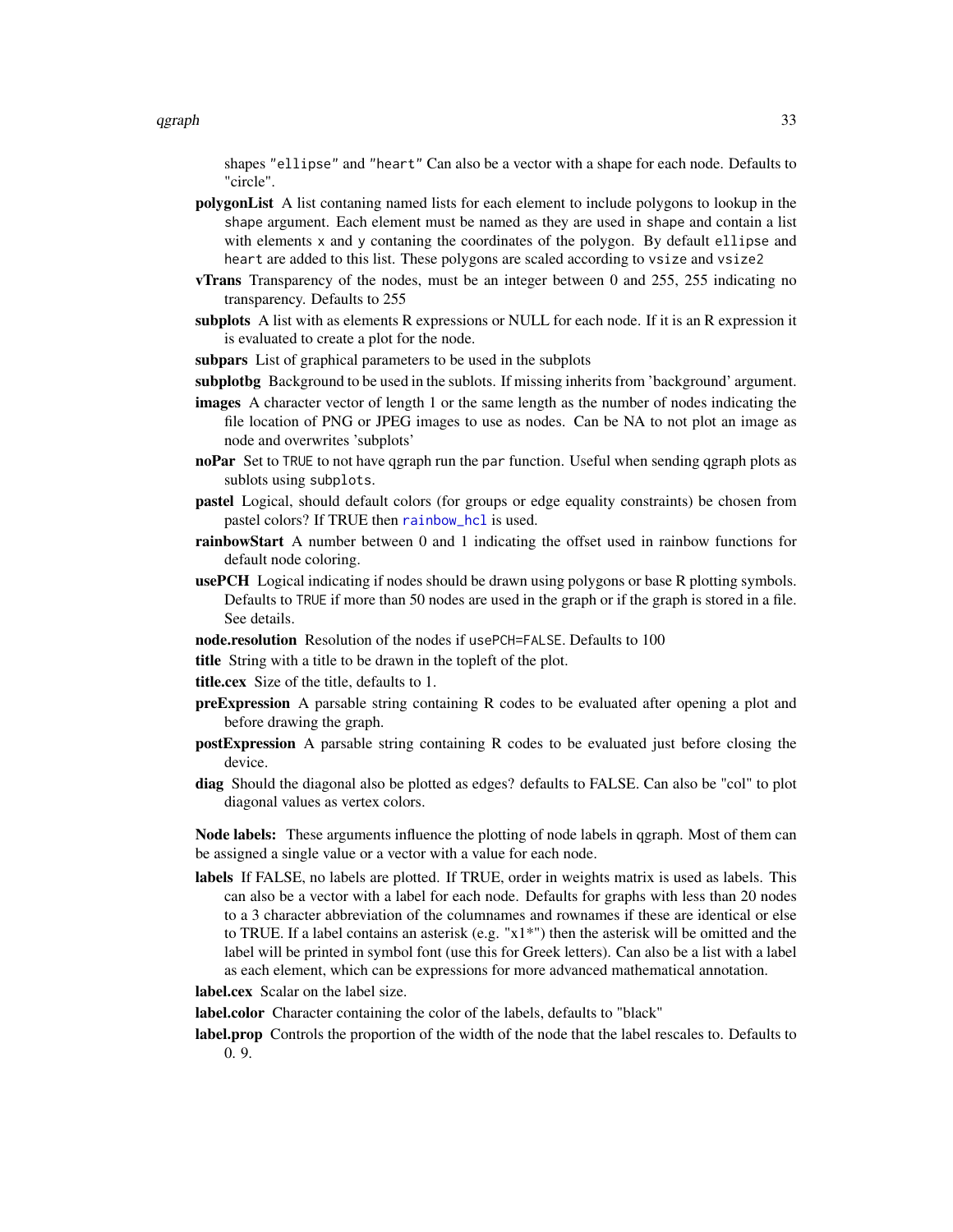shapes `"ellipse"` and `"heart"` Can also be a vector with a shape for each node. Defaults to "circle".

**polygonList** A list contaning named lists for each element to include polygons to lookup in the `shape` argument. Each element must be named as they are used in `shape` and contain a list with elements `x` and `y` contaning the coordinates of the polygon. By default `ellipse` and `heart` are added to this list. These polygons are scaled according to `vsize` and `vsize2`

**vTrans** Transparency of the nodes, must be an integer between 0 and 255, 255 indicating no transparency. Defaults to 255

**subplots** A list with as elements R expressions or NULL for each node. If it is an R expression it is evaluated to create a plot for the node.

**subpars** List of graphical parameters to be used in the subplots

**subplotbg** Background to be used in the sublots. If missing inherits from 'background' argument.

**images** A character vector of length 1 or the same length as the number of nodes indicating the file location of PNG or JPEG images to use as nodes. Can be NA to not plot an image as node and overwrites 'subplots'

**noPar** Set to `TRUE` to not have qgraph run the `par` function. Useful when sending qgraph plots as sublots using `subplots`.

**pastel** Logical, should default colors (for groups or edge equality constraints) be chosen from pastel colors? If TRUE then `rainbow_hcl` is used.

**rainbowStart** A number between 0 and 1 indicating the offset used in rainbow functions for default node coloring.

**usePCH** Logical indicating if nodes should be drawn using polygons or base R plotting symbols. Defaults to `TRUE` if more than 50 nodes are used in the graph or if the graph is stored in a file. See details.

**node.resolution** Resolution of the nodes if `usePCH=FALSE`. Defaults to 100

**title** String with a title to be drawn in the topleft of the plot.

**title.cex** Size of the title, defaults to 1.

**preExpression** A parsable string containing R codes to be evaluated after opening a plot and before drawing the graph.

**postExpression** A parsable string containing R codes to be evaluated just before closing the device.

**diag** Should the diagonal also be plotted as edges? defaults to FALSE. Can also be "col" to plot diagonal values as vertex colors.

**Node labels:** These arguments influence the plotting of node labels in qgraph. Most of them can be assigned a single value or a vector with a value for each node.

**labels** If FALSE, no labels are plotted. If TRUE, order in weights matrix is used as labels. This can also be a vector with a label for each node. Defaults for graphs with less than 20 nodes to a 3 character abbreviation of the columnames and rownames if these are identical or else to TRUE. If a label contains an asterisk (e.g. "x1*") then the asterisk will be omitted and the label will be printed in symbol font (use this for Greek letters). Can also be a list with a label as each element, which can be expressions for more advanced mathematical annotation.

**label.cex** Scalar on the label size.

**label.color** Character containing the color of the labels, defaults to "black"

**label.prop** Controls the proportion of the width of the node that the label rescales to. Defaults to 0. 9.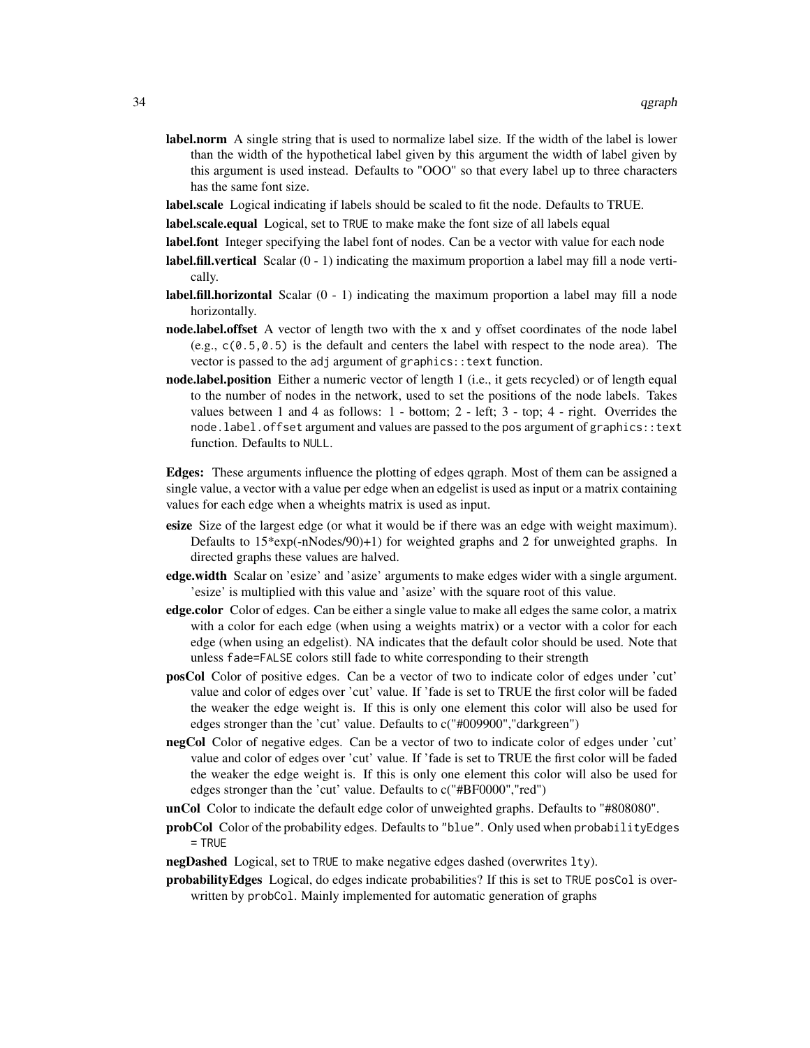**label.norm** A single string that is used to normalize label size. If the width of the label is lower than the width of the hypothetical label given by this argument the width of label given by this argument is used instead. Defaults to "OOO" so that every label up to three characters has the same font size.

**label.scale** Logical indicating if labels should be scaled to fit the node. Defaults to TRUE.

**label.scale.equal** Logical, set to `TRUE` to make make the font size of all labels equal

**label.font** Integer specifying the label font of nodes. Can be a vector with value for each node

**label.fill.vertical** Scalar (0 - 1) indicating the maximum proportion a label may fill a node vertically.

**label.fill.horizontal** Scalar (0 - 1) indicating the maximum proportion a label may fill a node horizontally.

**node.label.offset** A vector of length two with the x and y offset coordinates of the node label (e.g., `c(0.5,0.5)` is the default and centers the label with respect to the node area). The vector is passed to the `adj` argument of `graphics::text` function.

**node.label.position** Either a numeric vector of length 1 (i.e., it gets recycled) or of length equal to the number of nodes in the network, used to set the positions of the node labels. Takes values between 1 and 4 as follows: 1 - bottom; 2 - left; 3 - top; 4 - right. Overrides the `node.label.offset` argument and values are passed to the `pos` argument of `graphics::text` function. Defaults to `NULL`.

**Edges:** These arguments influence the plotting of edges qgraph. Most of them can be assigned a single value, a vector with a value per edge when an edgelist is used as input or a matrix containing values for each edge when a wheights matrix is used as input.

**esize** Size of the largest edge (or what it would be if there was an edge with weight maximum). Defaults to 15*exp(-nNodes/90)+1) for weighted graphs and 2 for unweighted graphs. In directed graphs these values are halved.

**edge.width** Scalar on 'esize' and 'asize' arguments to make edges wider with a single argument. 'esize' is multiplied with this value and 'asize' with the square root of this value.

**edge.color** Color of edges. Can be either a single value to make all edges the same color, a matrix with a color for each edge (when using a weights matrix) or a vector with a color for each edge (when using an edgelist). NA indicates that the default color should be used. Note that unless `fade=FALSE` colors still fade to white corresponding to their strength

**posCol** Color of positive edges. Can be a vector of two to indicate color of edges under 'cut' value and color of edges over 'cut' value. If 'fade is set to TRUE the first color will be faded the weaker the edge weight is. If this is only one element this color will also be used for edges stronger than the 'cut' value. Defaults to c("#009900","darkgreen")

**negCol** Color of negative edges. Can be a vector of two to indicate color of edges under 'cut' value and color of edges over 'cut' value. If 'fade is set to TRUE the first color will be faded the weaker the edge weight is. If this is only one element this color will also be used for edges stronger than the 'cut' value. Defaults to c("#BF0000","red")

**unCol** Color to indicate the default edge color of unweighted graphs. Defaults to "#808080".

**probCol** Color of the probability edges. Defaults to `"blue"`. Only used when `probabilityEdges = TRUE`

**negDashed** Logical, set to `TRUE` to make negative edges dashed (overwrites `lty`).

**probabilityEdges** Logical, do edges indicate probabilities? If this is set to `TRUE` `posCol` is overwritten by `probCol`. Mainly implemented for automatic generation of graphs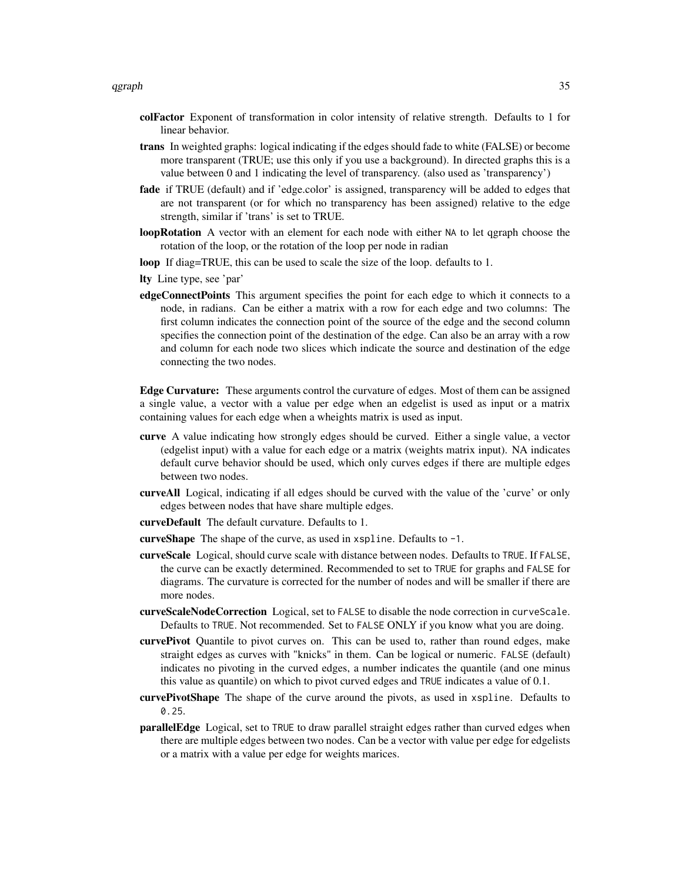**colFactor** Exponent of transformation in color intensity of relative strength. Defaults to 1 for linear behavior.

**trans** In weighted graphs: logical indicating if the edges should fade to white (FALSE) or become more transparent (TRUE; use this only if you use a background). In directed graphs this is a value between 0 and 1 indicating the level of transparency. (also used as 'transparency')

**fade** if TRUE (default) and if 'edge.color' is assigned, transparency will be added to edges that are not transparent (or for which no transparency has been assigned) relative to the edge strength, similar if 'trans' is set to TRUE.

**loopRotation** A vector with an element for each node with either `NA` to let qgraph choose the rotation of the loop, or the rotation of the loop per node in radian

**loop** If diag=TRUE, this can be used to scale the size of the loop. defaults to 1.

**lty** Line type, see 'par'

**edgeConnectPoints** This argument specifies the point for each edge to which it connects to a node, in radians. Can be either a matrix with a row for each edge and two columns: The first column indicates the connection point of the source of the edge and the second column specifies the connection point of the destination of the edge. Can also be an array with a row and column for each node two slices which indicate the source and destination of the edge connecting the two nodes.

**Edge Curvature:** These arguments control the curvature of edges. Most of them can be assigned a single value, a vector with a value per edge when an edgelist is used as input or a matrix containing values for each edge when a wheights matrix is used as input.

**curve** A value indicating how strongly edges should be curved. Either a single value, a vector (edgelist input) with a value for each edge or a matrix (weights matrix input). NA indicates default curve behavior should be used, which only curves edges if there are multiple edges between two nodes.

**curveAll** Logical, indicating if all edges should be curved with the value of the 'curve' or only edges between nodes that have share multiple edges.

**curveDefault** The default curvature. Defaults to 1.

**curveShape** The shape of the curve, as used in `xspline`. Defaults to `-1`.

**curveScale** Logical, should curve scale with distance between nodes. Defaults to `TRUE`. If `FALSE`, the curve can be exactly determined. Recommended to set to `TRUE` for graphs and `FALSE` for diagrams. The curvature is corrected for the number of nodes and will be smaller if there are more nodes.

**curveScaleNodeCorrection** Logical, set to `FALSE` to disable the node correction in `curveScale`. Defaults to `TRUE`. Not recommended. Set to `FALSE` ONLY if you know what you are doing.

**curvePivot** Quantile to pivot curves on. This can be used to, rather than round edges, make straight edges as curves with "knicks" in them. Can be logical or numeric. `FALSE` (default) indicates no pivoting in the curved edges, a number indicates the quantile (and one minus this value as quantile) on which to pivot curved edges and `TRUE` indicates a value of 0.1.

**curvePivotShape** The shape of the curve around the pivots, as used in `xspline`. Defaults to `0.25`.

**parallelEdge** Logical, set to `TRUE` to draw parallel straight edges rather than curved edges when there are multiple edges between two nodes. Can be a vector with value per edge for edgelists or a matrix with a value per edge for weights marices.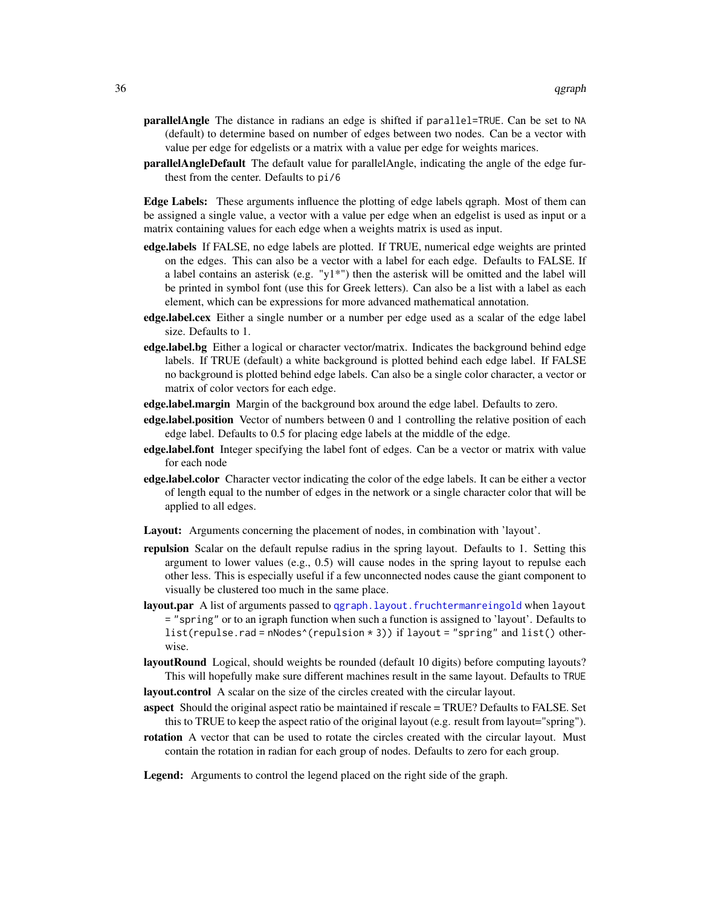**parallelAngle** The distance in radians an edge is shifted if `parallel=TRUE`. Can be set to `NA` (default) to determine based on number of edges between two nodes. Can be a vector with value per edge for edgelists or a matrix with a value per edge for weights marices.

**parallelAngleDefault** The default value for parallelAngle, indicating the angle of the edge furthest from the center. Defaults to `pi/6`

**Edge Labels:** These arguments influence the plotting of edge labels qgraph. Most of them can be assigned a single value, a vector with a value per edge when an edgelist is used as input or a matrix containing values for each edge when a weights matrix is used as input.

**edge.labels** If FALSE, no edge labels are plotted. If TRUE, numerical edge weights are printed on the edges. This can also be a vector with a label for each edge. Defaults to FALSE. If a label contains an asterisk (e.g. "y1*") then the asterisk will be omitted and the label will be printed in symbol font (use this for Greek letters). Can also be a list with a label as each element, which can be expressions for more advanced mathematical annotation.

**edge.label.cex** Either a single number or a number per edge used as a scalar of the edge label size. Defaults to 1.

**edge.label.bg** Either a logical or character vector/matrix. Indicates the background behind edge labels. If TRUE (default) a white background is plotted behind each edge label. If FALSE no background is plotted behind edge labels. Can also be a single color character, a vector or matrix of color vectors for each edge.

**edge.label.margin** Margin of the background box around the edge label. Defaults to zero.

**edge.label.position** Vector of numbers between 0 and 1 controlling the relative position of each edge label. Defaults to 0.5 for placing edge labels at the middle of the edge.

**edge.label.font** Integer specifying the label font of edges. Can be a vector or matrix with value for each node

**edge.label.color** Character vector indicating the color of the edge labels. It can be either a vector of length equal to the number of edges in the network or a single character color that will be applied to all edges.

**Layout:** Arguments concerning the placement of nodes, in combination with 'layout'.

**repulsion** Scalar on the default repulse radius in the spring layout. Defaults to 1. Setting this argument to lower values (e.g., 0.5) will cause nodes in the spring layout to repulse each other less. This is especially useful if a few unconnected nodes cause the giant component to visually be clustered too much in the same place.

**layout.par** A list of arguments passed to `qgraph.layout.fruchtermanreingold` when `layout = "spring"` or to an igraph function when such a function is assigned to 'layout'. Defaults to `list(repulse.rad = nNodes^(repulsion * 3))` if `layout = "spring"` and `list()` otherwise.

**layoutRound** Logical, should weights be rounded (default 10 digits) before computing layouts? This will hopefully make sure different machines result in the same layout. Defaults to `TRUE`

**layout.control** A scalar on the size of the circles created with the circular layout.

**aspect** Should the original aspect ratio be maintained if rescale = TRUE? Defaults to FALSE. Set this to TRUE to keep the aspect ratio of the original layout (e.g. result from layout="spring").

**rotation** A vector that can be used to rotate the circles created with the circular layout. Must contain the rotation in radian for each group of nodes. Defaults to zero for each group.

**Legend:** Arguments to control the legend placed on the right side of the graph.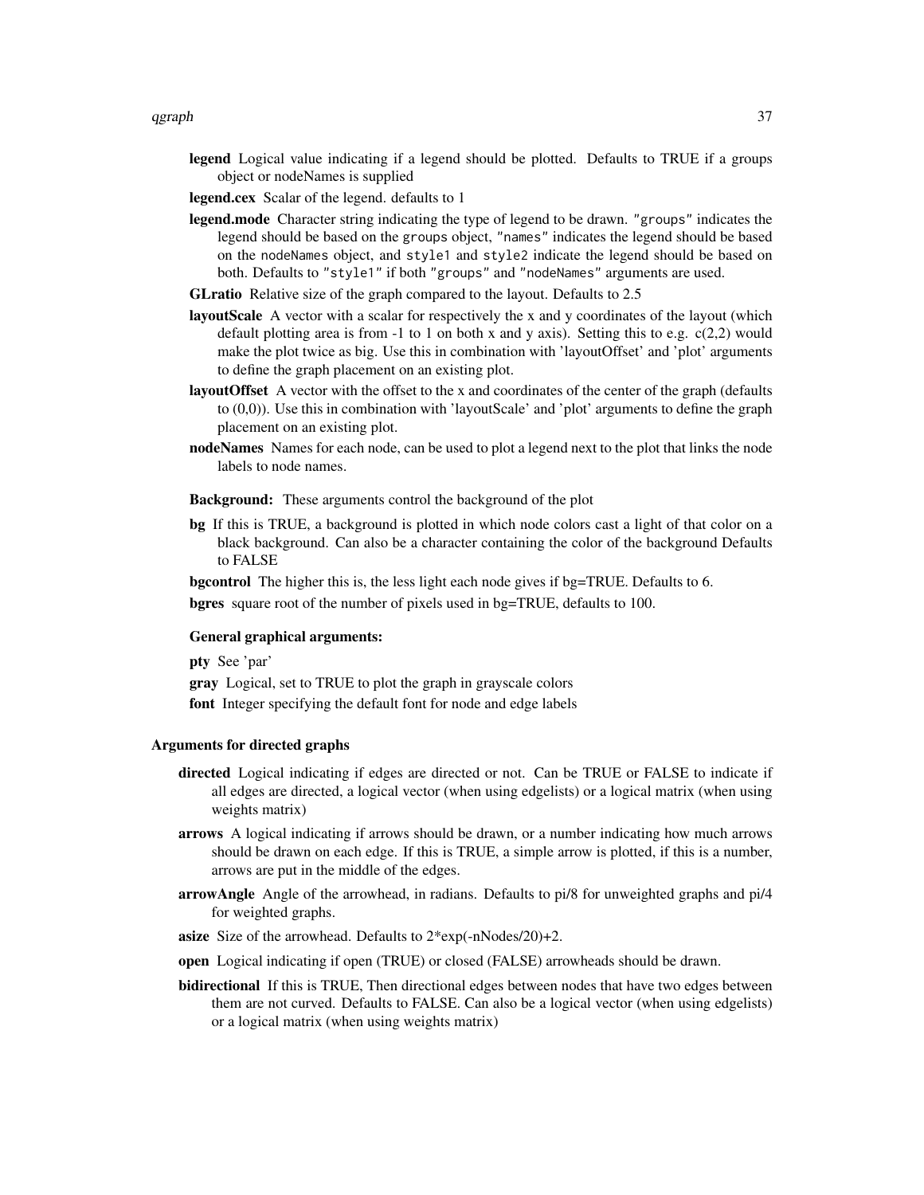**legend** Logical value indicating if a legend should be plotted. Defaults to TRUE if a groups object or nodeNames is supplied

**legend.cex** Scalar of the legend. defaults to 1

**legend.mode** Character string indicating the type of legend to be drawn. `"groups"` indicates the legend should be based on the `groups` object, `"names"` indicates the legend should be based on the `nodeNames` object, and `style1` and `style2` indicate the legend should be based on both. Defaults to `"style1"` if both `"groups"` and `"nodeNames"` arguments are used.

**GLratio** Relative size of the graph compared to the layout. Defaults to 2.5

**layoutScale** A vector with a scalar for respectively the x and y coordinates of the layout (which default plotting area is from -1 to 1 on both x and y axis). Setting this to e.g. c(2,2) would make the plot twice as big. Use this in combination with 'layoutOffset' and 'plot' arguments to define the graph placement on an existing plot.

**layoutOffset** A vector with the offset to the x and coordinates of the center of the graph (defaults to (0,0)). Use this in combination with 'layoutScale' and 'plot' arguments to define the graph placement on an existing plot.

**nodeNames** Names for each node, can be used to plot a legend next to the plot that links the node labels to node names.

**Background:** These arguments control the background of the plot

**bg** If this is TRUE, a background is plotted in which node colors cast a light of that color on a black background. Can also be a character containing the color of the background Defaults to FALSE

**bgcontrol** The higher this is, the less light each node gives if bg=TRUE. Defaults to 6.

**bgres** square root of the number of pixels used in bg=TRUE, defaults to 100.

**General graphical arguments:**

**pty** See 'par'

**gray** Logical, set to TRUE to plot the graph in grayscale colors

**font** Integer specifying the default font for node and edge labels

### Arguments for directed graphs

**directed** Logical indicating if edges are directed or not. Can be TRUE or FALSE to indicate if all edges are directed, a logical vector (when using edgelists) or a logical matrix (when using weights matrix)

**arrows** A logical indicating if arrows should be drawn, or a number indicating how much arrows should be drawn on each edge. If this is TRUE, a simple arrow is plotted, if this is a number, arrows are put in the middle of the edges.

**arrowAngle** Angle of the arrowhead, in radians. Defaults to pi/8 for unweighted graphs and pi/4 for weighted graphs.

**asize** Size of the arrowhead. Defaults to 2*exp(-nNodes/20)+2.

**open** Logical indicating if open (TRUE) or closed (FALSE) arrowheads should be drawn.

**bidirectional** If this is TRUE, Then directional edges between nodes that have two edges between them are not curved. Defaults to FALSE. Can also be a logical vector (when using edgelists) or a logical matrix (when using weights matrix)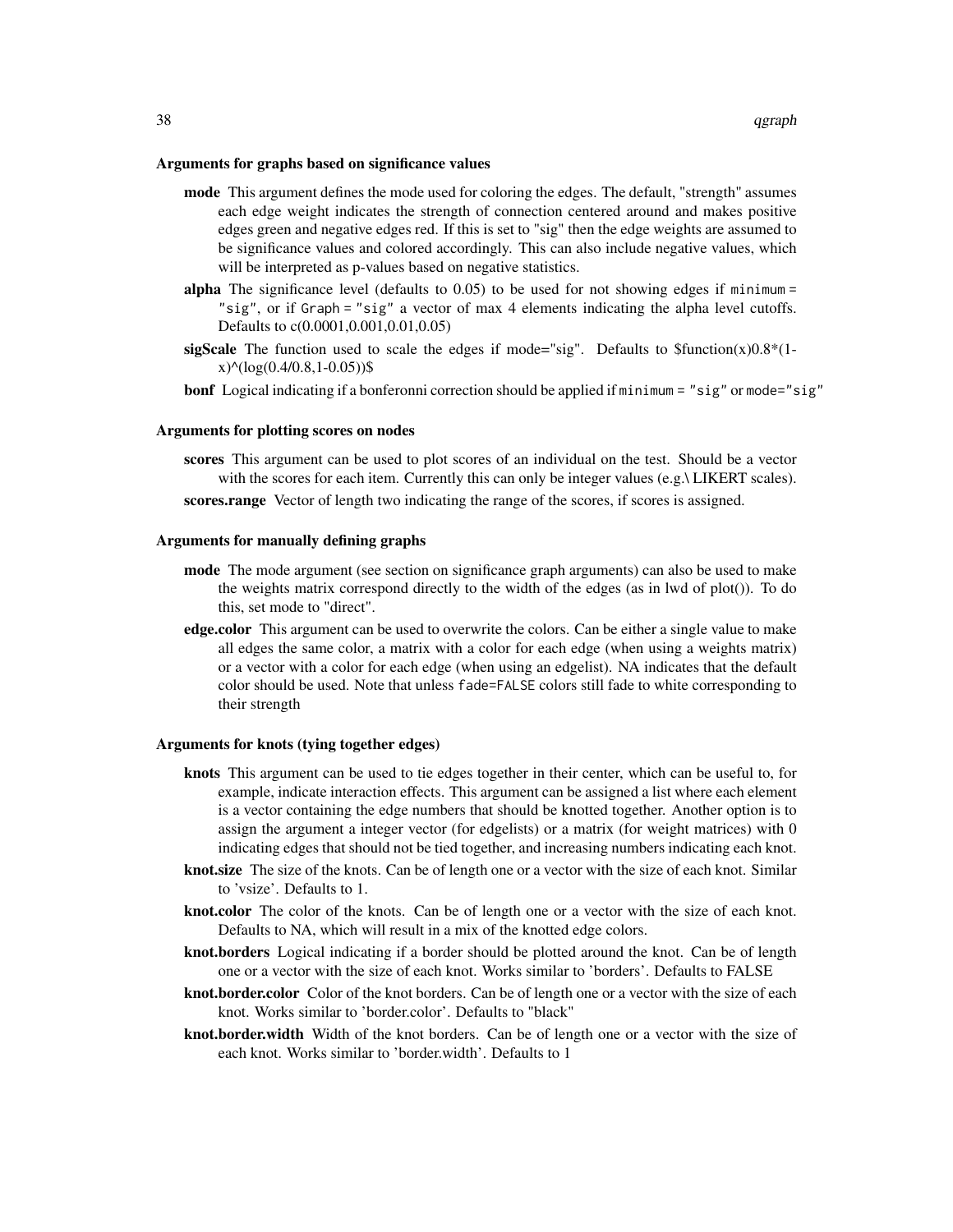#### Arguments for graphs based on significance values

**mode** This argument defines the mode used for coloring the edges. The default, "strength" assumes each edge weight indicates the strength of connection centered around and makes positive edges green and negative edges red. If this is set to "sig" then the edge weights are assumed to be significance values and colored accordingly. This can also include negative values, which will be interpreted as p-values based on negative statistics.

**alpha** The significance level (defaults to 0.05) to be used for not showing edges if `minimum = "sig"`, or if `Graph = "sig"` a vector of max 4 elements indicating the alpha level cutoffs. Defaults to c(0.0001,0.001,0.01,0.05)

**sigScale** The function used to scale the edges if mode="sig". Defaults to $function(x)0.8*(1-x)^(log(0.4/0.8,1-0.05))$

**bonf** Logical indicating if a bonferonni correction should be applied if `minimum = "sig"` or `mode="sig"`

#### Arguments for plotting scores on nodes

**scores** This argument can be used to plot scores of an individual on the test. Should be a vector with the scores for each item. Currently this can only be integer values (e.g.\ LIKERT scales).

**scores.range** Vector of length two indicating the range of the scores, if scores is assigned.

#### Arguments for manually defining graphs

**mode** The mode argument (see section on significance graph arguments) can also be used to make the weights matrix correspond directly to the width of the edges (as in lwd of plot()). To do this, set mode to "direct".

**edge.color** This argument can be used to overwrite the colors. Can be either a single value to make all edges the same color, a matrix with a color for each edge (when using a weights matrix) or a vector with a color for each edge (when using an edgelist). NA indicates that the default color should be used. Note that unless `fade=FALSE` colors still fade to white corresponding to their strength

#### Arguments for knots (tying together edges)

**knots** This argument can be used to tie edges together in their center, which can be useful to, for example, indicate interaction effects. This argument can be assigned a list where each element is a vector containing the edge numbers that should be knotted together. Another option is to assign the argument a integer vector (for edgelists) or a matrix (for weight matrices) with 0 indicating edges that should not be tied together, and increasing numbers indicating each knot.

**knot.size** The size of the knots. Can be of length one or a vector with the size of each knot. Similar to 'vsize'. Defaults to 1.

**knot.color** The color of the knots. Can be of length one or a vector with the size of each knot. Defaults to NA, which will result in a mix of the knotted edge colors.

**knot.borders** Logical indicating if a border should be plotted around the knot. Can be of length one or a vector with the size of each knot. Works similar to 'borders'. Defaults to FALSE

**knot.border.color** Color of the knot borders. Can be of length one or a vector with the size of each knot. Works similar to 'border.color'. Defaults to "black"

**knot.border.width** Width of the knot borders. Can be of length one or a vector with the size of each knot. Works similar to 'border.width'. Defaults to 1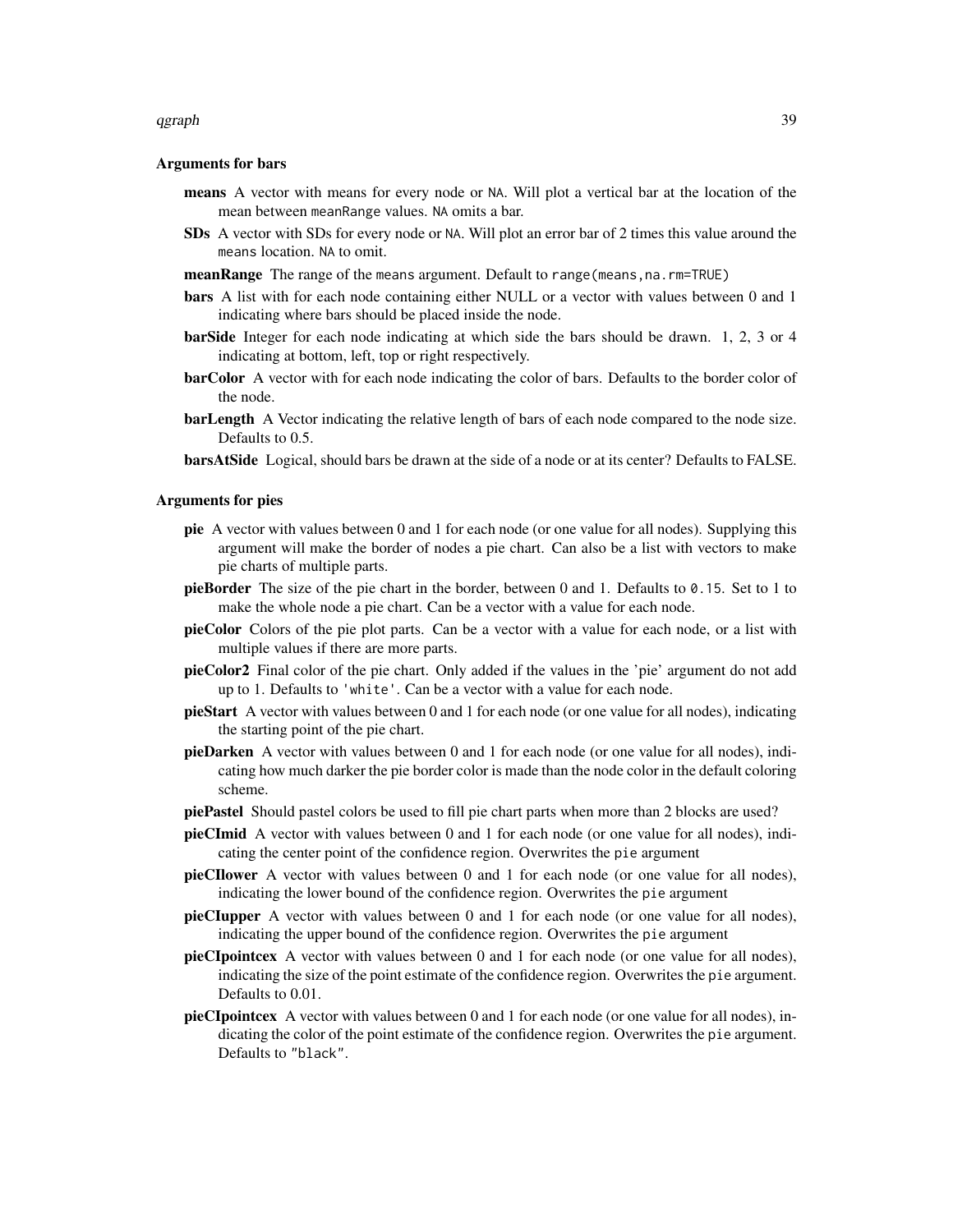### Arguments for bars

- **means** A vector with means for every node or `NA`. Will plot a vertical bar at the location of the mean between `meanRange` values. `NA` omits a bar.
- **SDs** A vector with SDs for every node or `NA`. Will plot an error bar of 2 times this value around the `means` location. `NA` to omit.
- **meanRange** The range of the `means` argument. Default to `range(means,na.rm=TRUE)`
- **bars** A list with for each node containing either NULL or a vector with values between 0 and 1 indicating where bars should be placed inside the node.
- **barSide** Integer for each node indicating at which side the bars should be drawn. 1, 2, 3 or 4 indicating at bottom, left, top or right respectively.
- **barColor** A vector with for each node indicating the color of bars. Defaults to the border color of the node.
- **barLength** A Vector indicating the relative length of bars of each node compared to the node size. Defaults to 0.5.
- **barsAtSide** Logical, should bars be drawn at the side of a node or at its center? Defaults to FALSE.

### Arguments for pies

- **pie** A vector with values between 0 and 1 for each node (or one value for all nodes). Supplying this argument will make the border of nodes a pie chart. Can also be a list with vectors to make pie charts of multiple parts.
- **pieBorder** The size of the pie chart in the border, between 0 and 1. Defaults to `0.15`. Set to 1 to make the whole node a pie chart. Can be a vector with a value for each node.
- **pieColor** Colors of the pie plot parts. Can be a vector with a value for each node, or a list with multiple values if there are more parts.
- **pieColor2** Final color of the pie chart. Only added if the values in the 'pie' argument do not add up to 1. Defaults to `'white'`. Can be a vector with a value for each node.
- **pieStart** A vector with values between 0 and 1 for each node (or one value for all nodes), indicating the starting point of the pie chart.
- **pieDarken** A vector with values between 0 and 1 for each node (or one value for all nodes), indicating how much darker the pie border color is made than the node color in the default coloring scheme.
- **piePastel** Should pastel colors be used to fill pie chart parts when more than 2 blocks are used?
- **pieCImid** A vector with values between 0 and 1 for each node (or one value for all nodes), indicating the center point of the confidence region. Overwrites the `pie` argument
- **pieCIlower** A vector with values between 0 and 1 for each node (or one value for all nodes), indicating the lower bound of the confidence region. Overwrites the `pie` argument
- **pieCIupper** A vector with values between 0 and 1 for each node (or one value for all nodes), indicating the upper bound of the confidence region. Overwrites the `pie` argument
- **pieCIpointcex** A vector with values between 0 and 1 for each node (or one value for all nodes), indicating the size of the point estimate of the confidence region. Overwrites the `pie` argument. Defaults to 0.01.
- **pieCIpointcex** A vector with values between 0 and 1 for each node (or one value for all nodes), indicating the color of the point estimate of the confidence region. Overwrites the `pie` argument. Defaults to `"black"`.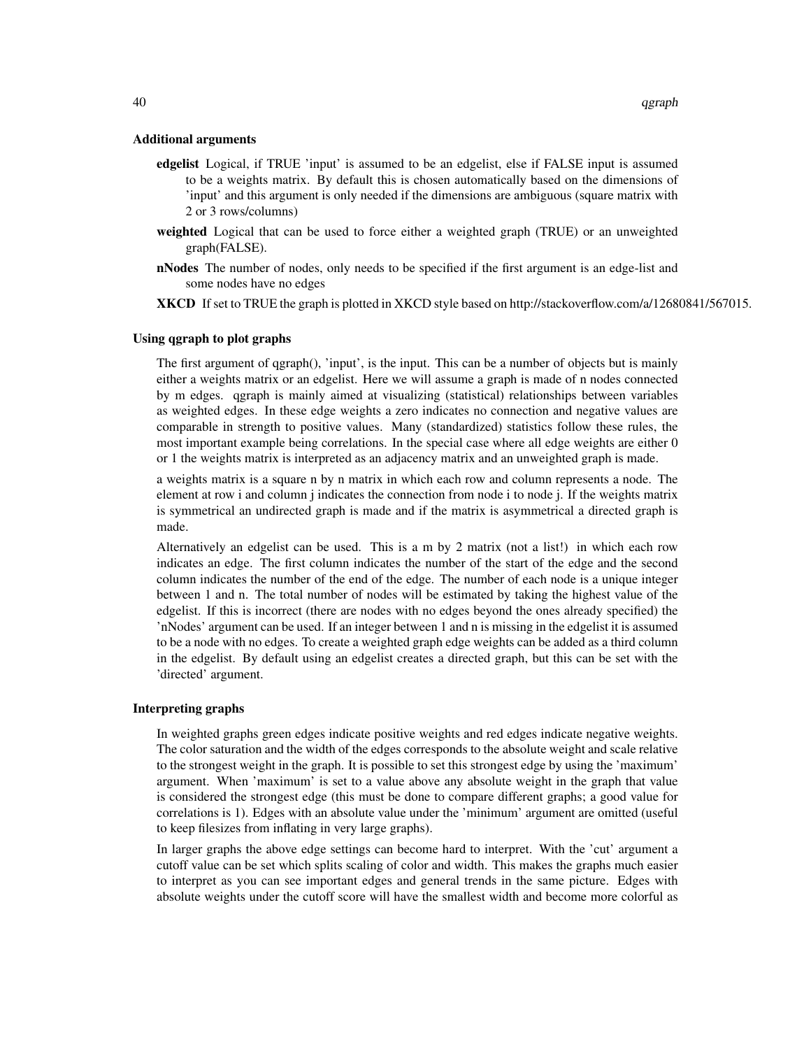### Additional arguments

**edgelist** Logical, if TRUE 'input' is assumed to be an edgelist, else if FALSE input is assumed to be a weights matrix. By default this is chosen automatically based on the dimensions of 'input' and this argument is only needed if the dimensions are ambiguous (square matrix with 2 or 3 rows/columns)

**weighted** Logical that can be used to force either a weighted graph (TRUE) or an unweighted graph(FALSE).

**nNodes** The number of nodes, only needs to be specified if the first argument is an edge-list and some nodes have no edges

**XKCD** If set to TRUE the graph is plotted in XKCD style based on http://stackoverflow.com/a/12680841/567015.

### Using qgraph to plot graphs

The first argument of qgraph(), 'input', is the input. This can be a number of objects but is mainly either a weights matrix or an edgelist. Here we will assume a graph is made of n nodes connected by m edges. qgraph is mainly aimed at visualizing (statistical) relationships between variables as weighted edges. In these edge weights a zero indicates no connection and negative values are comparable in strength to positive values. Many (standardized) statistics follow these rules, the most important example being correlations. In the special case where all edge weights are either 0 or 1 the weights matrix is interpreted as an adjacency matrix and an unweighted graph is made.

a weights matrix is a square n by n matrix in which each row and column represents a node. The element at row i and column j indicates the connection from node i to node j. If the weights matrix is symmetrical an undirected graph is made and if the matrix is asymmetrical a directed graph is made.

Alternatively an edgelist can be used. This is a m by 2 matrix (not a list!) in which each row indicates an edge. The first column indicates the number of the start of the edge and the second column indicates the number of the end of the edge. The number of each node is a unique integer between 1 and n. The total number of nodes will be estimated by taking the highest value of the edgelist. If this is incorrect (there are nodes with no edges beyond the ones already specified) the 'nNodes' argument can be used. If an integer between 1 and n is missing in the edgelist it is assumed to be a node with no edges. To create a weighted graph edge weights can be added as a third column in the edgelist. By default using an edgelist creates a directed graph, but this can be set with the 'directed' argument.

### Interpreting graphs

In weighted graphs green edges indicate positive weights and red edges indicate negative weights. The color saturation and the width of the edges corresponds to the absolute weight and scale relative to the strongest weight in the graph. It is possible to set this strongest edge by using the 'maximum' argument. When 'maximum' is set to a value above any absolute weight in the graph that value is considered the strongest edge (this must be done to compare different graphs; a good value for correlations is 1). Edges with an absolute value under the 'minimum' argument are omitted (useful to keep filesizes from inflating in very large graphs).

In larger graphs the above edge settings can become hard to interpret. With the 'cut' argument a cutoff value can be set which splits scaling of color and width. This makes the graphs much easier to interpret as you can see important edges and general trends in the same picture. Edges with absolute weights under the cutoff score will have the smallest width and become more colorful as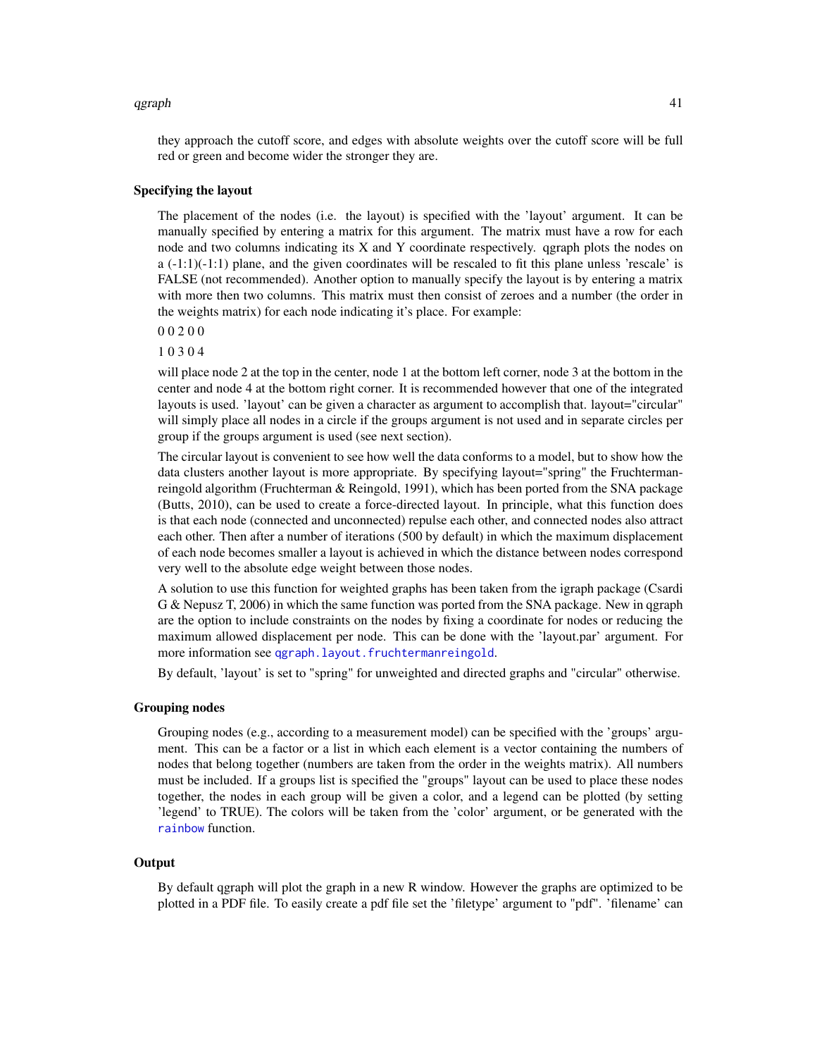they approach the cutoff score, and edges with absolute weights over the cutoff score will be full red or green and become wider the stronger they are.

### Specifying the layout

The placement of the nodes (i.e. the layout) is specified with the 'layout' argument. It can be manually specified by entering a matrix for this argument. The matrix must have a row for each node and two columns indicating its X and Y coordinate respectively. qgraph plots the nodes on a (-1:1)(-1:1) plane, and the given coordinates will be rescaled to fit this plane unless 'rescale' is FALSE (not recommended). Another option to manually specify the layout is by entering a matrix with more then two columns. This matrix must then consist of zeroes and a number (the order in the weights matrix) for each node indicating it's place. For example:

0 0 2 0 0

1 0 3 0 4

will place node 2 at the top in the center, node 1 at the bottom left corner, node 3 at the bottom in the center and node 4 at the bottom right corner. It is recommended however that one of the integrated layouts is used. 'layout' can be given a character as argument to accomplish that. layout="circular" will simply place all nodes in a circle if the groups argument is not used and in separate circles per group if the groups argument is used (see next section).

The circular layout is convenient to see how well the data conforms to a model, but to show how the data clusters another layout is more appropriate. By specifying layout="spring" the Fruchterman-reingold algorithm (Fruchterman & Reingold, 1991), which has been ported from the SNA package (Butts, 2010), can be used to create a force-directed layout. In principle, what this function does is that each node (connected and unconnected) repulse each other, and connected nodes also attract each other. Then after a number of iterations (500 by default) in which the maximum displacement of each node becomes smaller a layout is achieved in which the distance between nodes correspond very well to the absolute edge weight between those nodes.

A solution to use this function for weighted graphs has been taken from the igraph package (Csardi G & Nepusz T, 2006) in which the same function was ported from the SNA package. New in qgraph are the option to include constraints on the nodes by fixing a coordinate for nodes or reducing the maximum allowed displacement per node. This can be done with the 'layout.par' argument. For more information see `qgraph.layout.fruchtermanreingold`.

By default, 'layout' is set to "spring" for unweighted and directed graphs and "circular" otherwise.

### Grouping nodes

Grouping nodes (e.g., according to a measurement model) can be specified with the 'groups' argument. This can be a factor or a list in which each element is a vector containing the numbers of nodes that belong together (numbers are taken from the order in the weights matrix). All numbers must be included. If a groups list is specified the "groups" layout can be used to place these nodes together, the nodes in each group will be given a color, and a legend can be plotted (by setting 'legend' to TRUE). The colors will be taken from the 'color' argument, or be generated with the `rainbow` function.

### Output

By default qgraph will plot the graph in a new R window. However the graphs are optimized to be plotted in a PDF file. To easily create a pdf file set the 'filetype' argument to "pdf". 'filename' can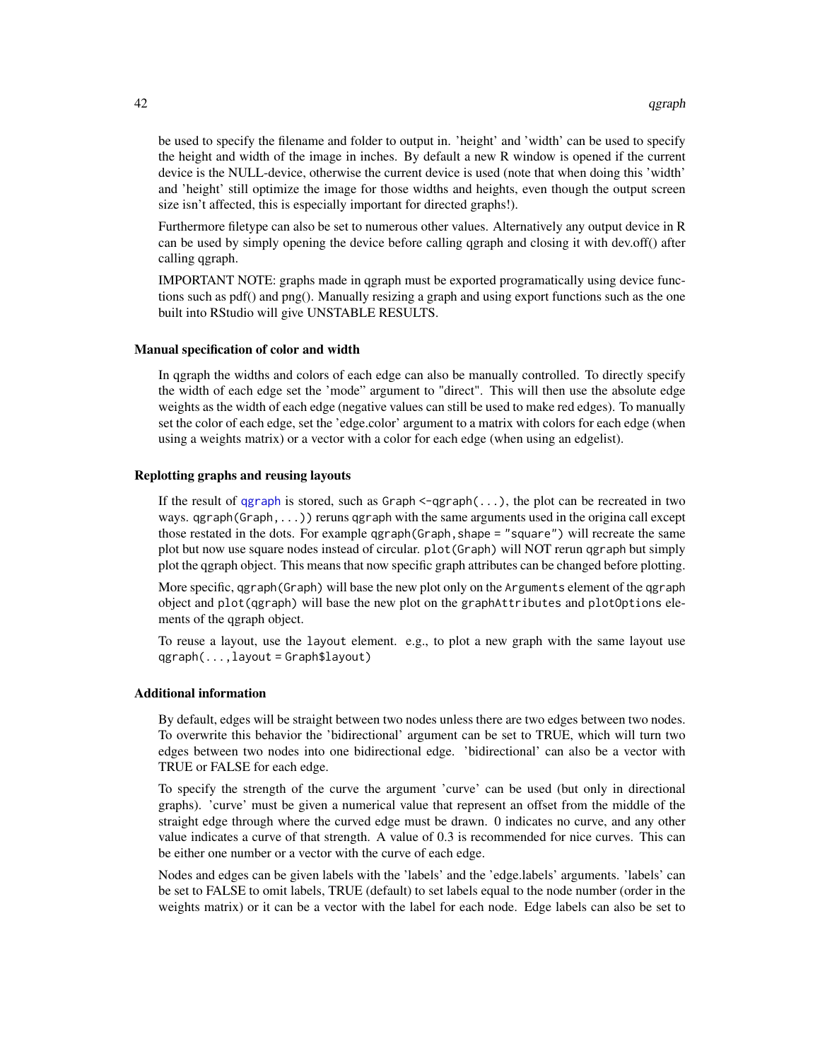be used to specify the filename and folder to output in. 'height' and 'width' can be used to specify the height and width of the image in inches. By default a new R window is opened if the current device is the NULL-device, otherwise the current device is used (note that when doing this 'width' and 'height' still optimize the image for those widths and heights, even though the output screen size isn't affected, this is especially important for directed graphs!).

Furthermore filetype can also be set to numerous other values. Alternatively any output device in R can be used by simply opening the device before calling qgraph and closing it with dev.off() after calling qgraph.

IMPORTANT NOTE: graphs made in qgraph must be exported programatically using device functions such as pdf() and png(). Manually resizing a graph and using export functions such as the one built into RStudio will give UNSTABLE RESULTS.

### Manual specification of color and width

In qgraph the widths and colors of each edge can also be manually controlled. To directly specify the width of each edge set the 'mode" argument to "direct". This will then use the absolute edge weights as the width of each edge (negative values can still be used to make red edges). To manually set the color of each edge, set the 'edge.color' argument to a matrix with colors for each edge (when using a weights matrix) or a vector with a color for each edge (when using an edgelist).

### Replotting graphs and reusing layouts

If the result of qgraph is stored, such as `Graph <-qgraph(...)`, the plot can be recreated in two ways. `qgraph(Graph,...))` reruns qgraph with the same arguments used in the origina call except those restated in the dots. For example `qgraph(Graph,shape = "square")` will recreate the same plot but now use square nodes instead of circular. `plot(Graph)` will NOT rerun qgraph but simply plot the qgraph object. This means that now specific graph attributes can be changed before plotting.

More specific, `qgraph(Graph)` will base the new plot only on the `Arguments` element of the `qgraph` object and `plot(qgraph)` will base the new plot on the `graphAttributes` and `plotOptions` elements of the qgraph object.

To reuse a layout, use the `layout` element. e.g., to plot a new graph with the same layout use `qgraph(...,layout = Graph$layout)`

### Additional information

By default, edges will be straight between two nodes unless there are two edges between two nodes. To overwrite this behavior the 'bidirectional' argument can be set to TRUE, which will turn two edges between two nodes into one bidirectional edge. 'bidirectional' can also be a vector with TRUE or FALSE for each edge.

To specify the strength of the curve the argument 'curve' can be used (but only in directional graphs). 'curve' must be given a numerical value that represent an offset from the middle of the straight edge through where the curved edge must be drawn. 0 indicates no curve, and any other value indicates a curve of that strength. A value of 0.3 is recommended for nice curves. This can be either one number or a vector with the curve of each edge.

Nodes and edges can be given labels with the 'labels' and the 'edge.labels' arguments. 'labels' can be set to FALSE to omit labels, TRUE (default) to set labels equal to the node number (order in the weights matrix) or it can be a vector with the label for each node. Edge labels can also be set to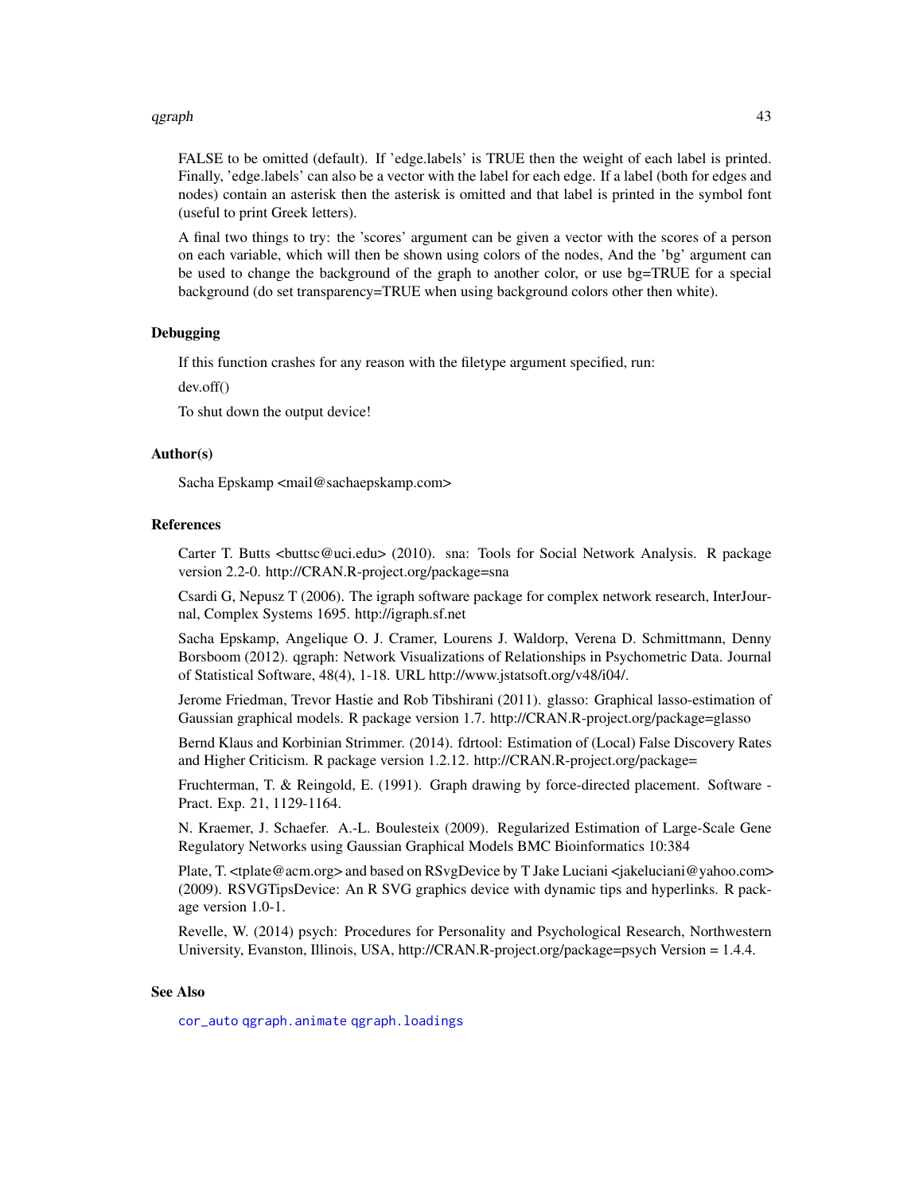FALSE to be omitted (default). If 'edge.labels' is TRUE then the weight of each label is printed. Finally, 'edge.labels' can also be a vector with the label for each edge. If a label (both for edges and nodes) contain an asterisk then the asterisk is omitted and that label is printed in the symbol font (useful to print Greek letters).

A final two things to try: the 'scores' argument can be given a vector with the scores of a person on each variable, which will then be shown using colors of the nodes, And the 'bg' argument can be used to change the background of the graph to another color, or use bg=TRUE for a special background (do set transparency=TRUE when using background colors other then white).

## Debugging

If this function crashes for any reason with the filetype argument specified, run:

dev.off()

To shut down the output device!

## Author(s)

Sacha Epskamp <mail@sachaepskamp.com>

## References

Carter T. Butts <buttsc@uci.edu> (2010). sna: Tools for Social Network Analysis. R package version 2.2-0. http://CRAN.R-project.org/package=sna

Csardi G, Nepusz T (2006). The igraph software package for complex network research, InterJournal, Complex Systems 1695. http://igraph.sf.net

Sacha Epskamp, Angelique O. J. Cramer, Lourens J. Waldorp, Verena D. Schmittmann, Denny Borsboom (2012). qgraph: Network Visualizations of Relationships in Psychometric Data. Journal of Statistical Software, 48(4), 1-18. URL http://www.jstatsoft.org/v48/i04/.

Jerome Friedman, Trevor Hastie and Rob Tibshirani (2011). glasso: Graphical lasso-estimation of Gaussian graphical models. R package version 1.7. http://CRAN.R-project.org/package=glasso

Bernd Klaus and Korbinian Strimmer. (2014). fdrtool: Estimation of (Local) False Discovery Rates and Higher Criticism. R package version 1.2.12. http://CRAN.R-project.org/package=

Fruchterman, T. & Reingold, E. (1991). Graph drawing by force-directed placement. Software - Pract. Exp. 21, 1129-1164.

N. Kraemer, J. Schaefer. A.-L. Boulesteix (2009). Regularized Estimation of Large-Scale Gene Regulatory Networks using Gaussian Graphical Models BMC Bioinformatics 10:384

Plate, T. <tplate@acm.org> and based on RSvgDevice by T Jake Luciani <jakeluciani@yahoo.com> (2009). RSVGTipsDevice: An R SVG graphics device with dynamic tips and hyperlinks. R package version 1.0-1.

Revelle, W. (2014) psych: Procedures for Personality and Psychological Research, Northwestern University, Evanston, Illinois, USA, http://CRAN.R-project.org/package=psych Version = 1.4.4.

## See Also

`cor_auto` `qgraph.animate` `qgraph.loadings`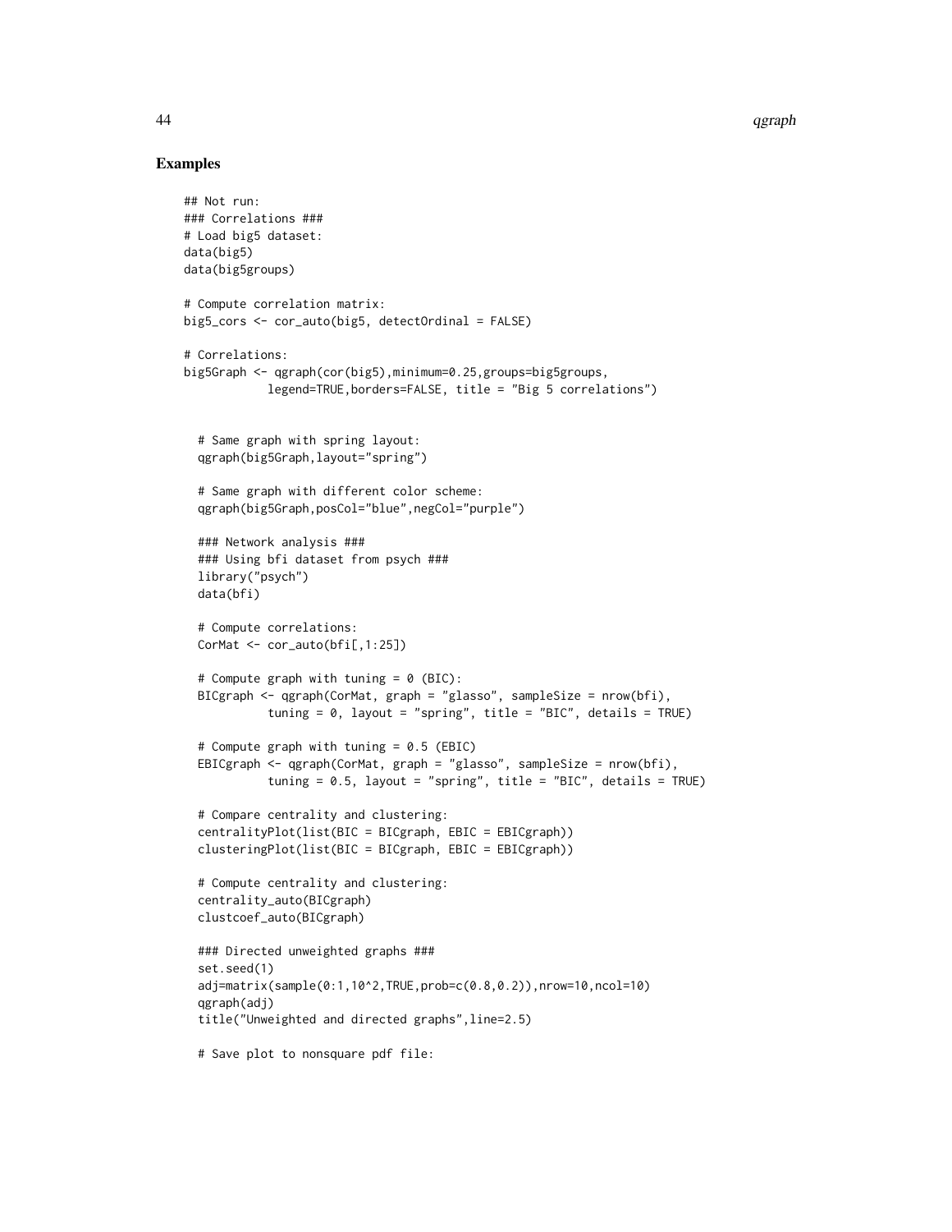## Examples

```
## Not run:
### Correlations ###
# Load big5 dataset:
data(big5)
data(big5groups)

# Compute correlation matrix:
big5_cors <- cor_auto(big5, detectOrdinal = FALSE)

# Correlations:
big5Graph <- qgraph(cor(big5),minimum=0.25,groups=big5groups,
           legend=TRUE,borders=FALSE, title = "Big 5 correlations")


  # Same graph with spring layout:
  qgraph(big5Graph,layout="spring")

  # Same graph with different color scheme:
  qgraph(big5Graph,posCol="blue",negCol="purple")

  ### Network analysis ###
  ### Using bfi dataset from psych ###
  library("psych")
  data(bfi)

  # Compute correlations:
  CorMat <- cor_auto(bfi[,1:25])

  # Compute graph with tuning = 0 (BIC):
  BICgraph <- qgraph(CorMat, graph = "glasso", sampleSize = nrow(bfi),
            tuning = 0, layout = "spring", title = "BIC", details = TRUE)

  # Compute graph with tuning = 0.5 (EBIC)
  EBICgraph <- qgraph(CorMat, graph = "glasso", sampleSize = nrow(bfi),
            tuning = 0.5, layout = "spring", title = "BIC", details = TRUE)

  # Compare centrality and clustering:
  centralityPlot(list(BIC = BICgraph, EBIC = EBICgraph))
  clusteringPlot(list(BIC = BICgraph, EBIC = EBICgraph))

  # Compute centrality and clustering:
  centrality_auto(BICgraph)
  clustcoef_auto(BICgraph)

  ### Directed unweighted graphs ###
  set.seed(1)
  adj=matrix(sample(0:1,10^2,TRUE,prob=c(0.8,0.2)),nrow=10,ncol=10)
  qgraph(adj)
  title("Unweighted and directed graphs",line=2.5)

  # Save plot to nonsquare pdf file:
```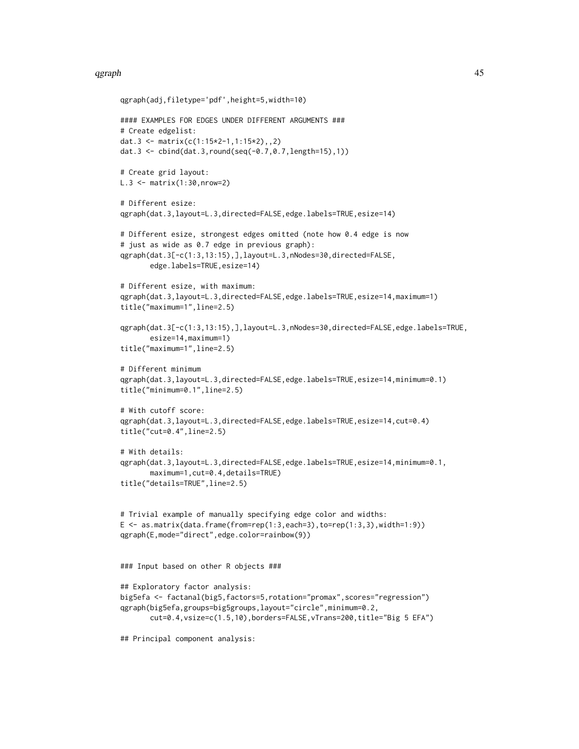```
qgraph(adj,filetype='pdf',height=5,width=10)

#### EXAMPLES FOR EDGES UNDER DIFFERENT ARGUMENTS ###
# Create edgelist:
dat.3 <- matrix(c(1:15*2-1,1:15*2),,2)
dat.3 <- cbind(dat.3,round(seq(-0.7,0.7,length=15),1))

# Create grid layout:
L.3 <- matrix(1:30,nrow=2)

# Different esize:
qgraph(dat.3,layout=L.3,directed=FALSE,edge.labels=TRUE,esize=14)

# Different esize, strongest edges omitted (note how 0.4 edge is now
# just as wide as 0.7 edge in previous graph):
qgraph(dat.3[-c(1:3,13:15),],layout=L.3,nNodes=30,directed=FALSE,
       edge.labels=TRUE,esize=14)

# Different esize, with maximum:
qgraph(dat.3,layout=L.3,directed=FALSE,edge.labels=TRUE,esize=14,maximum=1)
title("maximum=1",line=2.5)

qgraph(dat.3[-c(1:3,13:15),],layout=L.3,nNodes=30,directed=FALSE,edge.labels=TRUE,
       esize=14,maximum=1)
title("maximum=1",line=2.5)

# Different minimum
qgraph(dat.3,layout=L.3,directed=FALSE,edge.labels=TRUE,esize=14,minimum=0.1)
title("minimum=0.1",line=2.5)

# With cutoff score:
qgraph(dat.3,layout=L.3,directed=FALSE,edge.labels=TRUE,esize=14,cut=0.4)
title("cut=0.4",line=2.5)

# With details:
qgraph(dat.3,layout=L.3,directed=FALSE,edge.labels=TRUE,esize=14,minimum=0.1,
       maximum=1,cut=0.4,details=TRUE)
title("details=TRUE",line=2.5)


# Trivial example of manually specifying edge color and widths:
E <- as.matrix(data.frame(from=rep(1:3,each=3),to=rep(1:3,3),width=1:9))
qgraph(E,mode="direct",edge.color=rainbow(9))


### Input based on other R objects ###

## Exploratory factor analysis:
big5efa <- factanal(big5,factors=5,rotation="promax",scores="regression")
qgraph(big5efa,groups=big5groups,layout="circle",minimum=0.2,
       cut=0.4,vsize=c(1.5,10),borders=FALSE,vTrans=200,title="Big 5 EFA")

## Principal component analysis:
```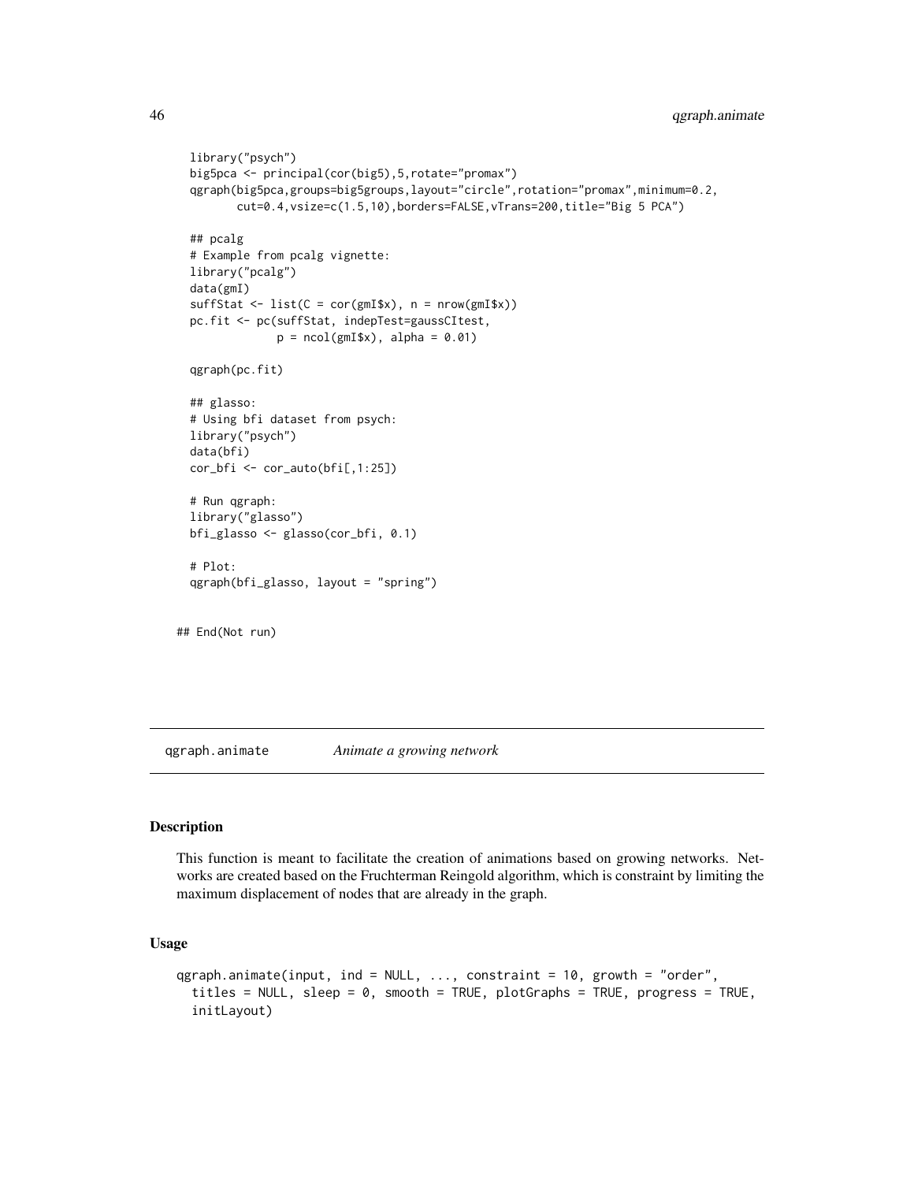```
  library("psych")
  big5pca <- principal(cor(big5),5,rotate="promax")
  qgraph(big5pca,groups=big5groups,layout="circle",rotation="promax",minimum=0.2,
         cut=0.4,vsize=c(1.5,10),borders=FALSE,vTrans=200,title="Big 5 PCA")

  ## pcalg
  # Example from pcalg vignette:
  library("pcalg")
  data(gmI)
  suffStat <- list(C = cor(gmI$x), n = nrow(gmI$x))
  pc.fit <- pc(suffStat, indepTest=gaussCItest,
              p = ncol(gmI$x), alpha = 0.01)

  qgraph(pc.fit)

  ## glasso:
  # Using bfi dataset from psych:
  library("psych")
  data(bfi)
  cor_bfi <- cor_auto(bfi[,1:25])

  # Run qgraph:
  library("glasso")
  bfi_glasso <- glasso(cor_bfi, 0.1)

  # Plot:
  qgraph(bfi_glasso, layout = "spring")


## End(Not run)
```

---

## qgraph.animate — *Animate a growing network*

---

### Description

This function is meant to facilitate the creation of animations based on growing networks. Networks are created based on the Fruchterman Reingold algorithm, which is constraint by limiting the maximum displacement of nodes that are already in the graph.

### Usage

```
qgraph.animate(input, ind = NULL, ..., constraint = 10, growth = "order",
  titles = NULL, sleep = 0, smooth = TRUE, plotGraphs = TRUE, progress = TRUE,
  initLayout)
```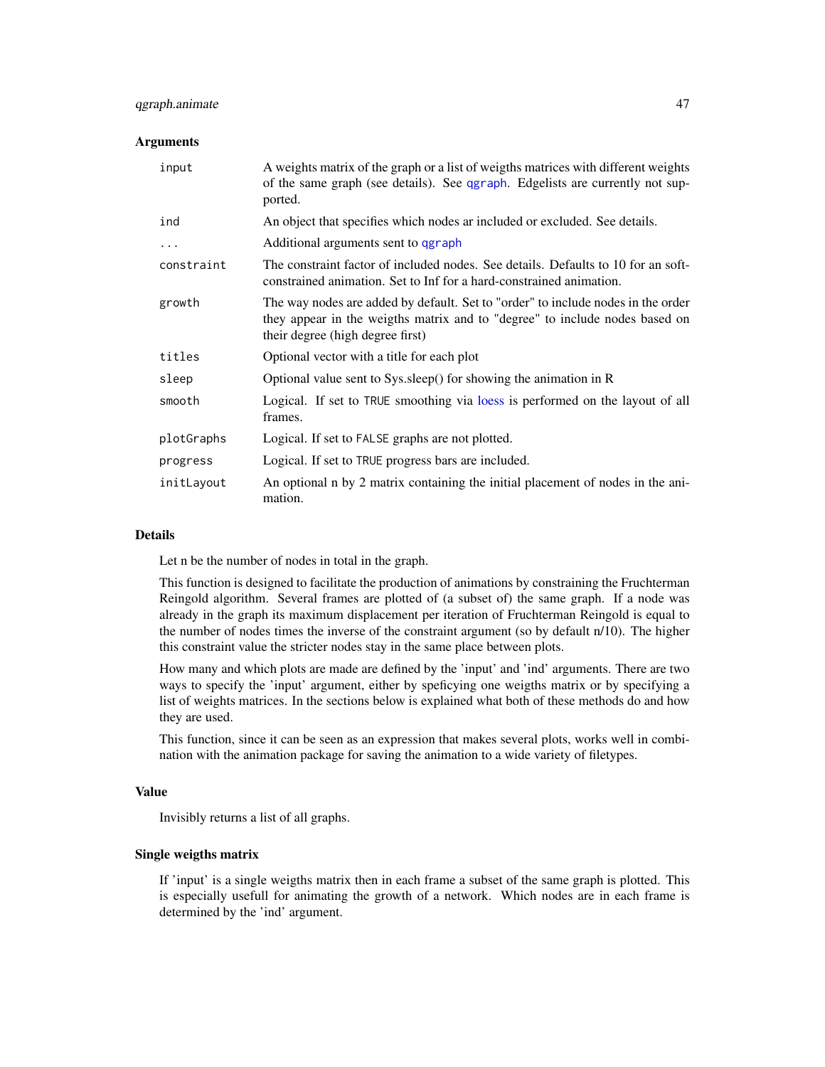### Arguments

| | |
|---|---|
| `input` | A weights matrix of the graph or a list of weigths matrices with different weights of the same graph (see details). See `qgraph`. Edgelists are currently not supported. |
| `ind` | An object that specifies which nodes ar included or excluded. See details. |
| `...` | Additional arguments sent to `qgraph` |
| `constraint` | The constraint factor of included nodes. See details. Defaults to 10 for an soft-constrained animation. Set to Inf for a hard-constrained animation. |
| `growth` | The way nodes are added by default. Set to "order" to include nodes in the order they appear in the weigths matrix and to "degree" to include nodes based on their degree (high degree first) |
| `titles` | Optional vector with a title for each plot |
| `sleep` | Optional value sent to Sys.sleep() for showing the animation in R |
| `smooth` | Logical. If set to `TRUE` smoothing via loess is performed on the layout of all frames. |
| `plotGraphs` | Logical. If set to `FALSE` graphs are not plotted. |
| `progress` | Logical. If set to `TRUE` progress bars are included. |
| `initLayout` | An optional n by 2 matrix containing the initial placement of nodes in the animation. |

### Details

Let n be the number of nodes in total in the graph.

This function is designed to facilitate the production of animations by constraining the Fruchterman Reingold algorithm. Several frames are plotted of (a subset of) the same graph. If a node was already in the graph its maximum displacement per iteration of Fruchterman Reingold is equal to the number of nodes times the inverse of the constraint argument (so by default n/10). The higher this constraint value the stricter nodes stay in the same place between plots.

How many and which plots are made are defined by the 'input' and 'ind' arguments. There are two ways to specify the 'input' argument, either by speficying one weigths matrix or by specifying a list of weights matrices. In the sections below is explained what both of these methods do and how they are used.

This function, since it can be seen as an expression that makes several plots, works well in combination with the animation package for saving the animation to a wide variety of filetypes.

### Value

Invisibly returns a list of all graphs.

### Single weigths matrix

If 'input' is a single weigths matrix then in each frame a subset of the same graph is plotted. This is especially usefull for animating the growth of a network. Which nodes are in each frame is determined by the 'ind' argument.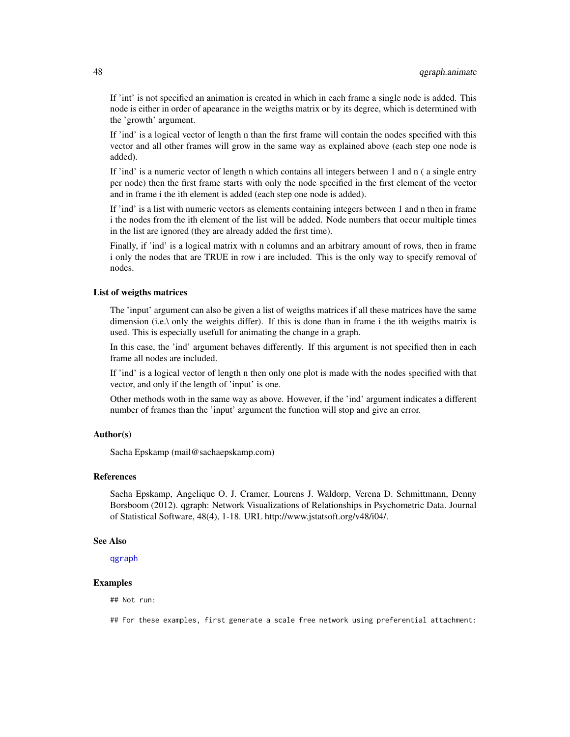If 'int' is not specified an animation is created in which in each frame a single node is added. This node is either in order of apearance in the weigths matrix or by its degree, which is determined with the 'growth' argument.

If 'ind' is a logical vector of length n than the first frame will contain the nodes specified with this vector and all other frames will grow in the same way as explained above (each step one node is added).

If 'ind' is a numeric vector of length n which contains all integers between 1 and n ( a single entry per node) then the first frame starts with only the node specified in the first element of the vector and in frame i the ith element is added (each step one node is added).

If 'ind' is a list with numeric vectors as elements containing integers between 1 and n then in frame i the nodes from the ith element of the list will be added. Node numbers that occur multiple times in the list are ignored (they are already added the first time).

Finally, if 'ind' is a logical matrix with n columns and an arbitrary amount of rows, then in frame i only the nodes that are TRUE in row i are included. This is the only way to specify removal of nodes.

### List of weigths matrices

The 'input' argument can also be given a list of weigths matrices if all these matrices have the same dimension (i.e.\ only the weights differ). If this is done than in frame i the ith weigths matrix is used. This is especially usefull for animating the change in a graph.

In this case, the 'ind' argument behaves differently. If this argument is not specified then in each frame all nodes are included.

If 'ind' is a logical vector of length n then only one plot is made with the nodes specified with that vector, and only if the length of 'input' is one.

Other methods woth in the same way as above. However, if the 'ind' argument indicates a different number of frames than the 'input' argument the function will stop and give an error.

### Author(s)

Sacha Epskamp (mail@sachaepskamp.com)

### References

Sacha Epskamp, Angelique O. J. Cramer, Lourens J. Waldorp, Verena D. Schmittmann, Denny Borsboom (2012). qgraph: Network Visualizations of Relationships in Psychometric Data. Journal of Statistical Software, 48(4), 1-18. URL http://www.jstatsoft.org/v48/i04/.

### See Also

qgraph

### Examples

```
## Not run:

## For these examples, first generate a scale free network using preferential attachment:
```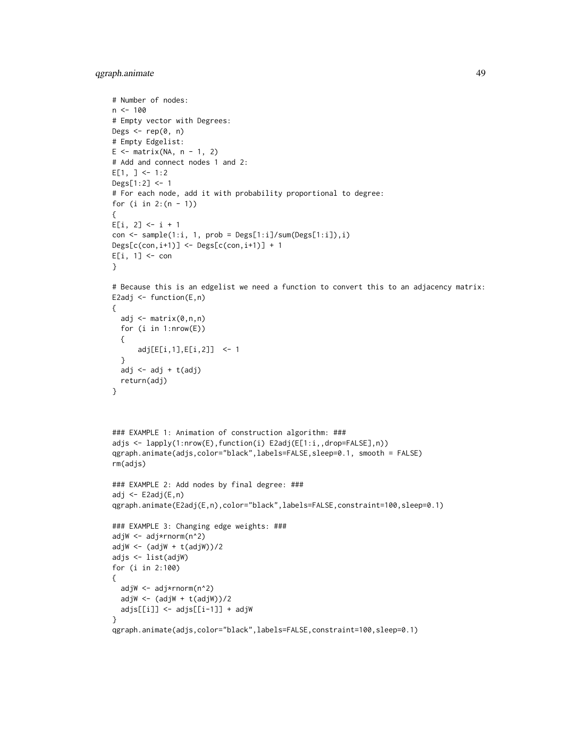```
# Number of nodes:
n <- 100
# Empty vector with Degrees:
Degs <- rep(0, n)
# Empty Edgelist:
E <- matrix(NA, n - 1, 2)
# Add and connect nodes 1 and 2:
E[1, ] <- 1:2
Degs[1:2] <- 1
# For each node, add it with probability proportional to degree:
for (i in 2:(n - 1))
{
E[i, 2] <- i + 1
con <- sample(1:i, 1, prob = Degs[1:i]/sum(Degs[1:i]),i)
Degs[c(con,i+1)] <- Degs[c(con,i+1)] + 1
E[i, 1] <- con
}

# Because this is an edgelist we need a function to convert this to an adjacency matrix:
E2adj <- function(E,n)
{
  adj <- matrix(0,n,n)
  for (i in 1:nrow(E))
  {
      adj[E[i,1],E[i,2]]  <- 1
  }
  adj <- adj + t(adj)
  return(adj)
}



### EXAMPLE 1: Animation of construction algorithm: ###
adjs <- lapply(1:nrow(E),function(i) E2adj(E[1:i,,drop=FALSE],n))
qgraph.animate(adjs,color="black",labels=FALSE,sleep=0.1, smooth = FALSE)
rm(adjs)

### EXAMPLE 2: Add nodes by final degree: ###
adj <- E2adj(E,n)
qgraph.animate(E2adj(E,n),color="black",labels=FALSE,constraint=100,sleep=0.1)

### EXAMPLE 3: Changing edge weights: ###
adjW <- adj*rnorm(n^2)
adjW <- (adjW + t(adjW))/2
adjs <- list(adjW)
for (i in 2:100)
{
  adjW <- adj*rnorm(n^2)
  adjW <- (adjW + t(adjW))/2
  adjs[[i]] <- adjs[[i-1]] + adjW
}
qgraph.animate(adjs,color="black",labels=FALSE,constraint=100,sleep=0.1)
```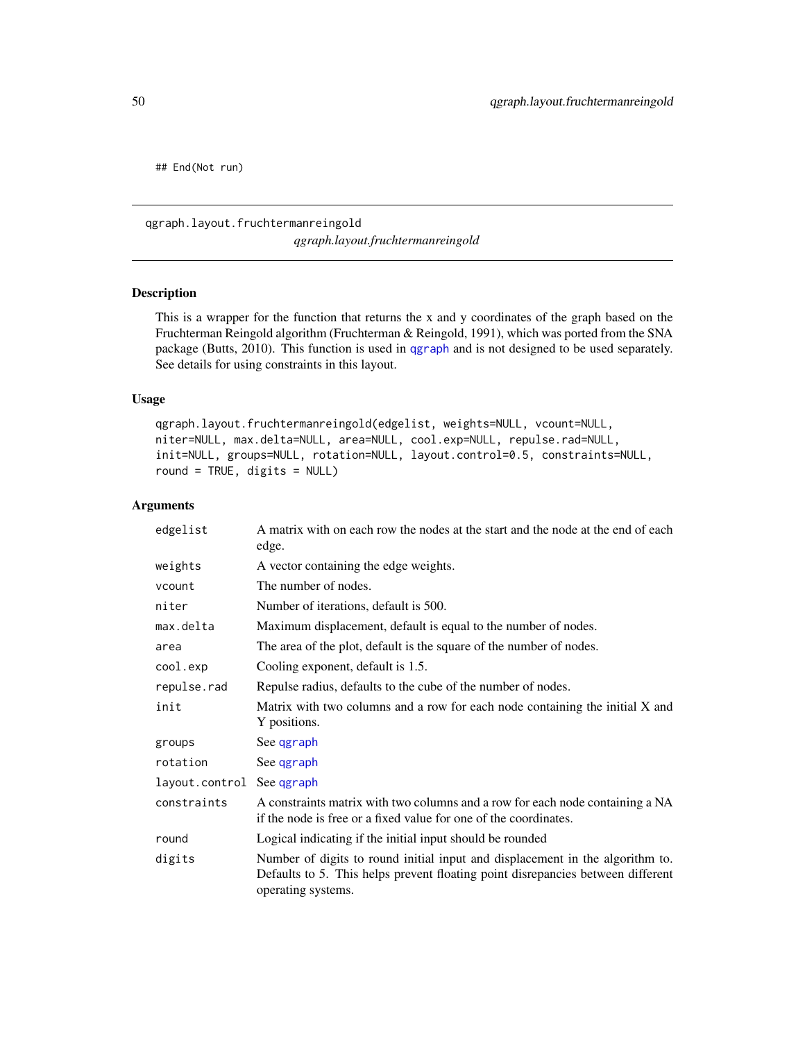```
## End(Not run)
```

---

qgraph.layout.fruchtermanreingold &nbsp;&nbsp;&nbsp;&nbsp;&nbsp;&nbsp;&nbsp; *qgraph.layout.fruchtermanreingold*

---

## Description

This is a wrapper for the function that returns the x and y coordinates of the graph based on the Fruchterman Reingold algorithm (Fruchterman & Reingold, 1991), which was ported from the SNA package (Butts, 2010). This function is used in qgraph and is not designed to be used separately. See details for using constraints in this layout.

## Usage

```
qgraph.layout.fruchtermanreingold(edgelist, weights=NULL, vcount=NULL,
niter=NULL, max.delta=NULL, area=NULL, cool.exp=NULL, repulse.rad=NULL,
init=NULL, groups=NULL, rotation=NULL, layout.control=0.5, constraints=NULL,
round = TRUE, digits = NULL)
```

## Arguments

| | |
|---|---|
| `edgelist` | A matrix with on each row the nodes at the start and the node at the end of each edge. |
| `weights` | A vector containing the edge weights. |
| `vcount` | The number of nodes. |
| `niter` | Number of iterations, default is 500. |
| `max.delta` | Maximum displacement, default is equal to the number of nodes. |
| `area` | The area of the plot, default is the square of the number of nodes. |
| `cool.exp` | Cooling exponent, default is 1.5. |
| `repulse.rad` | Repulse radius, defaults to the cube of the number of nodes. |
| `init` | Matrix with two columns and a row for each node containing the initial X and Y positions. |
| `groups` | See qgraph |
| `rotation` | See qgraph |
| `layout.control` | See qgraph |
| `constraints` | A constraints matrix with two columns and a row for each node containing a NA if the node is free or a fixed value for one of the coordinates. |
| `round` | Logical indicating if the initial input should be rounded |
| `digits` | Number of digits to round initial input and displacement in the algorithm to. Defaults to 5. This helps prevent floating point disrepancies between different operating systems. |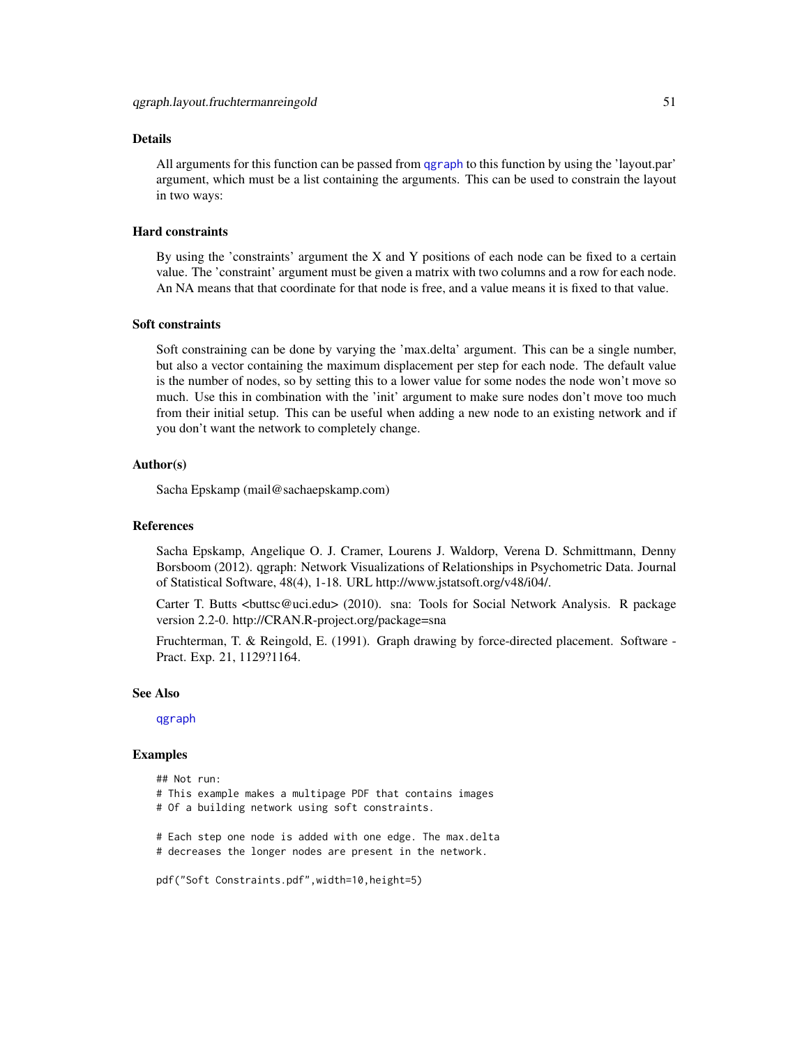### Details

All arguments for this function can be passed from qgraph to this function by using the 'layout.par' argument, which must be a list containing the arguments. This can be used to constrain the layout in two ways:

### Hard constraints

By using the 'constraints' argument the X and Y positions of each node can be fixed to a certain value. The 'constraint' argument must be given a matrix with two columns and a row for each node. An NA means that that coordinate for that node is free, and a value means it is fixed to that value.

### Soft constraints

Soft constraining can be done by varying the 'max.delta' argument. This can be a single number, but also a vector containing the maximum displacement per step for each node. The default value is the number of nodes, so by setting this to a lower value for some nodes the node won't move so much. Use this in combination with the 'init' argument to make sure nodes don't move too much from their initial setup. This can be useful when adding a new node to an existing network and if you don't want the network to completely change.

### Author(s)

Sacha Epskamp (mail@sachaepskamp.com)

### References

Sacha Epskamp, Angelique O. J. Cramer, Lourens J. Waldorp, Verena D. Schmittmann, Denny Borsboom (2012). qgraph: Network Visualizations of Relationships in Psychometric Data. Journal of Statistical Software, 48(4), 1-18. URL http://www.jstatsoft.org/v48/i04/.

Carter T. Butts <buttsc@uci.edu> (2010). sna: Tools for Social Network Analysis. R package version 2.2-0. http://CRAN.R-project.org/package=sna

Fruchterman, T. & Reingold, E. (1991). Graph drawing by force-directed placement. Software - Pract. Exp. 21, 1129?1164.

### See Also

qgraph

### Examples

```
## Not run:
# This example makes a multipage PDF that contains images
# Of a building network using soft constraints.

# Each step one node is added with one edge. The max.delta
# decreases the longer nodes are present in the network.

pdf("Soft Constraints.pdf",width=10,height=5)
```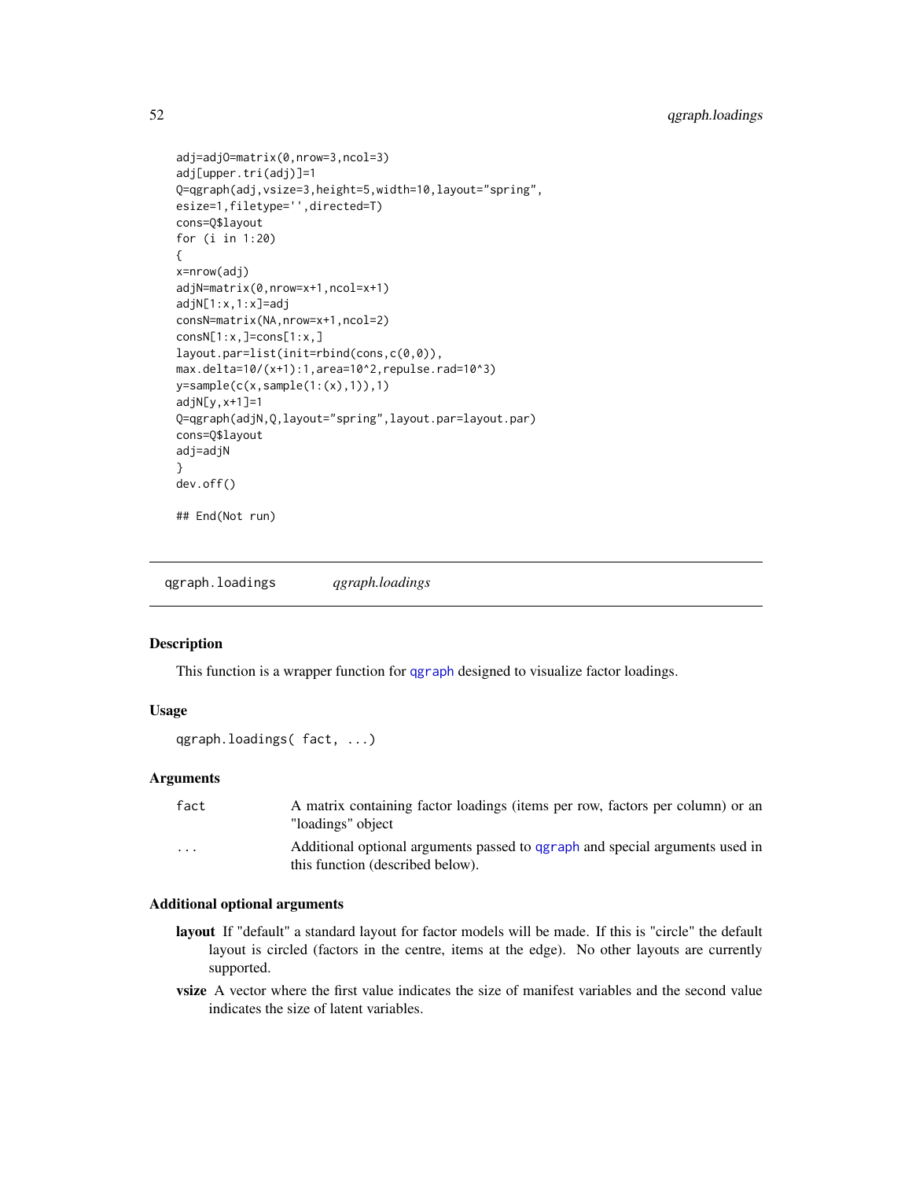```
adj=adjO=matrix(0,nrow=3,ncol=3)
adj[upper.tri(adj)]=1
Q=qgraph(adj,vsize=3,height=5,width=10,layout="spring",
esize=1,filetype='',directed=T)
cons=Q$layout
for (i in 1:20)
{
x=nrow(adj)
adjN=matrix(0,nrow=x+1,ncol=x+1)
adjN[1:x,1:x]=adj
consN=matrix(NA,nrow=x+1,ncol=2)
consN[1:x,]=cons[1:x,]
layout.par=list(init=rbind(cons,c(0,0)),
max.delta=10/(x+1):1,area=10^2,repulse.rad=10^3)
y=sample(c(x,sample(1:(x),1)),1)
adjN[y,x+1]=1
Q=qgraph(adjN,Q,layout="spring",layout.par=layout.par)
cons=Q$layout
adj=adjN
}
dev.off()

## End(Not run)
```

## qgraph.loadings *qgraph.loadings*

### Description

This function is a wrapper function for qgraph designed to visualize factor loadings.

### Usage

```
qgraph.loadings( fact, ...)
```

### Arguments

| | |
|---|---|
| fact | A matrix containing factor loadings (items per row, factors per column) or an "loadings" object |
| ... | Additional optional arguments passed to qgraph and special arguments used in this function (described below). |

### Additional optional arguments

**layout** If "default" a standard layout for factor models will be made. If this is "circle" the default layout is circled (factors in the centre, items at the edge). No other layouts are currently supported.

**vsize** A vector where the first value indicates the size of manifest variables and the second value indicates the size of latent variables.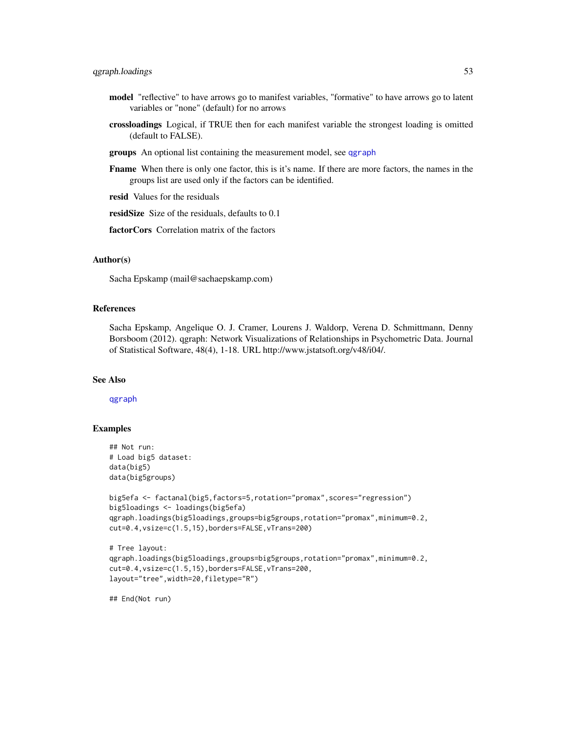**model** "reflective" to have arrows go to manifest variables, "formative" to have arrows go to latent variables or "none" (default) for no arrows

**crossloadings** Logical, if TRUE then for each manifest variable the strongest loading is omitted (default to FALSE).

**groups** An optional list containing the measurement model, see qgraph

**Fname** When there is only one factor, this is it's name. If there are more factors, the names in the groups list are used only if the factors can be identified.

**resid** Values for the residuals

**residSize** Size of the residuals, defaults to 0.1

**factorCors** Correlation matrix of the factors

## Author(s)

Sacha Epskamp (mail@sachaepskamp.com)

## References

Sacha Epskamp, Angelique O. J. Cramer, Lourens J. Waldorp, Verena D. Schmittmann, Denny Borsboom (2012). qgraph: Network Visualizations of Relationships in Psychometric Data. Journal of Statistical Software, 48(4), 1-18. URL http://www.jstatsoft.org/v48/i04/.

## See Also

qgraph

## Examples

```
## Not run:
# Load big5 dataset:
data(big5)
data(big5groups)

big5efa <- factanal(big5,factors=5,rotation="promax",scores="regression")
big5loadings <- loadings(big5efa)
qgraph.loadings(big5loadings,groups=big5groups,rotation="promax",minimum=0.2,
cut=0.4,vsize=c(1.5,15),borders=FALSE,vTrans=200)

# Tree layout:
qgraph.loadings(big5loadings,groups=big5groups,rotation="promax",minimum=0.2,
cut=0.4,vsize=c(1.5,15),borders=FALSE,vTrans=200,
layout="tree",width=20,filetype="R")

## End(Not run)
```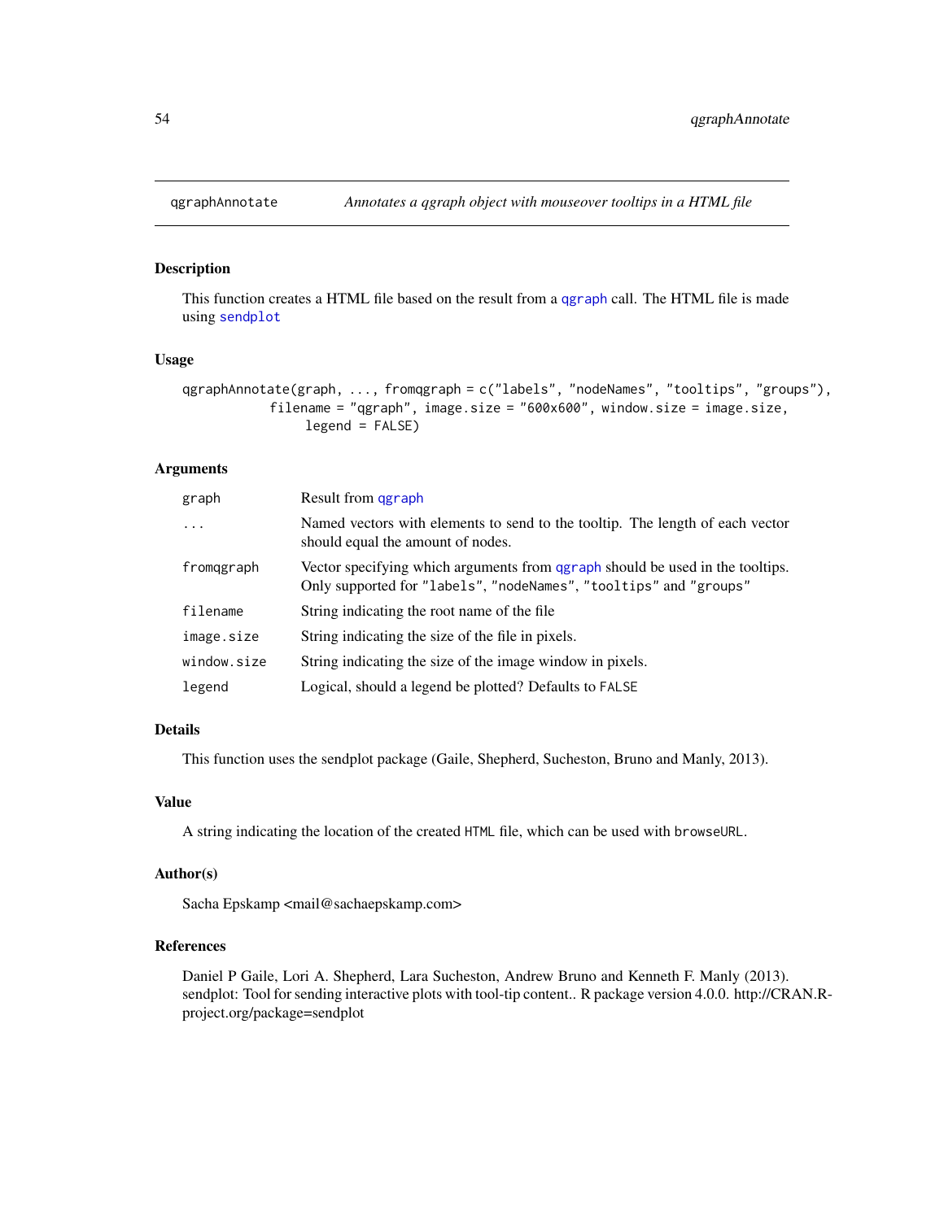## qgraphAnnotate — *Annotates a qgraph object with mouseover tooltips in a HTML file*

### Description

This function creates a HTML file based on the result from a qgraph call. The HTML file is made using sendplot

### Usage

```
qgraphAnnotate(graph, ..., fromqgraph = c("labels", "nodeNames", "tooltips", "groups"),
           filename = "qgraph", image.size = "600x600", window.size = image.size,
                legend = FALSE)
```

### Arguments

| | |
|---|---|
| `graph` | Result from qgraph |
| `...` | Named vectors with elements to send to the tooltip. The length of each vector should equal the amount of nodes. |
| `fromqgraph` | Vector specifying which arguments from qgraph should be used in the tooltips. Only supported for "labels", "nodeNames", "tooltips" and "groups" |
| `filename` | String indicating the root name of the file |
| `image.size` | String indicating the size of the file in pixels. |
| `window.size` | String indicating the size of the image window in pixels. |
| `legend` | Logical, should a legend be plotted? Defaults to FALSE |

### Details

This function uses the sendplot package (Gaile, Shepherd, Sucheston, Bruno and Manly, 2013).

### Value

A string indicating the location of the created HTML file, which can be used with browseURL.

### Author(s)

Sacha Epskamp <mail@sachaepskamp.com>

### References

Daniel P Gaile, Lori A. Shepherd, Lara Sucheston, Andrew Bruno and Kenneth F. Manly (2013). sendplot: Tool for sending interactive plots with tool-tip content.. R package version 4.0.0. http://CRAN.R-project.org/package=sendplot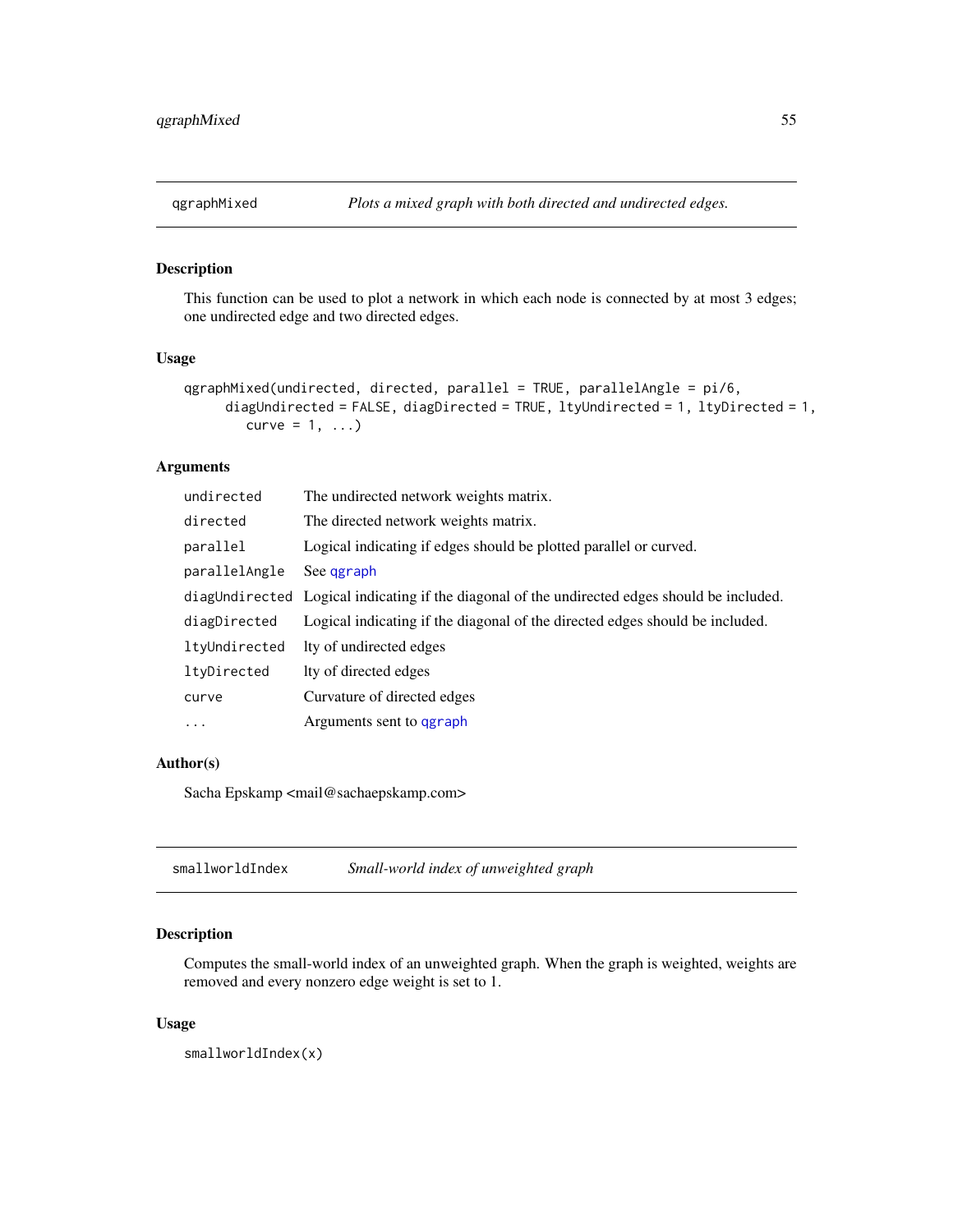## qgraphMixed — *Plots a mixed graph with both directed and undirected edges.*

### Description

This function can be used to plot a network in which each node is connected by at most 3 edges; one undirected edge and two directed edges.

### Usage

```
qgraphMixed(undirected, directed, parallel = TRUE, parallelAngle = pi/6,
     diagUndirected = FALSE, diagDirected = TRUE, ltyUndirected = 1, ltyDirected = 1,
       curve = 1, ...)
```

### Arguments

| | |
|---|---|
| `undirected` | The undirected network weights matrix. |
| `directed` | The directed network weights matrix. |
| `parallel` | Logical indicating if edges should be plotted parallel or curved. |
| `parallelAngle` | See `qgraph` |
| `diagUndirected` | Logical indicating if the diagonal of the undirected edges should be included. |
| `diagDirected` | Logical indicating if the diagonal of the directed edges should be included. |
| `ltyUndirected` | lty of undirected edges |
| `ltyDirected` | lty of directed edges |
| `curve` | Curvature of directed edges |
| `...` | Arguments sent to `qgraph` |

### Author(s)

Sacha Epskamp <mail@sachaepskamp.com>

## smallworldIndex — *Small-world index of unweighted graph*

### Description

Computes the small-world index of an unweighted graph. When the graph is weighted, weights are removed and every nonzero edge weight is set to 1.

### Usage

```
smallworldIndex(x)
```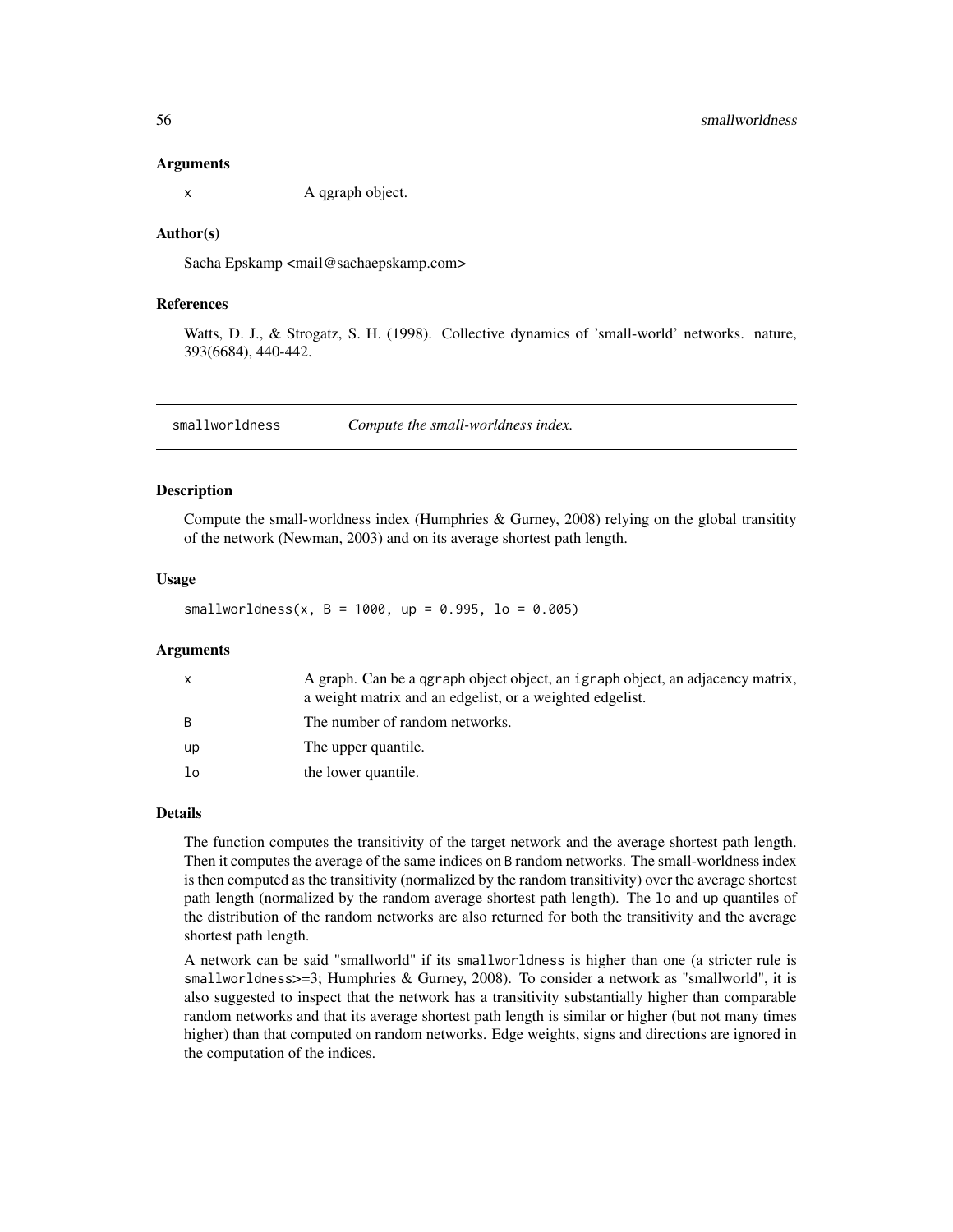### Arguments

| | |
|---|---|
| `x` | A qgraph object. |

### Author(s)

Sacha Epskamp <mail@sachaepskamp.com>

### References

Watts, D. J., & Strogatz, S. H. (1998). Collective dynamics of 'small-world' networks. nature, 393(6684), 440-442.

---

## smallworldness — *Compute the small-worldness index.*

---

### Description

Compute the small-worldness index (Humphries & Gurney, 2008) relying on the global transitity of the network (Newman, 2003) and on its average shortest path length.

### Usage

```
smallworldness(x, B = 1000, up = 0.995, lo = 0.005)
```

### Arguments

| | |
|---|---|
| `x` | A graph. Can be a `qgraph` object object, an `igraph` object, an adjacency matrix, a weight matrix and an edgelist, or a weighted edgelist. |
| `B` | The number of random networks. |
| `up` | The upper quantile. |
| `lo` | the lower quantile. |

### Details

The function computes the transitivity of the target network and the average shortest path length. Then it computes the average of the same indices on `B` random networks. The small-worldness index is then computed as the transitivity (normalized by the random transitivity) over the average shortest path length (normalized by the random average shortest path length). The `lo` and `up` quantiles of the distribution of the random networks are also returned for both the transitivity and the average shortest path length.

A network can be said "smallworld" if its `smallworldness` is higher than one (a stricter rule is `smallworldness`>=3; Humphries & Gurney, 2008). To consider a network as "smallworld", it is also suggested to inspect that the network has a transitivity substantially higher than comparable random networks and that its average shortest path length is similar or higher (but not many times higher) than that computed on random networks. Edge weights, signs and directions are ignored in the computation of the indices.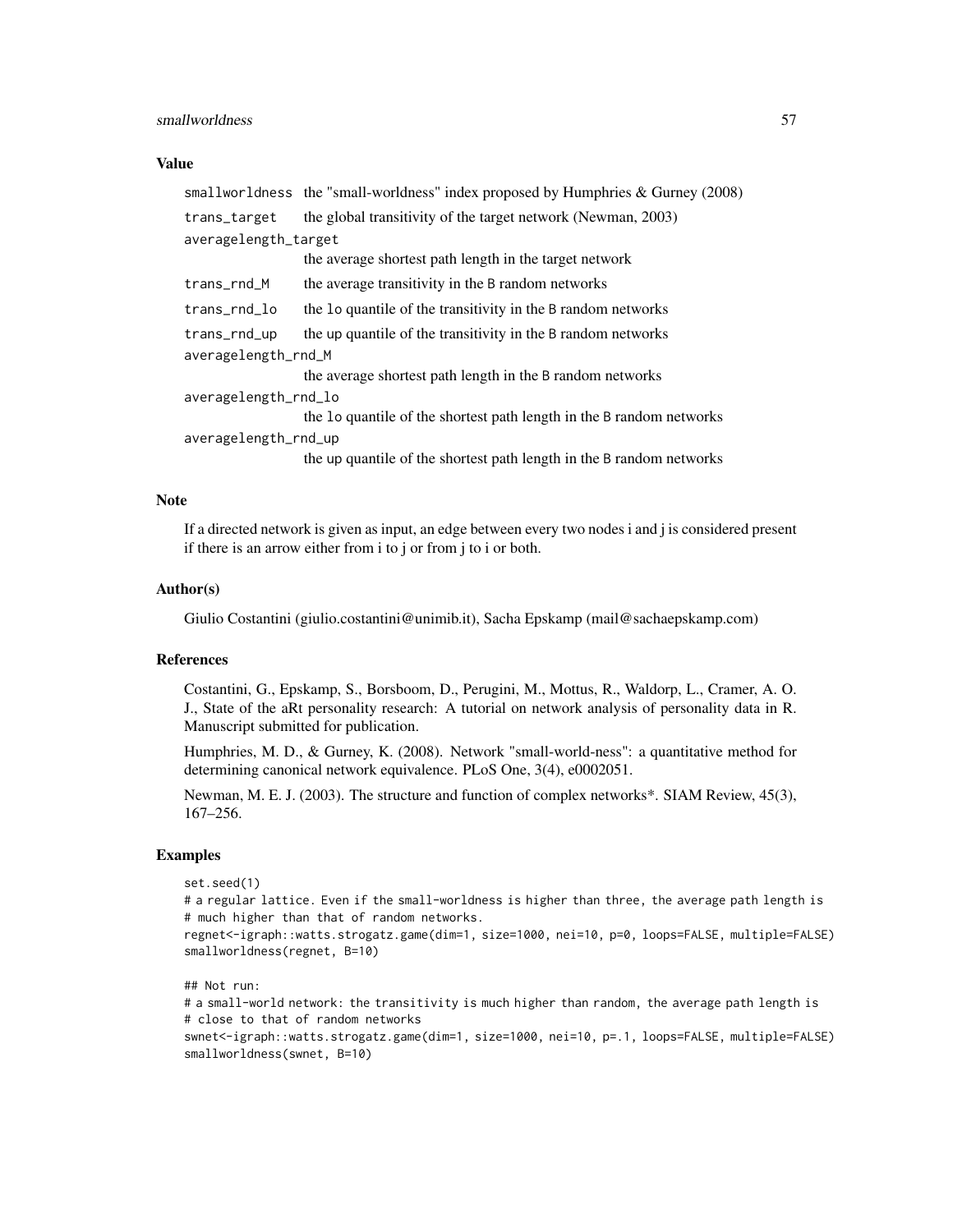### Value

| | |
|---|---|
| `smallworldness` | the "small-worldness" index proposed by Humphries & Gurney (2008) |
| `trans_target` | the global transitivity of the target network (Newman, 2003) |
| `averagelength_target` | the average shortest path length in the target network |
| `trans_rnd_M` | the average transitivity in the `B` random networks |
| `trans_rnd_lo` | the `lo` quantile of the transitivity in the `B` random networks |
| `trans_rnd_up` | the `up` quantile of the transitivity in the `B` random networks |
| `averagelength_rnd_M` | the average shortest path length in the `B` random networks |
| `averagelength_rnd_lo` | the `lo` quantile of the shortest path length in the `B` random networks |
| `averagelength_rnd_up` | the `up` quantile of the shortest path length in the `B` random networks |

### Note

If a directed network is given as input, an edge between every two nodes i and j is considered present if there is an arrow either from i to j or from j to i or both.

### Author(s)

Giulio Costantini (giulio.costantini@unimib.it), Sacha Epskamp (mail@sachaepskamp.com)

### References

Costantini, G., Epskamp, S., Borsboom, D., Perugini, M., Mottus, R., Waldorp, L., Cramer, A. O. J., State of the aRt personality research: A tutorial on network analysis of personality data in R. Manuscript submitted for publication.

Humphries, M. D., & Gurney, K. (2008). Network "small-world-ness": a quantitative method for determining canonical network equivalence. PLoS One, 3(4), e0002051.

Newman, M. E. J. (2003). The structure and function of complex networks*. SIAM Review, 45(3), 167–256.

### Examples

```
set.seed(1)
# a regular lattice. Even if the small-worldness is higher than three, the average path length is
# much higher than that of random networks.
regnet<-igraph::watts.strogatz.game(dim=1, size=1000, nei=10, p=0, loops=FALSE, multiple=FALSE)
smallworldness(regnet, B=10)

## Not run:
# a small-world network: the transitivity is much higher than random, the average path length is
# close to that of random networks
swnet<-igraph::watts.strogatz.game(dim=1, size=1000, nei=10, p=.1, loops=FALSE, multiple=FALSE)
smallworldness(swnet, B=10)
```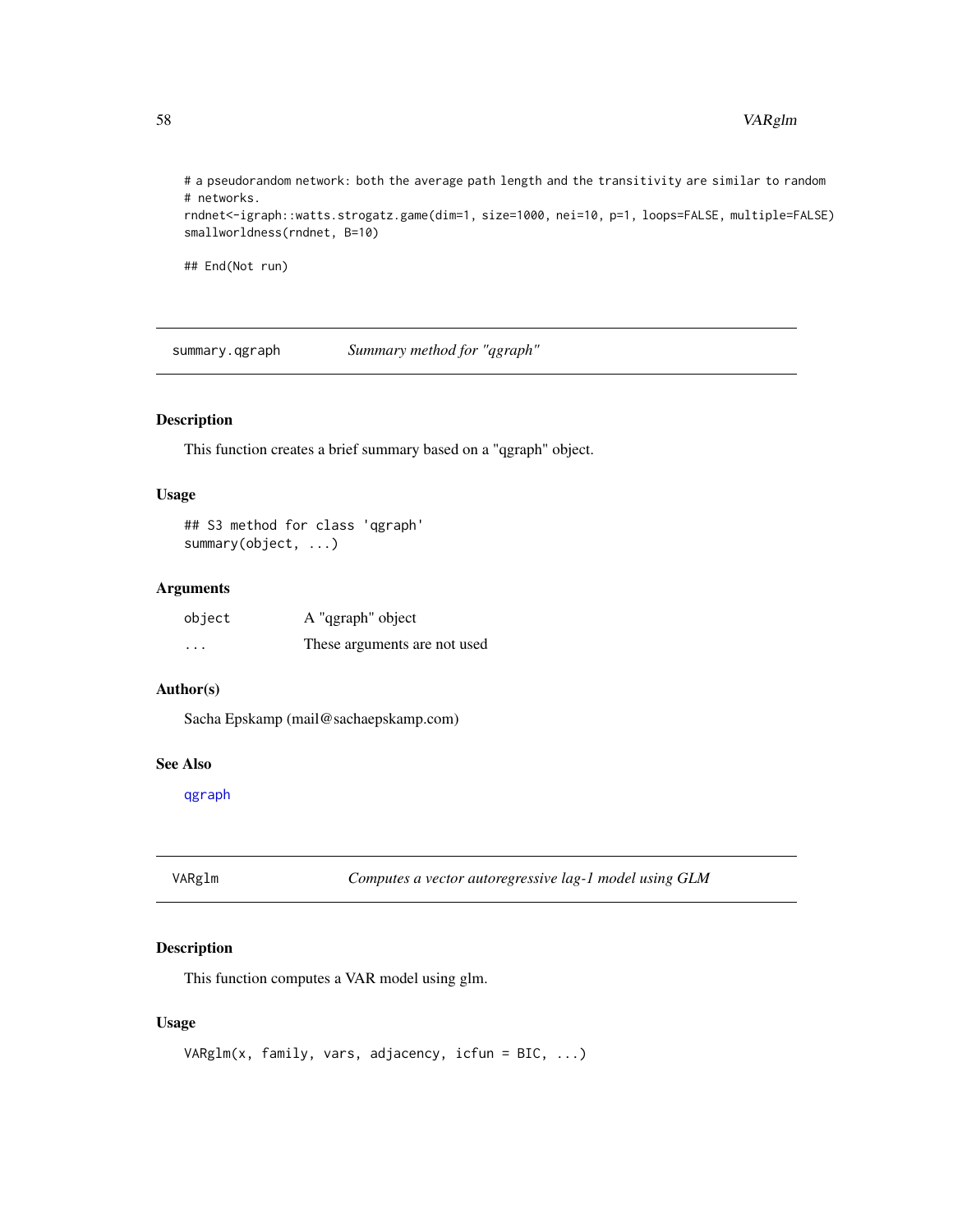```
# a pseudorandom network: both the average path length and the transitivity are similar to random
# networks.
rndnet<-igraph::watts.strogatz.game(dim=1, size=1000, nei=10, p=1, loops=FALSE, multiple=FALSE)
smallworldness(rndnet, B=10)

## End(Not run)
```

## summary.qgraph — *Summary method for "qgraph"*

### Description

This function creates a brief summary based on a "qgraph" object.

### Usage

```
## S3 method for class 'qgraph'
summary(object, ...)
```

### Arguments

| | |
|---|---|
| `object` | A "qgraph" object |
| `...` | These arguments are not used |

### Author(s)

Sacha Epskamp (mail@sachaepskamp.com)

### See Also

`qgraph`

## VARglm — *Computes a vector autoregressive lag-1 model using GLM*

### Description

This function computes a VAR model using glm.

### Usage

```
VARglm(x, family, vars, adjacency, icfun = BIC, ...)
```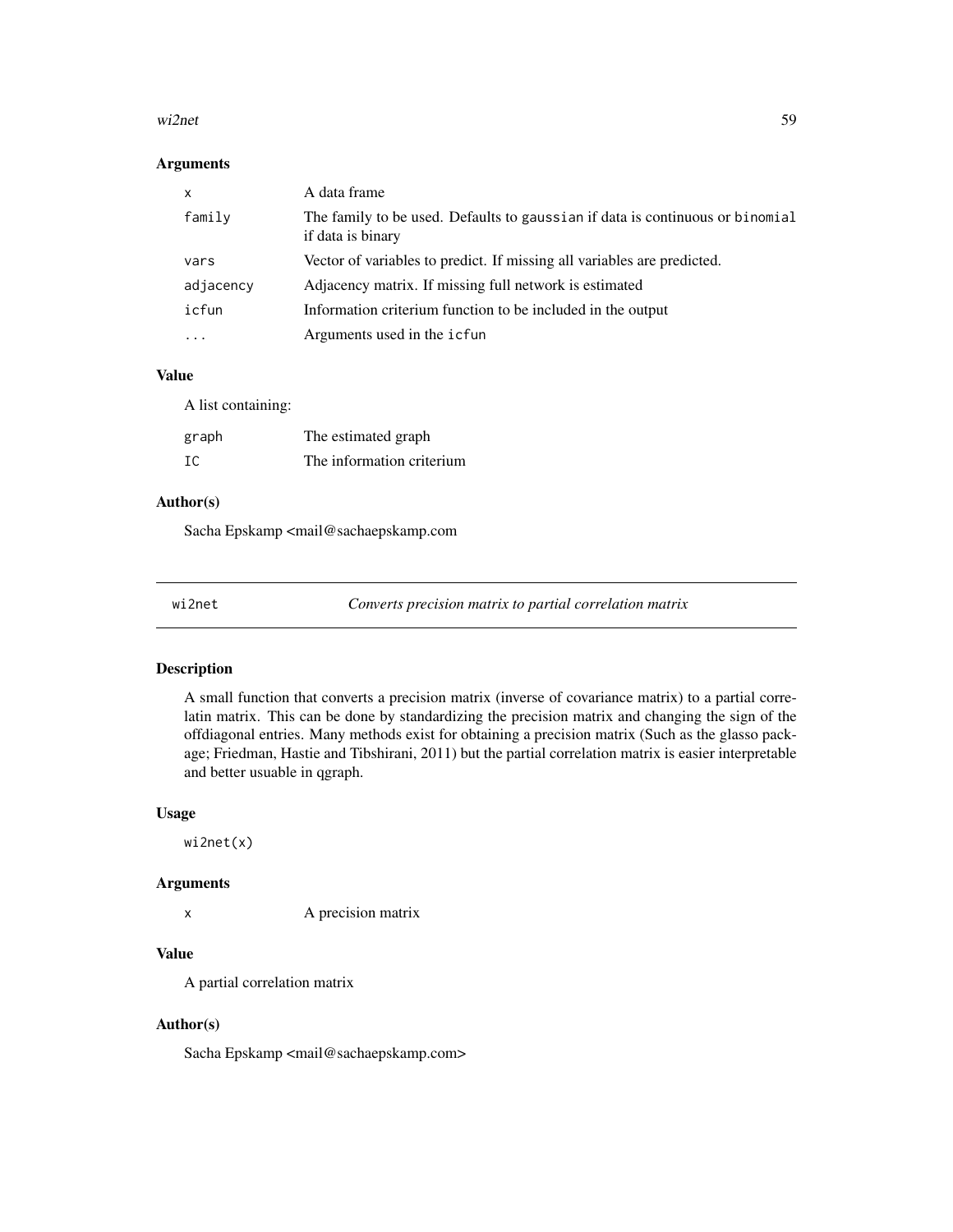### Arguments

| | |
|---|---|
| `x` | A data frame |
| `family` | The family to be used. Defaults to `gaussian` if data is continuous or `binomial` if data is binary |
| `vars` | Vector of variables to predict. If missing all variables are predicted. |
| `adjacency` | Adjacency matrix. If missing full network is estimated |
| `icfun` | Information criterium function to be included in the output |
| `...` | Arguments used in the `icfun` |

### Value

A list containing:

| | |
|---|---|
| `graph` | The estimated graph |
| `IC` | The information criterium |

### Author(s)

Sacha Epskamp <mail@sachaepskamp.com

---

## wi2net — *Converts precision matrix to partial correlation matrix*

### Description

A small function that converts a precision matrix (inverse of covariance matrix) to a partial correlatin matrix. This can be done by standardizing the precision matrix and changing the sign of the offdiagonal entries. Many methods exist for obtaining a precision matrix (Such as the glasso package; Friedman, Hastie and Tibshirani, 2011) but the partial correlation matrix is easier interpretable and better usuable in qgraph.

### Usage

```
wi2net(x)
```

### Arguments

| | |
|---|---|
| `x` | A precision matrix |

### Value

A partial correlation matrix

### Author(s)

Sacha Epskamp <mail@sachaepskamp.com>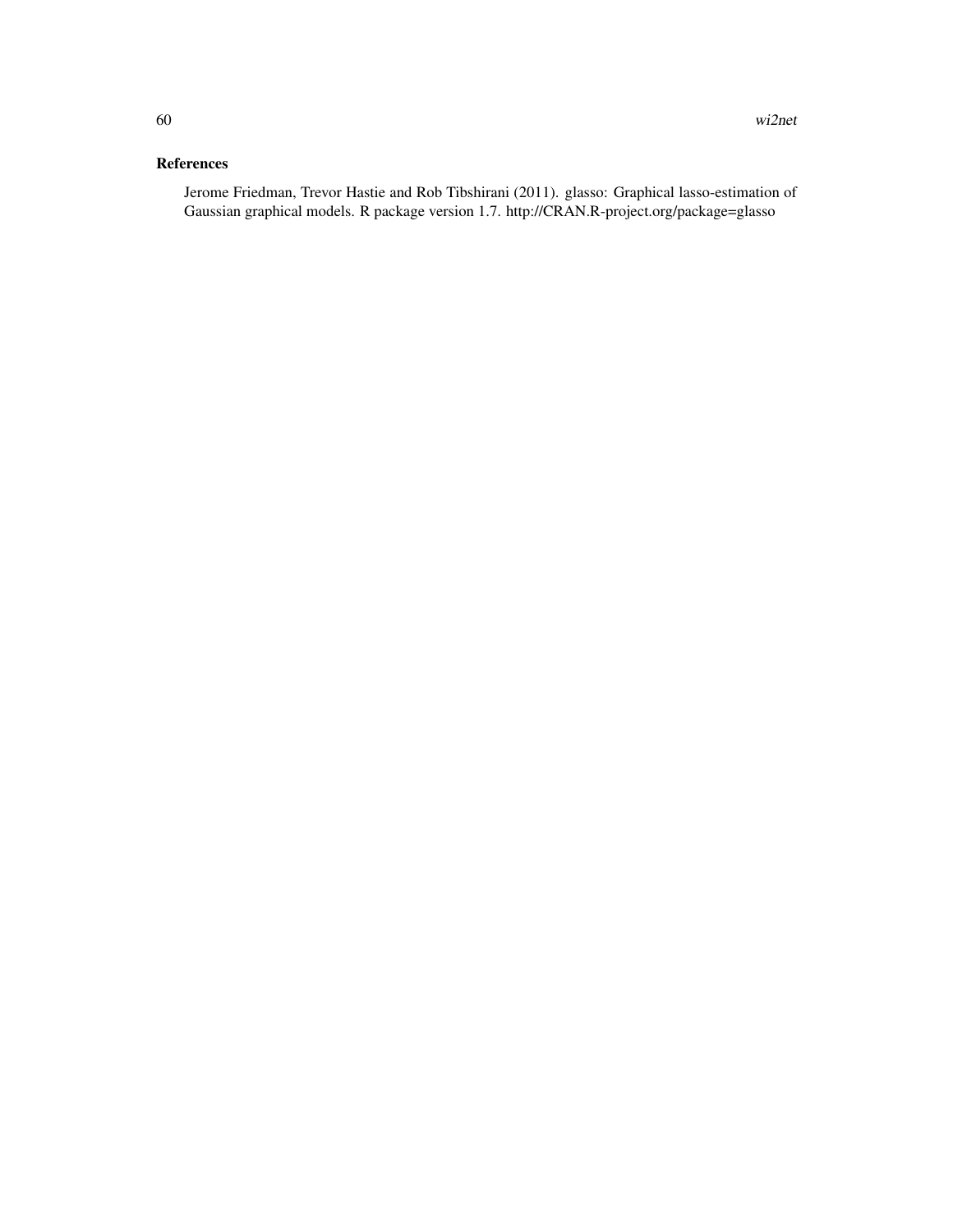## References

Jerome Friedman, Trevor Hastie and Rob Tibshirani (2011). glasso: Graphical lasso-estimation of Gaussian graphical models. R package version 1.7. http://CRAN.R-project.org/package=glasso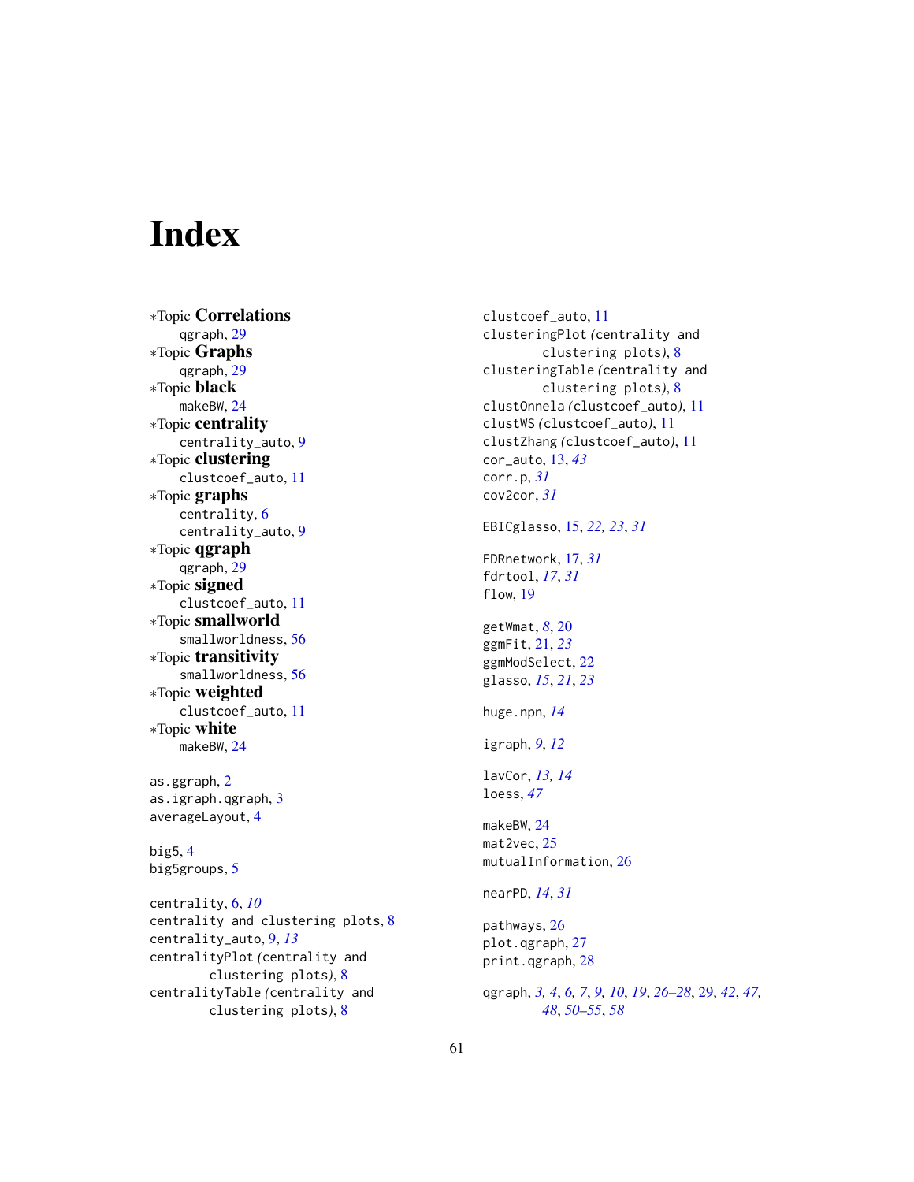# Index

∗Topic **Correlations**
  qgraph, 29
∗Topic **Graphs**
  qgraph, 29
∗Topic **black**
  makeBW, 24
∗Topic **centrality**
  centrality_auto, 9
∗Topic **clustering**
  clustcoef_auto, 11
∗Topic **graphs**
  centrality, 6
  centrality_auto, 9
∗Topic **qgraph**
  qgraph, 29
∗Topic **signed**
  clustcoef_auto, 11
∗Topic **smallworld**
  smallworldness, 56
∗Topic **transitivity**
  smallworldness, 56
∗Topic **weighted**
  clustcoef_auto, 11
∗Topic **white**
  makeBW, 24

as.ggraph, 2
as.igraph.qgraph, 3
averageLayout, 4

big5, 4
big5groups, 5

centrality, 6, *10*
centrality and clustering plots, 8
centrality_auto, 9, *13*
centralityPlot *(centrality and clustering plots)*, 8
centralityTable *(centrality and clustering plots)*, 8
clustcoef_auto, 11
clusteringPlot *(centrality and clustering plots)*, 8
clusteringTable *(centrality and clustering plots)*, 8
clustOnnela *(clustcoef_auto)*, 11
clustWS *(clustcoef_auto)*, 11
clustZhang *(clustcoef_auto)*, 11
cor_auto, 13, *43*
corr.p, *31*
cov2cor, *31*

EBICglasso, 15, *22, 23*, *31*

FDRnetwork, 17, *31*
fdrtool, *17*, *31*
flow, 19

getWmat, *8*, 20
ggmFit, 21, *23*
ggmModSelect, 22
glasso, *15*, *21*, *23*

huge.npn, *14*

igraph, *9*, *12*

lavCor, *13, 14*
loess, *47*

makeBW, 24
mat2vec, 25
mutualInformation, 26

nearPD, *14*, *31*

pathways, 26
plot.qgraph, 27
print.qgraph, 28

qgraph, *3, 4*, *6, 7*, *9, 10*, *19*, *26–28*, 29, *42*, *47, 48*, *50–55*, *58*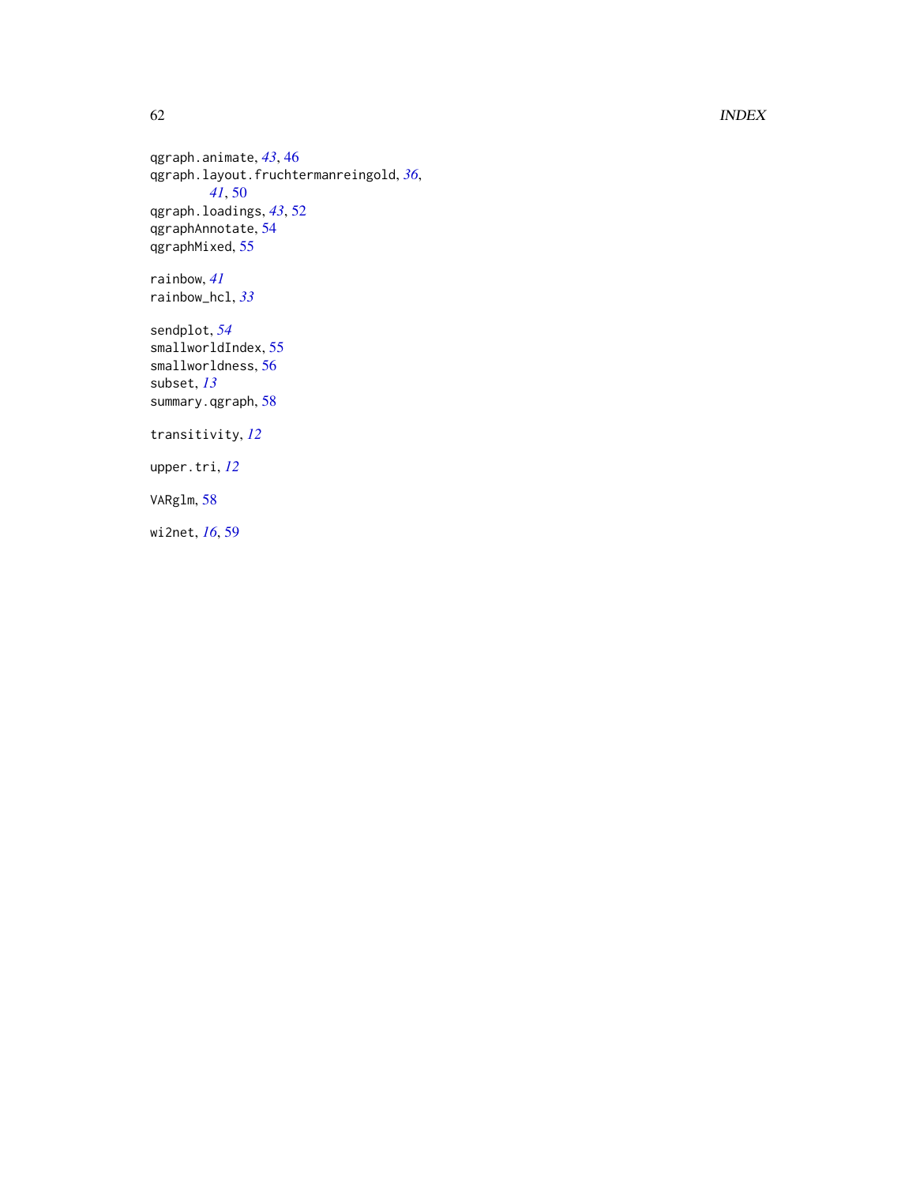qgraph.animate, *43*, 46
qgraph.layout.fruchtermanreingold, *36*, *41*, 50
qgraph.loadings, *43*, 52
qgraphAnnotate, 54
qgraphMixed, 55

rainbow, *41*
rainbow_hcl, *33*

sendplot, *54*
smallworldIndex, 55
smallworldness, 56
subset, *13*
summary.qgraph, 58

transitivity, *12*

upper.tri, *12*

VARglm, 58

wi2net, *16*, 59